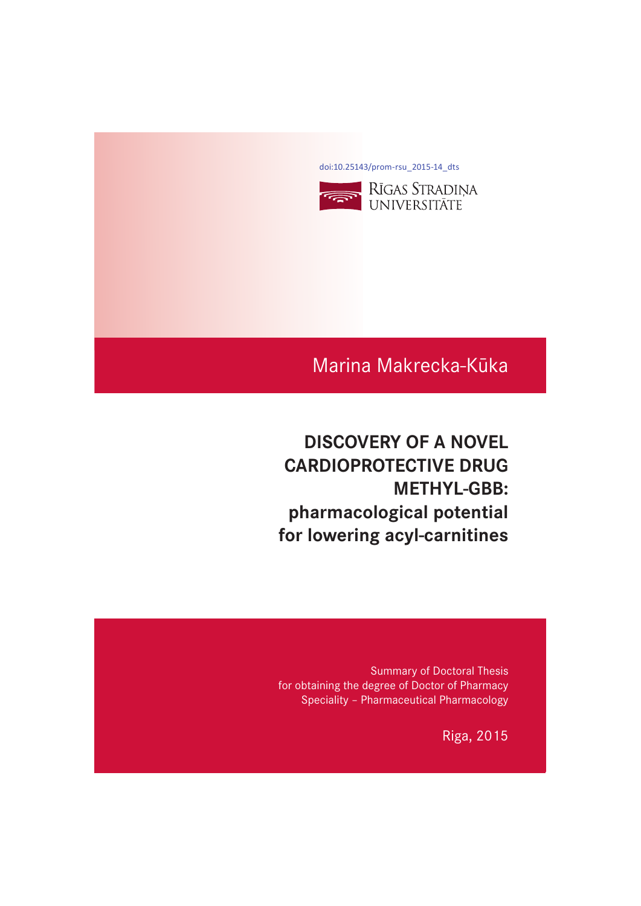doi:10.25143/prom-rsu_2015-14_dts

RĪGAS STRADIŅA UNIVERSITĀTE

Marina Makrecka-Kūka

# DISCOVERY OF A NOVEL CARDIOPROTECTIVE DRUG METHYL-GBB: pharmacological potential for lowering acyl-carnitines

Summary of Doctoral Thesis
for obtaining the degree of Doctor of Pharmacy
Speciality – Pharmaceutical Pharmacology

Riga, 2015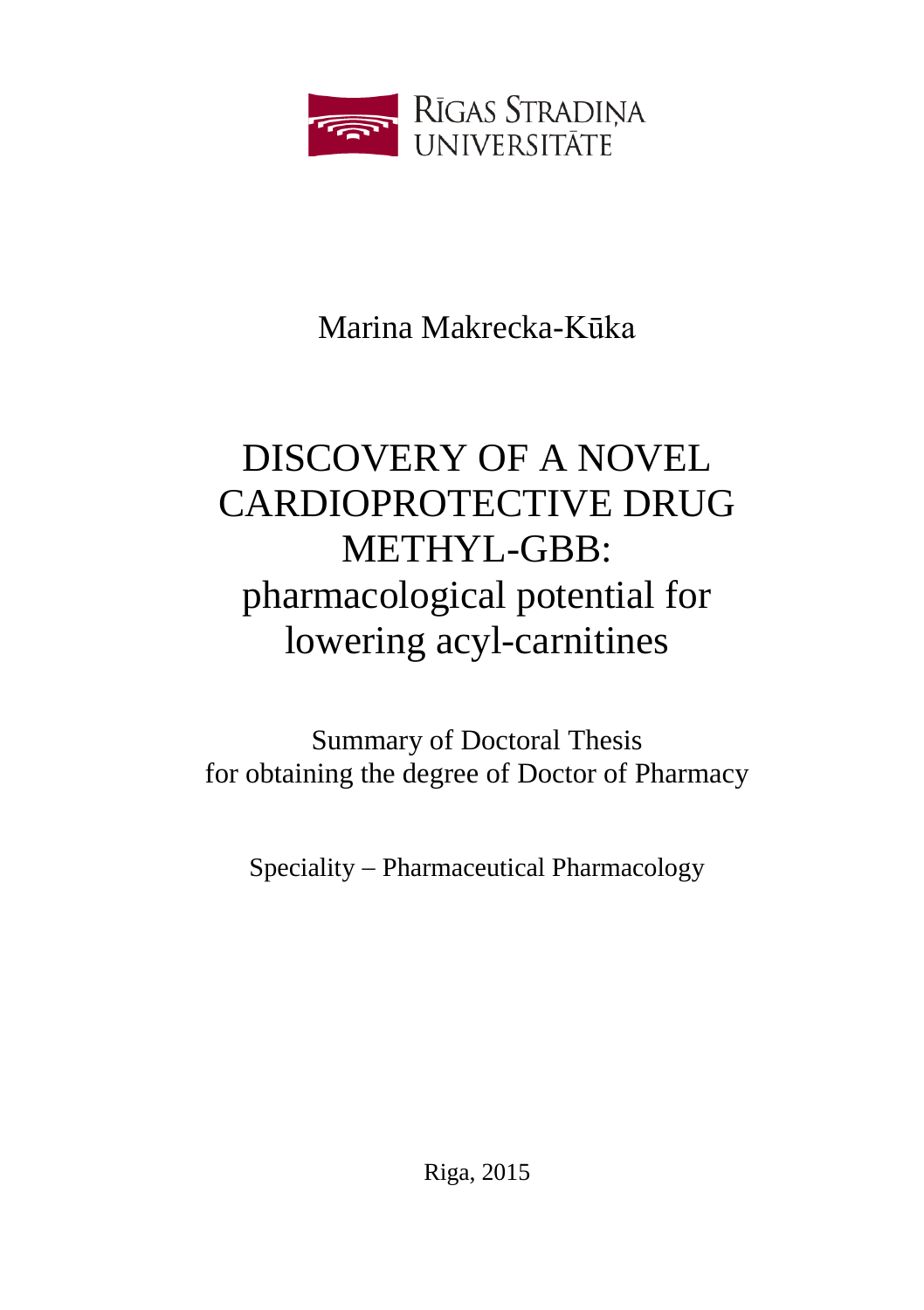RĪGAS STRADIŅA UNIVERSITĀTE

Marina Makrecka-Kūka

# DISCOVERY OF A NOVEL CARDIOPROTECTIVE DRUG METHYL-GBB: pharmacological potential for lowering acyl-carnitines

Summary of Doctoral Thesis
for obtaining the degree of Doctor of Pharmacy

Speciality – Pharmaceutical Pharmacology

Riga, 2015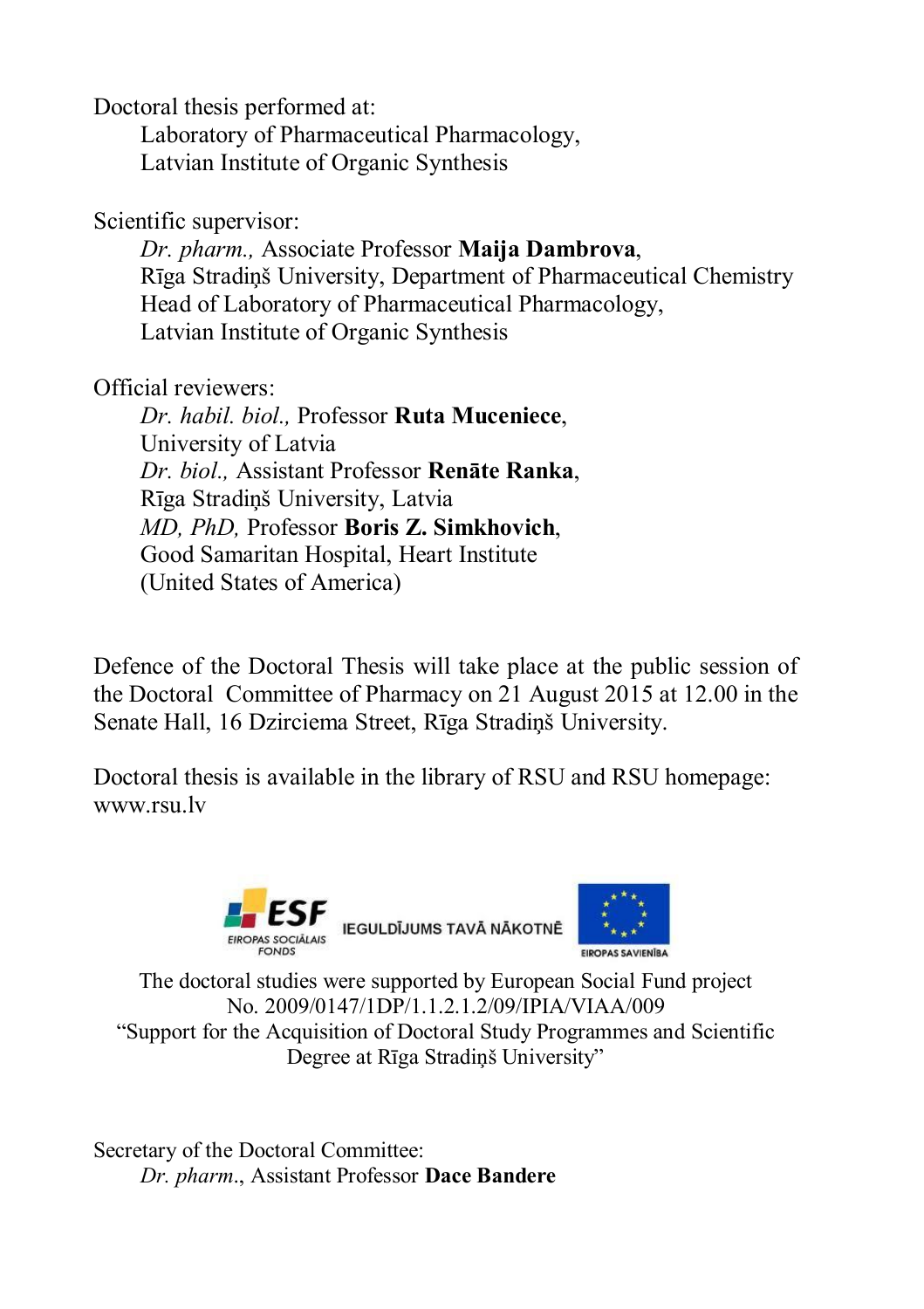Doctoral thesis performed at:
Laboratory of Pharmaceutical Pharmacology,
Latvian Institute of Organic Synthesis

Scientific supervisor:
*Dr. pharm.,* Associate Professor **Maija Dambrova**,
Rīga Stradiņš University, Department of Pharmaceutical Chemistry
Head of Laboratory of Pharmaceutical Pharmacology,
Latvian Institute of Organic Synthesis

Official reviewers:
*Dr. habil. biol.,* Professor **Ruta Muceniece**,
University of Latvia
*Dr. biol.,* Assistant Professor **Renāte Ranka**,
Rīga Stradiņš University, Latvia
*MD, PhD,* Professor **Boris Z. Simkhovich**,
Good Samaritan Hospital, Heart Institute
(United States of America)

Defence of the Doctoral Thesis will take place at the public session of the Doctoral Committee of Pharmacy on 21 August 2015 at 12.00 in the Senate Hall, 16 Dzirciema Street, Rīga Stradiņš University.

Doctoral thesis is available in the library of RSU and RSU homepage: www.rsu.lv

ESF EIROPAS SOCIĀLAIS FONDS — IEGULDĪJUMS TAVĀ NĀKOTNĒ — EIROPAS SAVIENĪBA

The doctoral studies were supported by European Social Fund project
No. 2009/0147/1DP/1.1.2.1.2/09/IPIA/VIAA/009
"Support for the Acquisition of Doctoral Study Programmes and Scientific Degree at Rīga Stradiņš University"

Secretary of the Doctoral Committee:
*Dr. pharm.*, Assistant Professor **Dace Bandere**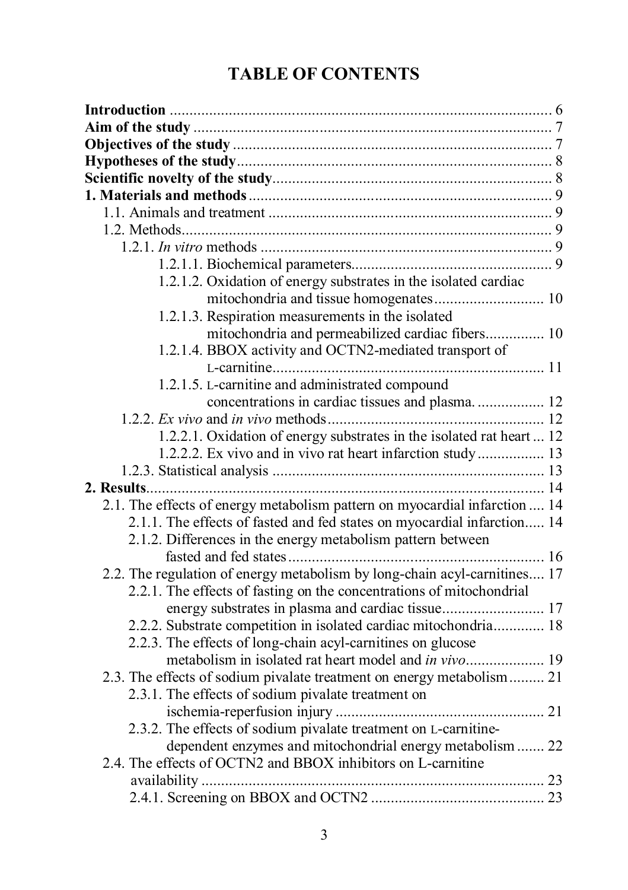# TABLE OF CONTENTS

**Introduction** ............................................................................................. 6
**Aim of the study** ........................................................................................ 7
**Objectives of the study** ............................................................................. 7
**Hypotheses of the study**............................................................................. 8
**Scientific novelty of the study**.................................................................... 8
**1. Materials and methods**............................................................................ 9
- 1.1. Animals and treatment ....................................................................... 9
- 1.2. Methods............................................................................................... 9
  - 1.2.1. *In vitro* methods .......................................................................... 9
    - 1.2.1.1. Biochemical parameters.................................................... 9
    - 1.2.1.2. Oxidation of energy substrates in the isolated cardiac mitochondria and tissue homogenates ............................ 10
    - 1.2.1.3. Respiration measurements in the isolated mitochondria and permeabilized cardiac fibers............... 10
    - 1.2.1.4. BBOX activity and OCTN2-mediated transport of L-carnitine.......................................................................... 11
    - 1.2.1.5. L-carnitine and administrated compound concentrations in cardiac tissues and plasma. ................. 12
  - 1.2.2. *Ex vivo* and *in vivo* methods....................................................... 12
    - 1.2.2.1. Oxidation of energy substrates in the isolated rat heart ... 12
    - 1.2.2.2. Ex vivo and in vivo rat heart infarction study ................. 13
  - 1.2.3. Statistical analysis ..................................................................... 13

**2. Results**.................................................................................................... 14
- 2.1. The effects of energy metabolism pattern on myocardial infarction .... 14
  - 2.1.1. The effects of fasted and fed states on myocardial infarction..... 14
  - 2.1.2. Differences in the energy metabolism pattern between fasted and fed states ................................................................. 16
- 2.2. The regulation of energy metabolism by long-chain acyl-carnitines.... 17
  - 2.2.1. The effects of fasting on the concentrations of mitochondrial energy substrates in plasma and cardiac tissue.......................... 17
  - 2.2.2. Substrate competition in isolated cardiac mitochondria............. 18
  - 2.2.3. The effects of long-chain acyl-carnitines on glucose metabolism in isolated rat heart model and *in vivo*.................... 19
- 2.3. The effects of sodium pivalate treatment on energy metabolism......... 21
  - 2.3.1. The effects of sodium pivalate treatment on ischemia-reperfusion injury .................................................... 21
  - 2.3.2. The effects of sodium pivalate treatment on L-carnitine-dependent enzymes and mitochondrial energy metabolism ....... 22
- 2.4. The effects of OCTN2 and BBOX inhibitors on L-carnitine availability ....................................................................................... 23
  - 2.4.1. Screening on BBOX and OCTN2 ............................................ 23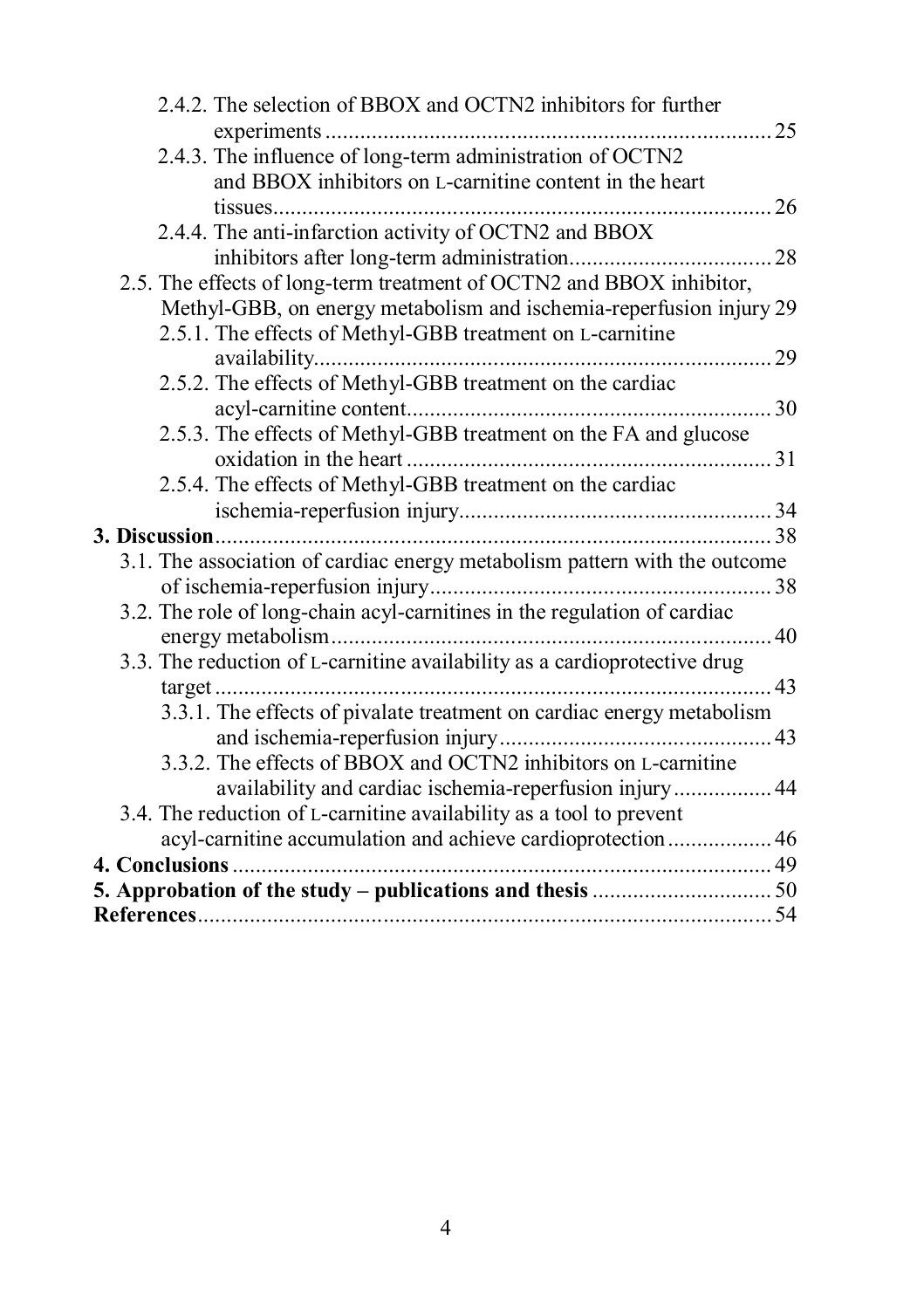2.4.2. The selection of BBOX and OCTN2 inhibitors for further experiments ........................................................................ 25

2.4.3. The influence of long-term administration of OCTN2 and BBOX inhibitors on L-carnitine content in the heart tissues.................................................................................. 26

2.4.4. The anti-infarction activity of OCTN2 and BBOX inhibitors after long-term administration................................. 28

2.5. The effects of long-term treatment of OCTN2 and BBOX inhibitor, Methyl-GBB, on energy metabolism and ischemia-reperfusion injury 29

2.5.1. The effects of Methyl-GBB treatment on L-carnitine availability........................................................................... 29

2.5.2. The effects of Methyl-GBB treatment on the cardiac acyl-carnitine content............................................................ 30

2.5.3. The effects of Methyl-GBB treatment on the FA and glucose oxidation in the heart ............................................................ 31

2.5.4. The effects of Methyl-GBB treatment on the cardiac ischemia-reperfusion injury...................................................... 34

**3. Discussion**.............................................................................................. 38

3.1. The association of cardiac energy metabolism pattern with the outcome of ischemia-reperfusion injury........................................................ 38

3.2. The role of long-chain acyl-carnitines in the regulation of cardiac energy metabolism......................................................................... 40

3.3. The reduction of L-carnitine availability as a cardioprotective drug target ............................................................................................ 43

3.3.1. The effects of pivalate treatment on cardiac energy metabolism and ischemia-reperfusion injury............................................. 43

3.3.2. The effects of BBOX and OCTN2 inhibitors on L-carnitine availability and cardiac ischemia-reperfusion injury................. 44

3.4. The reduction of L-carnitine availability as a tool to prevent acyl-carnitine accumulation and achieve cardioprotection.................. 46

**4. Conclusions** ........................................................................................... 49

**5. Approbation of the study – publications and thesis** ............................... 50

**References**................................................................................................ 54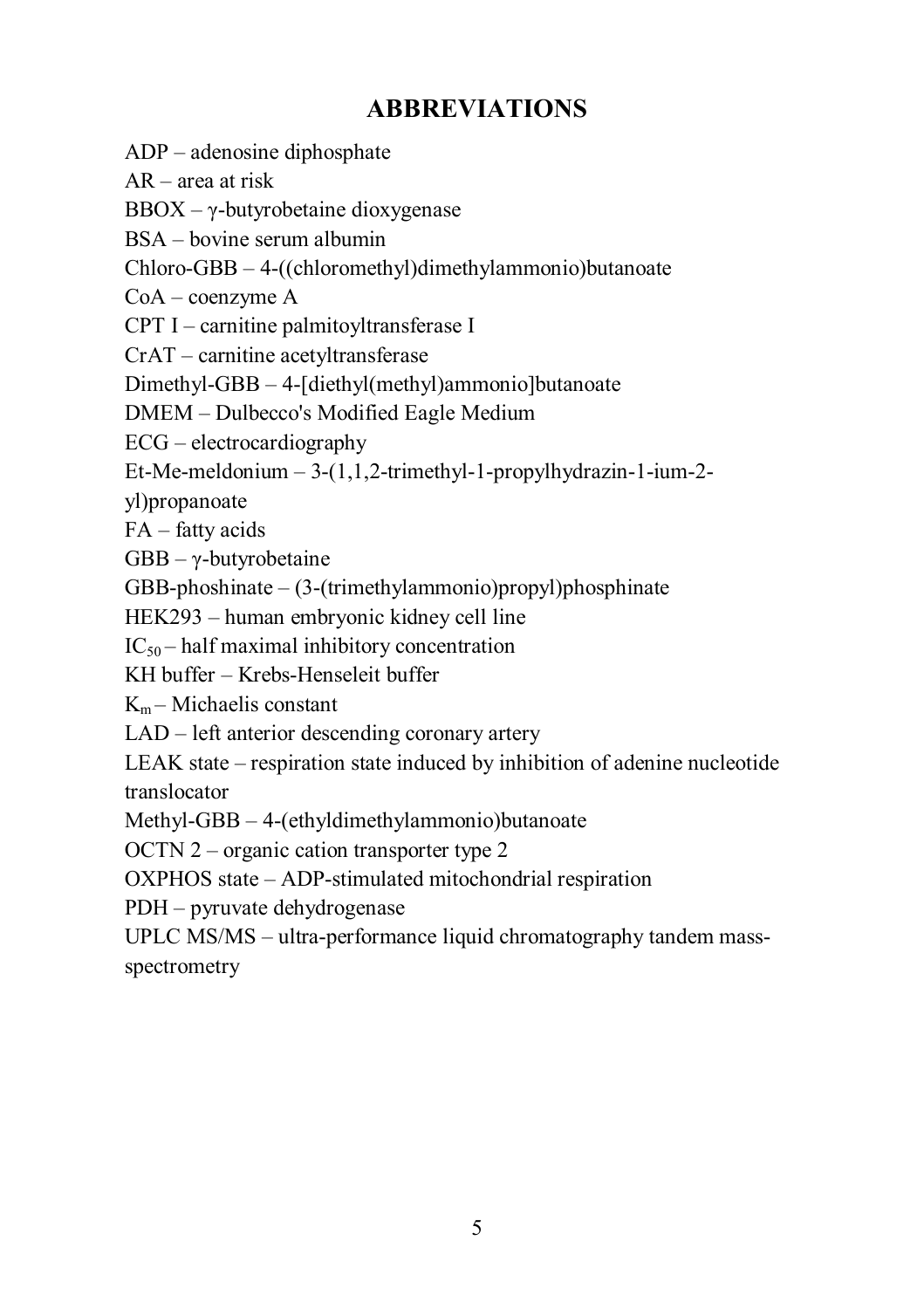# ABBREVIATIONS

ADP – adenosine diphosphate

AR – area at risk

BBOX – γ-butyrobetaine dioxygenase

BSA – bovine serum albumin

Chloro-GBB – 4-((chloromethyl)dimethylammonio)butanoate

CoA – coenzyme A

CPT I – carnitine palmitoyltransferase I

CrAT – carnitine acetyltransferase

Dimethyl-GBB – 4-[diethyl(methyl)ammonio]butanoate

DMEM – Dulbecco's Modified Eagle Medium

ECG – electrocardiography

Et-Me-meldonium – 3-(1,1,2-trimethyl-1-propylhydrazin-1-ium-2-yl)propanoate

FA – fatty acids

GBB – γ-butyrobetaine

GBB-phoshinate – (3-(trimethylammonio)propyl)phosphinate

HEK293 – human embryonic kidney cell line

$IC_{50}$ – half maximal inhibitory concentration

KH buffer – Krebs-Henseleit buffer

$K_m$ – Michaelis constant

LAD – left anterior descending coronary artery

LEAK state – respiration state induced by inhibition of adenine nucleotide translocator

Methyl-GBB – 4-(ethyldimethylammonio)butanoate

OCTN 2 – organic cation transporter type 2

OXPHOS state – ADP-stimulated mitochondrial respiration

PDH – pyruvate dehydrogenase

UPLC MS/MS – ultra-performance liquid chromatography tandem mass-spectrometry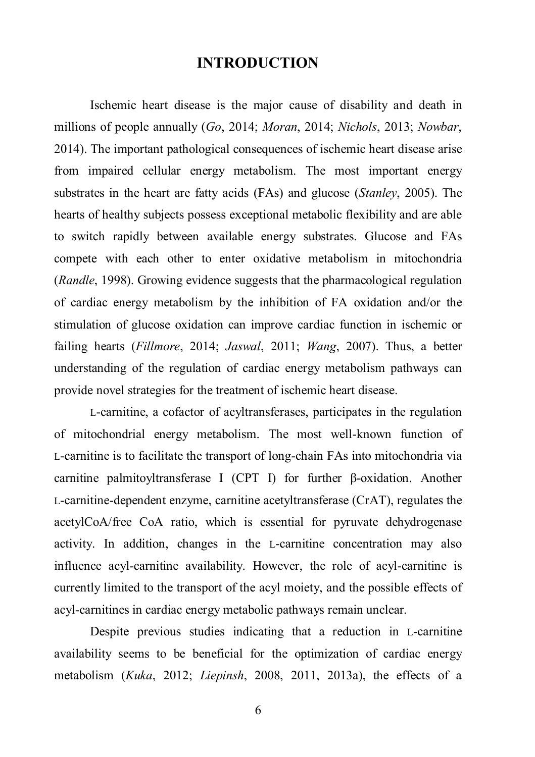# INTRODUCTION

Ischemic heart disease is the major cause of disability and death in millions of people annually (*Go*, 2014; *Moran*, 2014; *Nichols*, 2013; *Nowbar*, 2014). The important pathological consequences of ischemic heart disease arise from impaired cellular energy metabolism. The most important energy substrates in the heart are fatty acids (FAs) and glucose (*Stanley*, 2005). The hearts of healthy subjects possess exceptional metabolic flexibility and are able to switch rapidly between available energy substrates. Glucose and FAs compete with each other to enter oxidative metabolism in mitochondria (*Randle*, 1998). Growing evidence suggests that the pharmacological regulation of cardiac energy metabolism by the inhibition of FA oxidation and/or the stimulation of glucose oxidation can improve cardiac function in ischemic or failing hearts (*Fillmore*, 2014; *Jaswal*, 2011; *Wang*, 2007). Thus, a better understanding of the regulation of cardiac energy metabolism pathways can provide novel strategies for the treatment of ischemic heart disease.

L-carnitine, a cofactor of acyltransferases, participates in the regulation of mitochondrial energy metabolism. The most well-known function of L-carnitine is to facilitate the transport of long-chain FAs into mitochondria via carnitine palmitoyltransferase I (CPT I) for further β-oxidation. Another L-carnitine-dependent enzyme, carnitine acetyltransferase (CrAT), regulates the acetylCoA/free CoA ratio, which is essential for pyruvate dehydrogenase activity. In addition, changes in the L-carnitine concentration may also influence acyl-carnitine availability. However, the role of acyl-carnitine is currently limited to the transport of the acyl moiety, and the possible effects of acyl-carnitines in cardiac energy metabolic pathways remain unclear.

Despite previous studies indicating that a reduction in L-carnitine availability seems to be beneficial for the optimization of cardiac energy metabolism (*Kuka*, 2012; *Liepinsh*, 2008, 2011, 2013a), the effects of a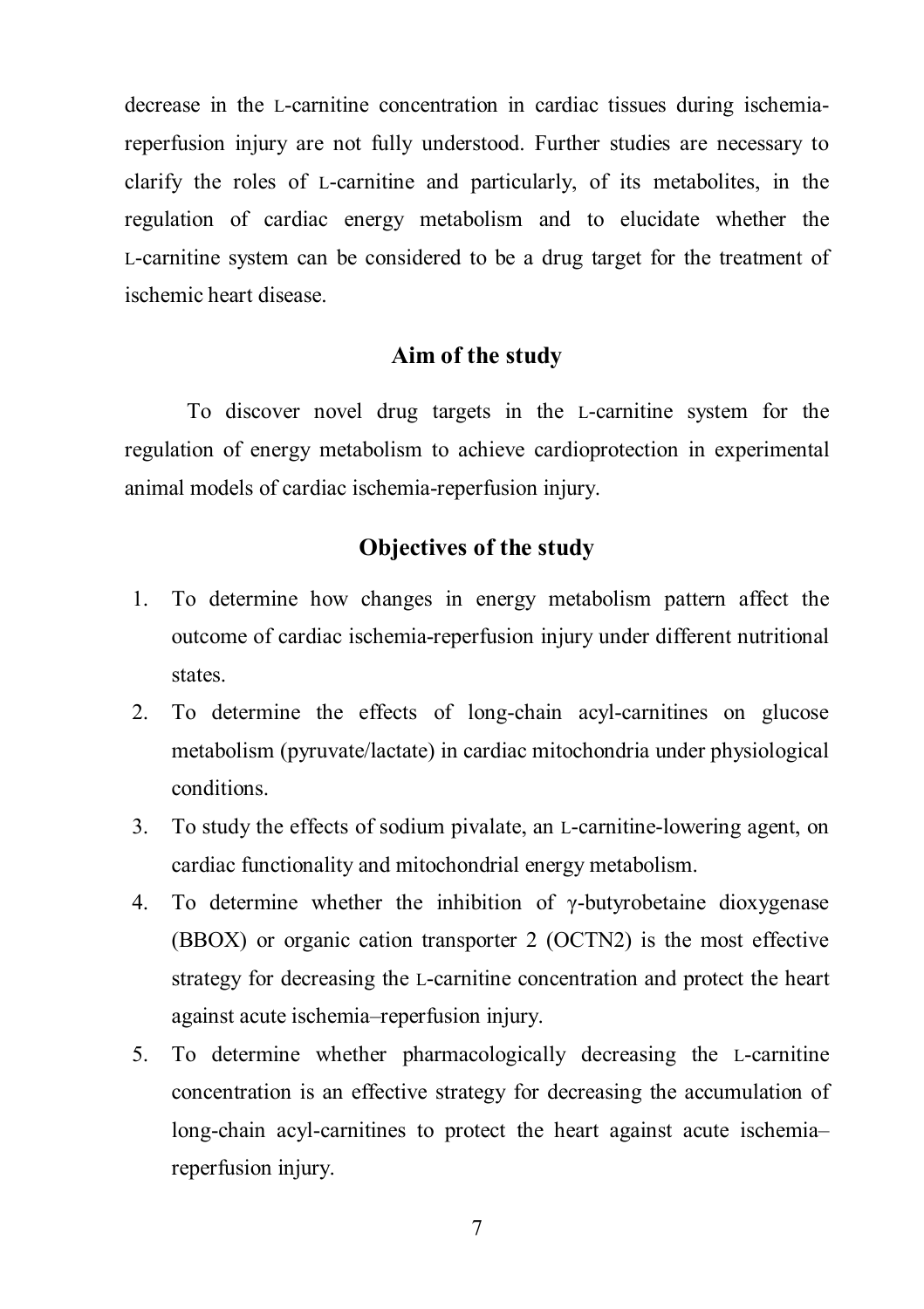decrease in the L-carnitine concentration in cardiac tissues during ischemia-reperfusion injury are not fully understood. Further studies are necessary to clarify the roles of L-carnitine and particularly, of its metabolites, in the regulation of cardiac energy metabolism and to elucidate whether the L-carnitine system can be considered to be a drug target for the treatment of ischemic heart disease.

## Aim of the study

To discover novel drug targets in the L-carnitine system for the regulation of energy metabolism to achieve cardioprotection in experimental animal models of cardiac ischemia-reperfusion injury.

## Objectives of the study

1. To determine how changes in energy metabolism pattern affect the outcome of cardiac ischemia-reperfusion injury under different nutritional states.
2. To determine the effects of long-chain acyl-carnitines on glucose metabolism (pyruvate/lactate) in cardiac mitochondria under physiological conditions.
3. To study the effects of sodium pivalate, an L-carnitine-lowering agent, on cardiac functionality and mitochondrial energy metabolism.
4. To determine whether the inhibition of γ-butyrobetaine dioxygenase (BBOX) or organic cation transporter 2 (OCTN2) is the most effective strategy for decreasing the L-carnitine concentration and protect the heart against acute ischemia–reperfusion injury.
5. To determine whether pharmacologically decreasing the L-carnitine concentration is an effective strategy for decreasing the accumulation of long-chain acyl-carnitines to protect the heart against acute ischemia–reperfusion injury.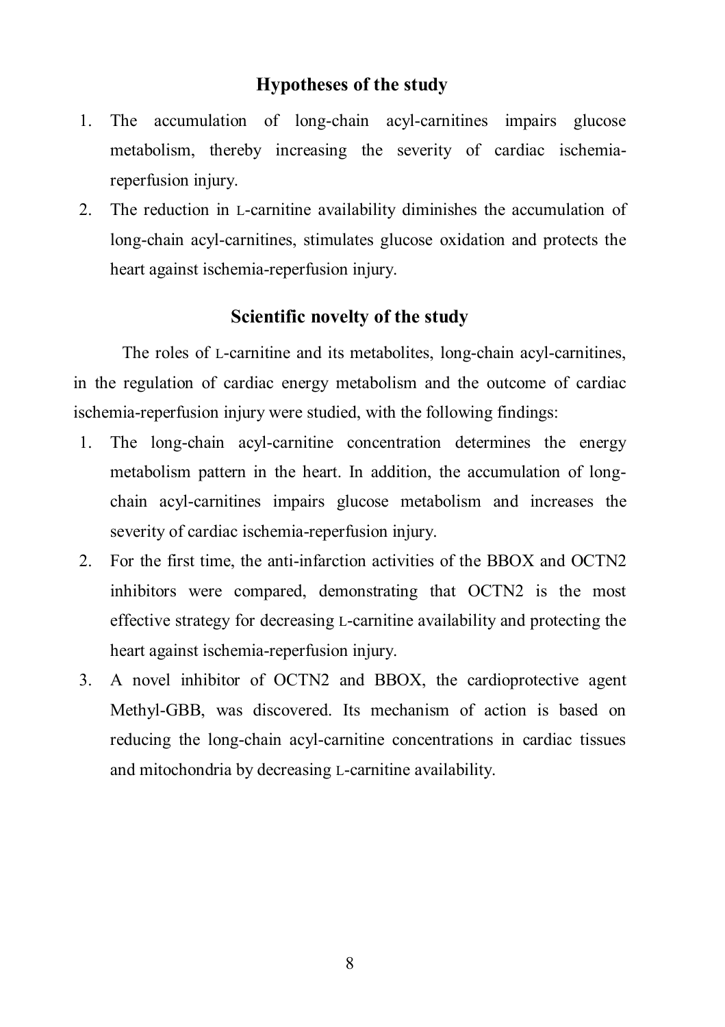## Hypotheses of the study

1. The accumulation of long-chain acyl-carnitines impairs glucose metabolism, thereby increasing the severity of cardiac ischemia-reperfusion injury.
2. The reduction in L-carnitine availability diminishes the accumulation of long-chain acyl-carnitines, stimulates glucose oxidation and protects the heart against ischemia-reperfusion injury.

## Scientific novelty of the study

The roles of L-carnitine and its metabolites, long-chain acyl-carnitines, in the regulation of cardiac energy metabolism and the outcome of cardiac ischemia-reperfusion injury were studied, with the following findings:

1. The long-chain acyl-carnitine concentration determines the energy metabolism pattern in the heart. In addition, the accumulation of long-chain acyl-carnitines impairs glucose metabolism and increases the severity of cardiac ischemia-reperfusion injury.
2. For the first time, the anti-infarction activities of the BBOX and OCTN2 inhibitors were compared, demonstrating that OCTN2 is the most effective strategy for decreasing L-carnitine availability and protecting the heart against ischemia-reperfusion injury.
3. A novel inhibitor of OCTN2 and BBOX, the cardioprotective agent Methyl-GBB, was discovered. Its mechanism of action is based on reducing the long-chain acyl-carnitine concentrations in cardiac tissues and mitochondria by decreasing L-carnitine availability.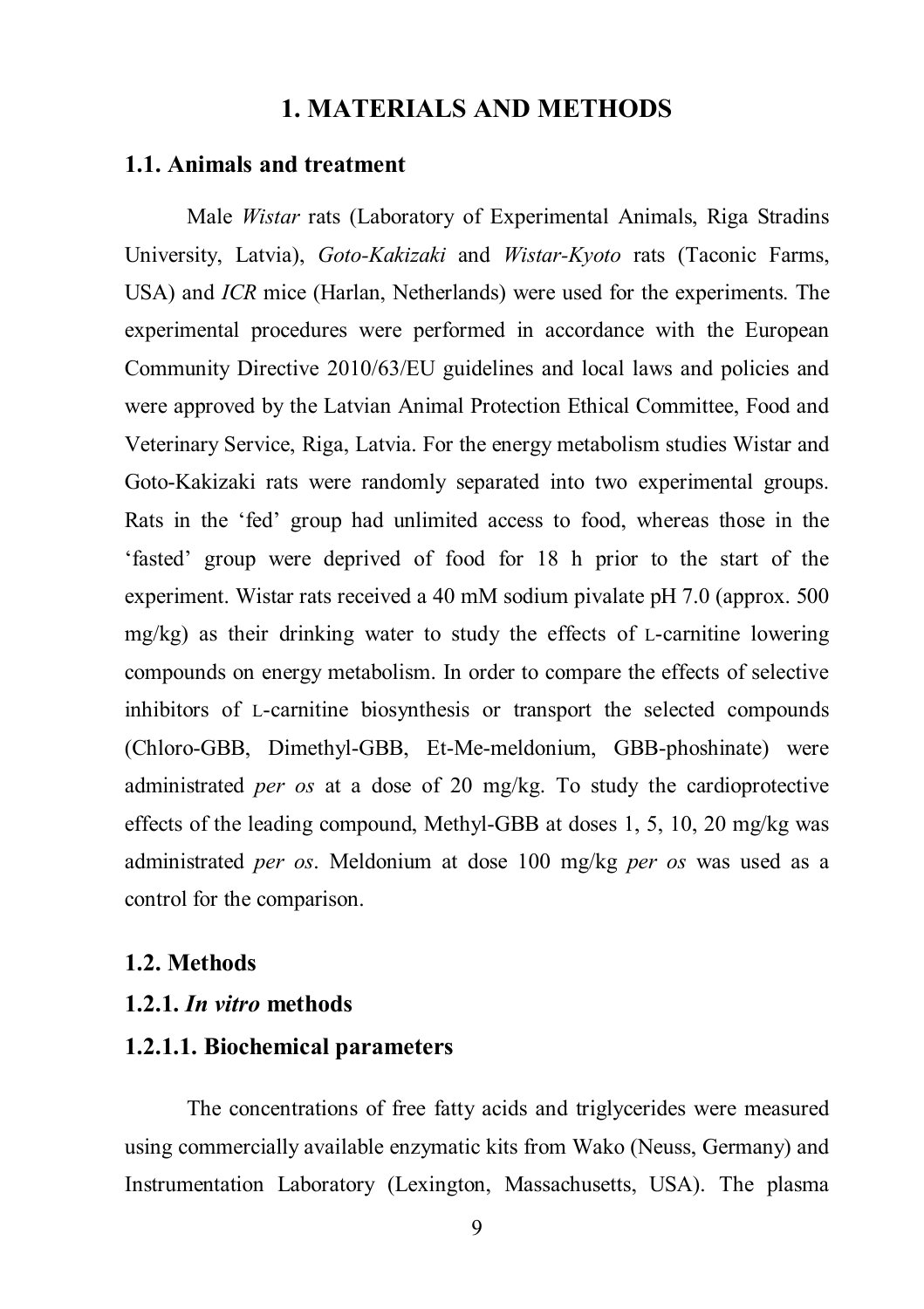# 1. MATERIALS AND METHODS

## 1.1. Animals and treatment

Male *Wistar* rats (Laboratory of Experimental Animals, Riga Stradins University, Latvia), *Goto-Kakizaki* and *Wistar-Kyoto* rats (Taconic Farms, USA) and *ICR* mice (Harlan, Netherlands) were used for the experiments. The experimental procedures were performed in accordance with the European Community Directive 2010/63/EU guidelines and local laws and policies and were approved by the Latvian Animal Protection Ethical Committee, Food and Veterinary Service, Riga, Latvia. For the energy metabolism studies Wistar and Goto-Kakizaki rats were randomly separated into two experimental groups. Rats in the 'fed' group had unlimited access to food, whereas those in the 'fasted' group were deprived of food for 18 h prior to the start of the experiment. Wistar rats received a 40 mM sodium pivalate pH 7.0 (approx. 500 mg/kg) as their drinking water to study the effects of L-carnitine lowering compounds on energy metabolism. In order to compare the effects of selective inhibitors of L-carnitine biosynthesis or transport the selected compounds (Chloro-GBB, Dimethyl-GBB, Et-Me-meldonium, GBB-phoshinate) were administrated *per os* at a dose of 20 mg/kg. To study the cardioprotective effects of the leading compound, Methyl-GBB at doses 1, 5, 10, 20 mg/kg was administrated *per os*. Meldonium at dose 100 mg/kg *per os* was used as a control for the comparison.

## 1.2. Methods

### 1.2.1. *In vitro* methods

#### 1.2.1.1. Biochemical parameters

The concentrations of free fatty acids and triglycerides were measured using commercially available enzymatic kits from Wako (Neuss, Germany) and Instrumentation Laboratory (Lexington, Massachusetts, USA). The plasma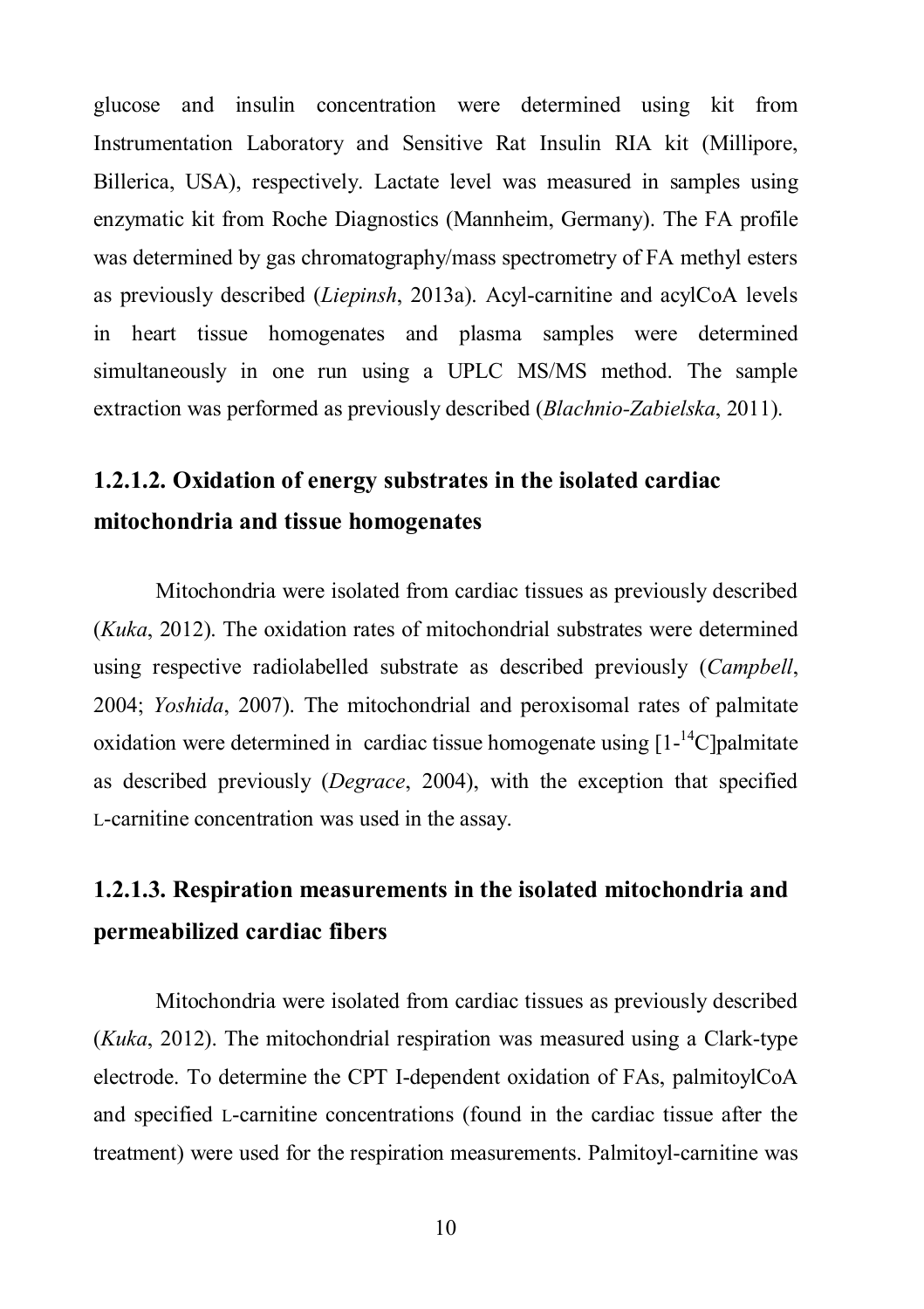glucose and insulin concentration were determined using kit from Instrumentation Laboratory and Sensitive Rat Insulin RIA kit (Millipore, Billerica, USA), respectively. Lactate level was measured in samples using enzymatic kit from Roche Diagnostics (Mannheim, Germany). The FA profile was determined by gas chromatography/mass spectrometry of FA methyl esters as previously described (*Liepinsh*, 2013a). Acyl-carnitine and acylCoA levels in heart tissue homogenates and plasma samples were determined simultaneously in one run using a UPLC MS/MS method. The sample extraction was performed as previously described (*Blachnio-Zabielska*, 2011).

### 1.2.1.2. Oxidation of energy substrates in the isolated cardiac mitochondria and tissue homogenates

Mitochondria were isolated from cardiac tissues as previously described (*Kuka*, 2012). The oxidation rates of mitochondrial substrates were determined using respective radiolabelled substrate as described previously (*Campbell*, 2004; *Yoshida*, 2007). The mitochondrial and peroxisomal rates of palmitate oxidation were determined in cardiac tissue homogenate using [1-$^{14}$C]palmitate as described previously (*Degrace*, 2004), with the exception that specified L-carnitine concentration was used in the assay.

### 1.2.1.3. Respiration measurements in the isolated mitochondria and permeabilized cardiac fibers

Mitochondria were isolated from cardiac tissues as previously described (*Kuka*, 2012). The mitochondrial respiration was measured using a Clark-type electrode. To determine the CPT I-dependent oxidation of FAs, palmitoylCoA and specified L-carnitine concentrations (found in the cardiac tissue after the treatment) were used for the respiration measurements. Palmitoyl-carnitine was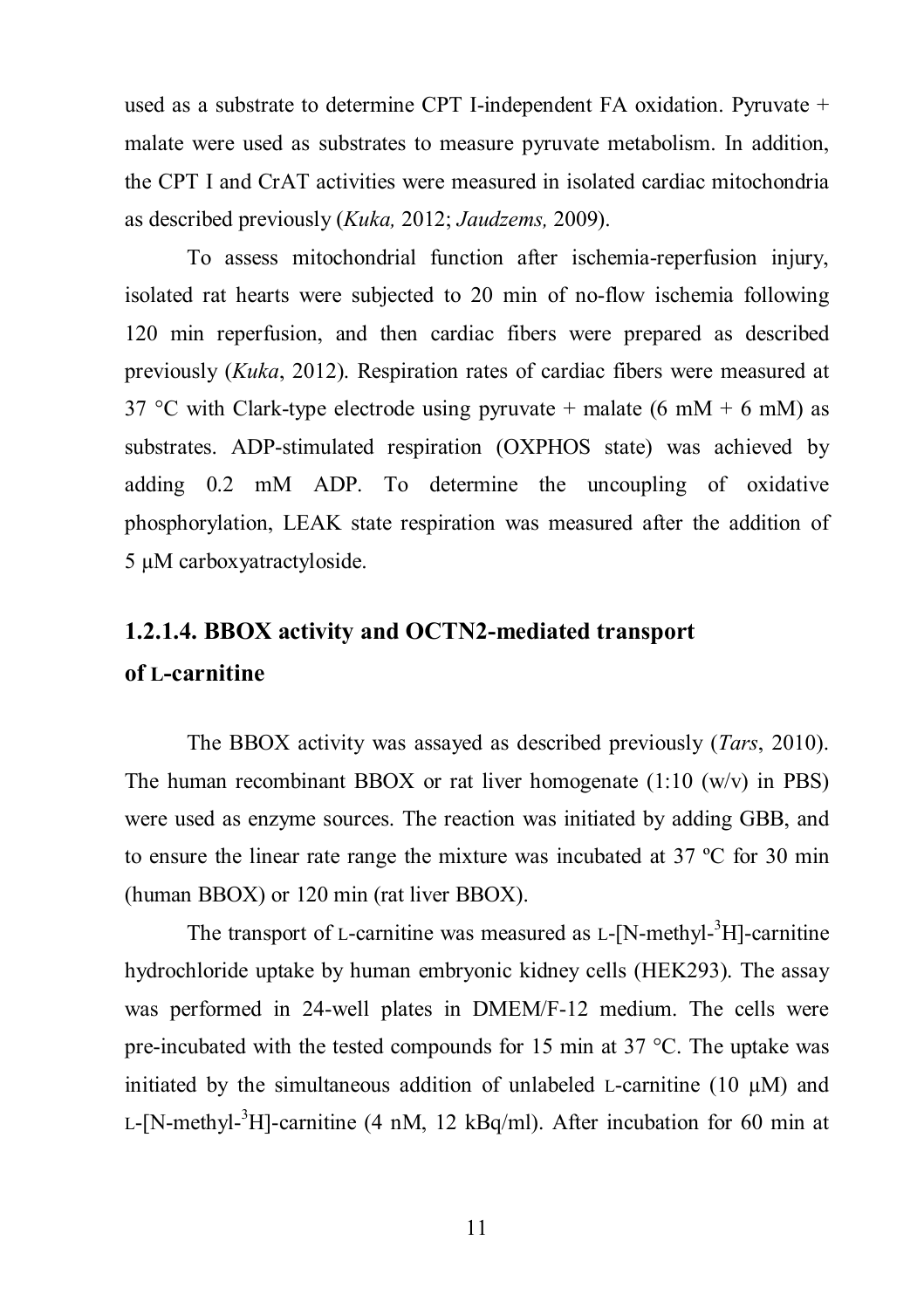used as a substrate to determine CPT I-independent FA oxidation. Pyruvate + malate were used as substrates to measure pyruvate metabolism. In addition, the CPT I and CrAT activities were measured in isolated cardiac mitochondria as described previously (*Kuka,* 2012; *Jaudzems,* 2009).

To assess mitochondrial function after ischemia-reperfusion injury, isolated rat hearts were subjected to 20 min of no-flow ischemia following 120 min reperfusion, and then cardiac fibers were prepared as described previously (*Kuka*, 2012). Respiration rates of cardiac fibers were measured at 37 °C with Clark-type electrode using pyruvate + malate (6 mM + 6 mM) as substrates. ADP-stimulated respiration (OXPHOS state) was achieved by adding 0.2 mM ADP. To determine the uncoupling of oxidative phosphorylation, LEAK state respiration was measured after the addition of 5 μM carboxyatractyloside.

### 1.2.1.4. BBOX activity and OCTN2-mediated transport of L-carnitine

The BBOX activity was assayed as described previously (*Tars*, 2010). The human recombinant BBOX or rat liver homogenate (1:10 (w/v) in PBS) were used as enzyme sources. The reaction was initiated by adding GBB, and to ensure the linear rate range the mixture was incubated at 37 ºC for 30 min (human BBOX) or 120 min (rat liver BBOX).

The transport of L-carnitine was measured as L-[N-methyl-$^{3}$H]-carnitine hydrochloride uptake by human embryonic kidney cells (HEK293). The assay was performed in 24-well plates in DMEM/F-12 medium. The cells were pre-incubated with the tested compounds for 15 min at 37 °C. The uptake was initiated by the simultaneous addition of unlabeled L-carnitine (10 μM) and L-[N-methyl-$^{3}$H]-carnitine (4 nM, 12 kBq/ml). After incubation for 60 min at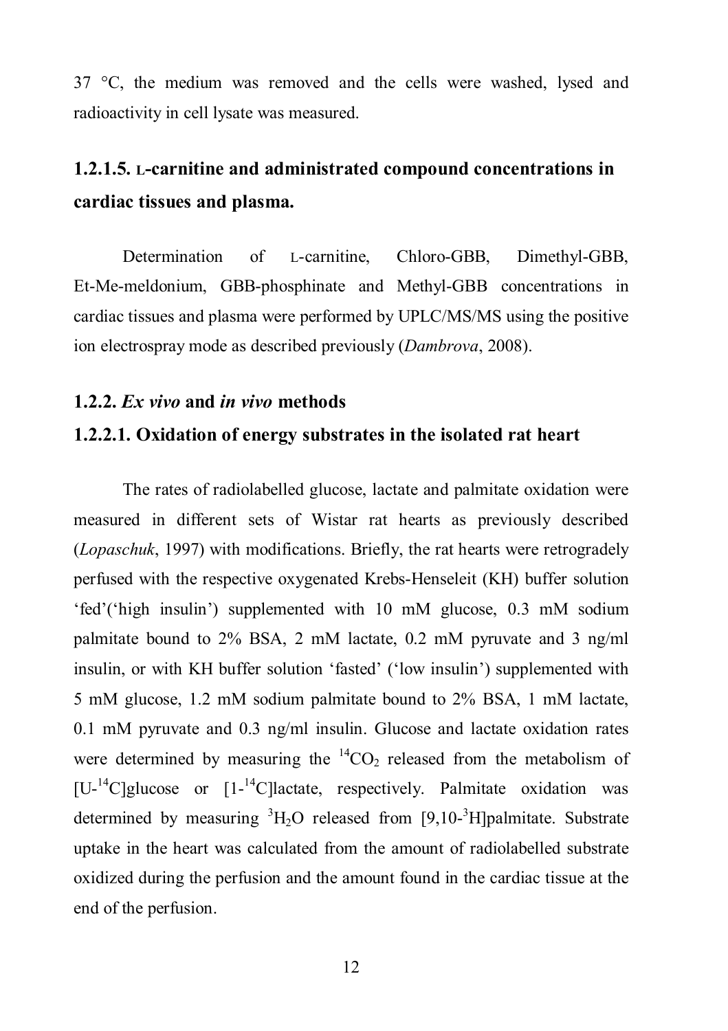37 °C, the medium was removed and the cells were washed, lysed and radioactivity in cell lysate was measured.

### 1.2.1.5. L-carnitine and administrated compound concentrations in cardiac tissues and plasma.

Determination of L-carnitine, Chloro-GBB, Dimethyl-GBB, Et-Me-meldonium, GBB-phosphinate and Methyl-GBB concentrations in cardiac tissues and plasma were performed by UPLC/MS/MS using the positive ion electrospray mode as described previously (*Dambrova*, 2008).

## 1.2.2. *Ex vivo* and *in vivo* methods

### 1.2.2.1. Oxidation of energy substrates in the isolated rat heart

The rates of radiolabelled glucose, lactate and palmitate oxidation were measured in different sets of Wistar rat hearts as previously described (*Lopaschuk*, 1997) with modifications. Briefly, the rat hearts were retrogradely perfused with the respective oxygenated Krebs-Henseleit (KH) buffer solution 'fed'('high insulin') supplemented with 10 mM glucose, 0.3 mM sodium palmitate bound to 2% BSA, 2 mM lactate, 0.2 mM pyruvate and 3 ng/ml insulin, or with KH buffer solution 'fasted' ('low insulin') supplemented with 5 mM glucose, 1.2 mM sodium palmitate bound to 2% BSA, 1 mM lactate, 0.1 mM pyruvate and 0.3 ng/ml insulin. Glucose and lactate oxidation rates were determined by measuring the $^{14}CO_2$ released from the metabolism of [U-$^{14}$C]glucose or [1-$^{14}$C]lactate, respectively. Palmitate oxidation was determined by measuring $^{3}H_2O$ released from [9,10-$^{3}$H]palmitate. Substrate uptake in the heart was calculated from the amount of radiolabelled substrate oxidized during the perfusion and the amount found in the cardiac tissue at the end of the perfusion.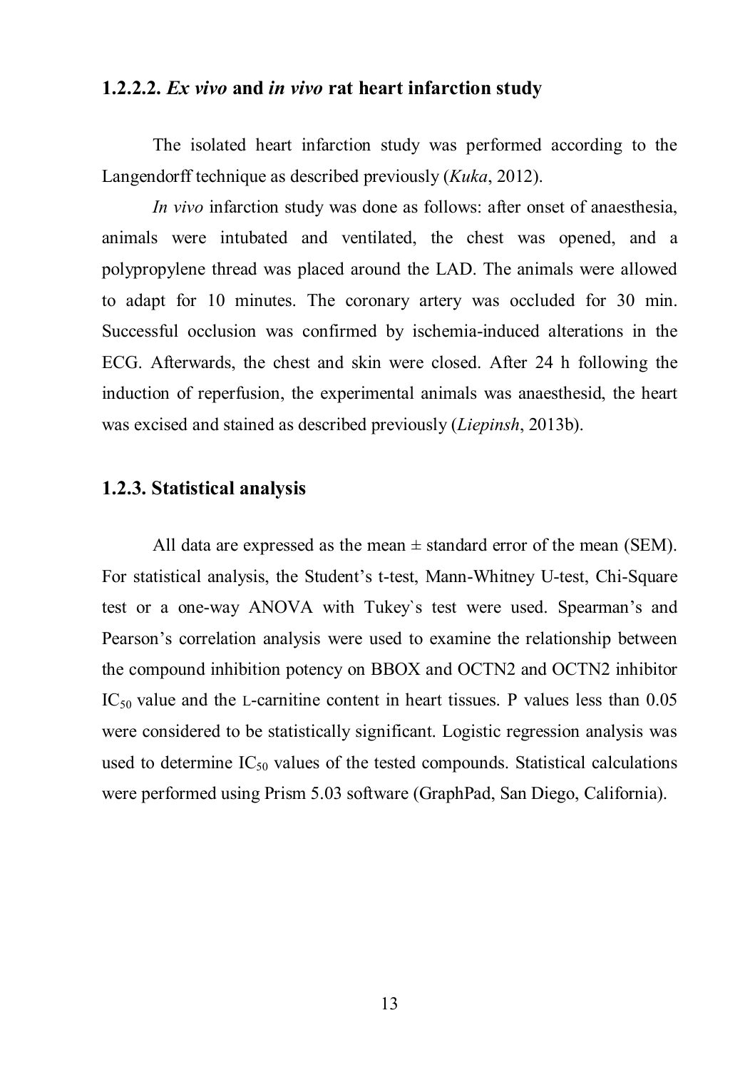### 1.2.2.2. *Ex vivo* and *in vivo* rat heart infarction study

The isolated heart infarction study was performed according to the Langendorff technique as described previously (*Kuka*, 2012).

*In vivo* infarction study was done as follows: after onset of anaesthesia, animals were intubated and ventilated, the chest was opened, and a polypropylene thread was placed around the LAD. The animals were allowed to adapt for 10 minutes. The coronary artery was occluded for 30 min. Successful occlusion was confirmed by ischemia-induced alterations in the ECG. Afterwards, the chest and skin were closed. After 24 h following the induction of reperfusion, the experimental animals was anaesthesid, the heart was excised and stained as described previously (*Liepinsh*, 2013b).

## 1.2.3. Statistical analysis

All data are expressed as the mean ± standard error of the mean (SEM). For statistical analysis, the Student's t-test, Mann-Whitney U-test, Chi-Square test or a one-way ANOVA with Tukey`s test were used. Spearman's and Pearson's correlation analysis were used to examine the relationship between the compound inhibition potency on BBOX and OCTN2 and OCTN2 inhibitor $IC_{50}$ value and the L-carnitine content in heart tissues. P values less than 0.05 were considered to be statistically significant. Logistic regression analysis was used to determine $IC_{50}$ values of the tested compounds. Statistical calculations were performed using Prism 5.03 software (GraphPad, San Diego, California).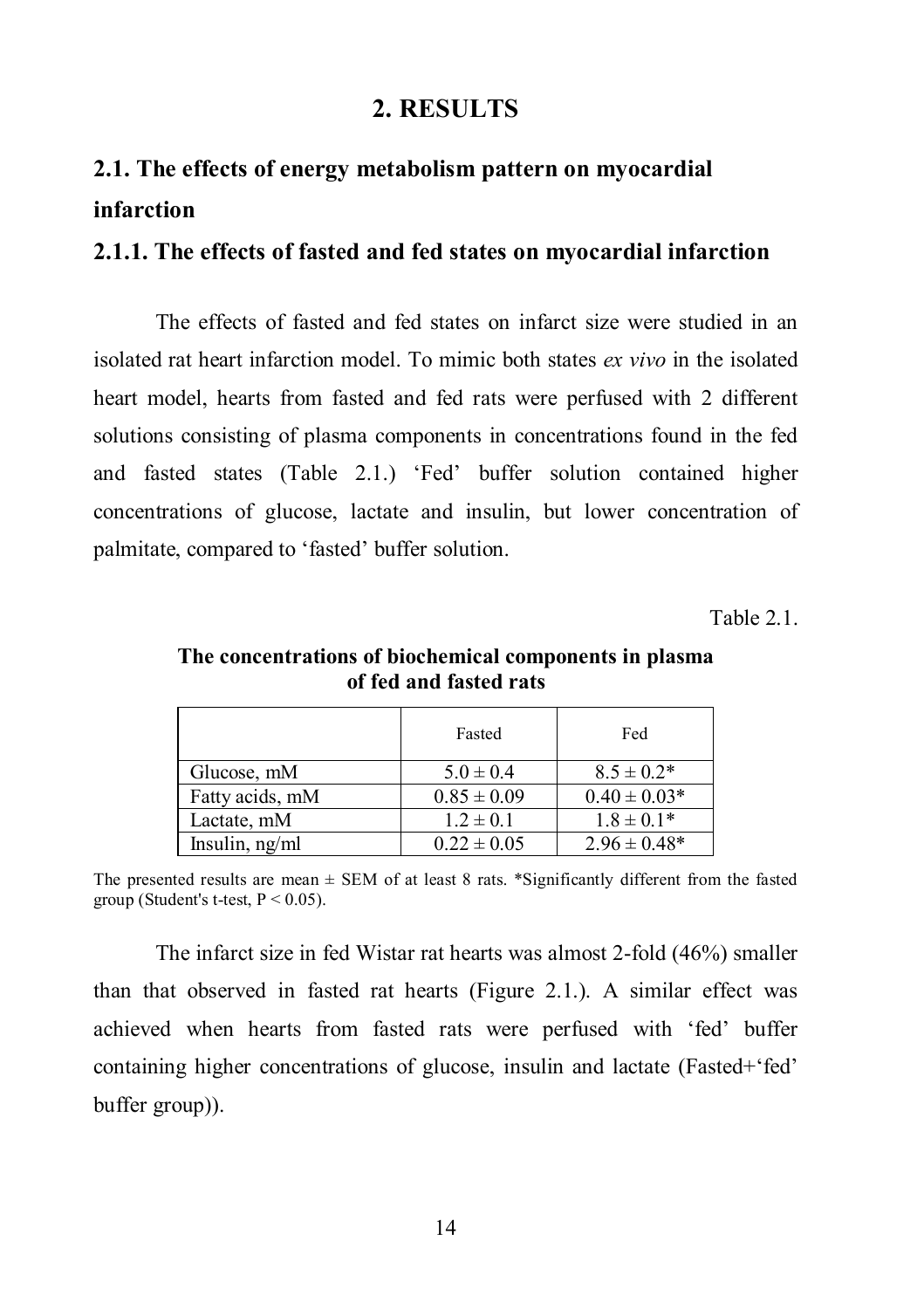# 2. RESULTS

## 2.1. The effects of energy metabolism pattern on myocardial infarction

### 2.1.1. The effects of fasted and fed states on myocardial infarction

The effects of fasted and fed states on infarct size were studied in an isolated rat heart infarction model. To mimic both states *ex vivo* in the isolated heart model, hearts from fasted and fed rats were perfused with 2 different solutions consisting of plasma components in concentrations found in the fed and fasted states (Table 2.1.) 'Fed' buffer solution contained higher concentrations of glucose, lactate and insulin, but lower concentration of palmitate, compared to 'fasted' buffer solution.

Table 2.1.

**The concentrations of biochemical components in plasma of fed and fasted rats**

| | Fasted | Fed |
|---|---|---|
| Glucose, mM | $5.0 \pm 0.4$ | $8.5 \pm 0.2$* |
| Fatty acids, mM | $0.85 \pm 0.09$ | $0.40 \pm 0.03$* |
| Lactate, mM | $1.2 \pm 0.1$ | $1.8 \pm 0.1$* |
| Insulin, ng/ml | $0.22 \pm 0.05$ | $2.96 \pm 0.48$* |

The presented results are mean ± SEM of at least 8 rats. *Significantly different from the fasted group (Student's t-test, $P < 0.05$).

The infarct size in fed Wistar rat hearts was almost 2-fold (46%) smaller than that observed in fasted rat hearts (Figure 2.1.). A similar effect was achieved when hearts from fasted rats were perfused with 'fed' buffer containing higher concentrations of glucose, insulin and lactate (Fasted+'fed' buffer group)).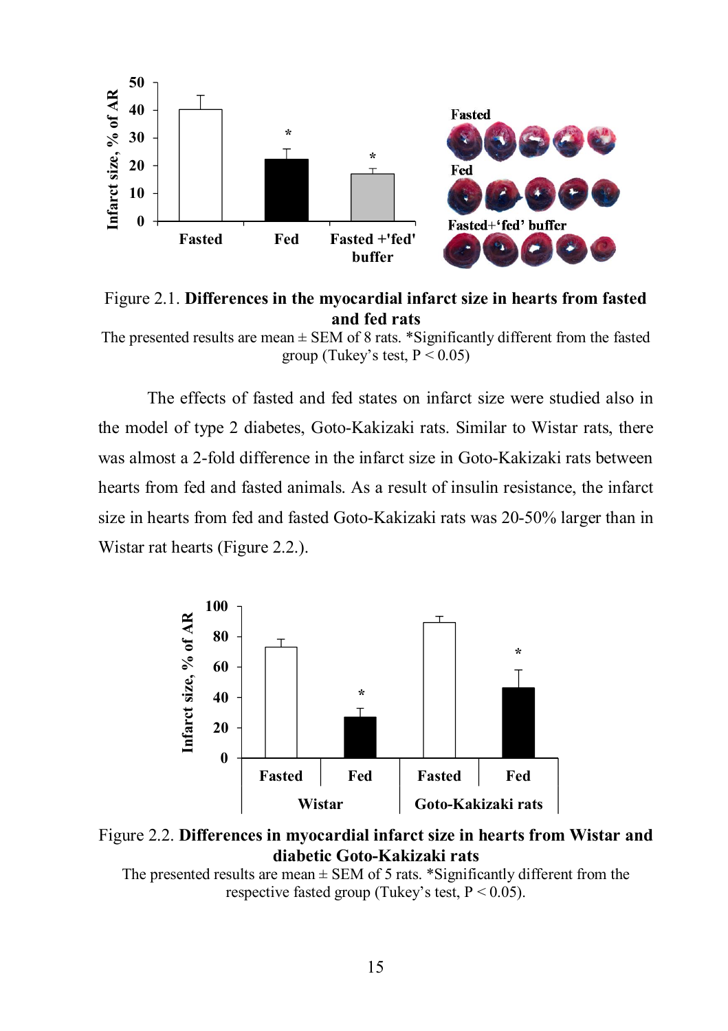Figure 2.1. **Differences in the myocardial infarct size in hearts from fasted and fed rats**

The presented results are mean ± SEM of 8 rats. *Significantly different from the fasted group (Tukey's test, $P < 0.05$)

The effects of fasted and fed states on infarct size were studied also in the model of type 2 diabetes, Goto-Kakizaki rats. Similar to Wistar rats, there was almost a 2-fold difference in the infarct size in Goto-Kakizaki rats between hearts from fed and fasted animals. As a result of insulin resistance, the infarct size in hearts from fed and fasted Goto-Kakizaki rats was 20-50% larger than in Wistar rat hearts (Figure 2.2.).

Figure 2.2. **Differences in myocardial infarct size in hearts from Wistar and diabetic Goto-Kakizaki rats**

The presented results are mean ± SEM of 5 rats. *Significantly different from the respective fasted group (Tukey's test, $P < 0.05$).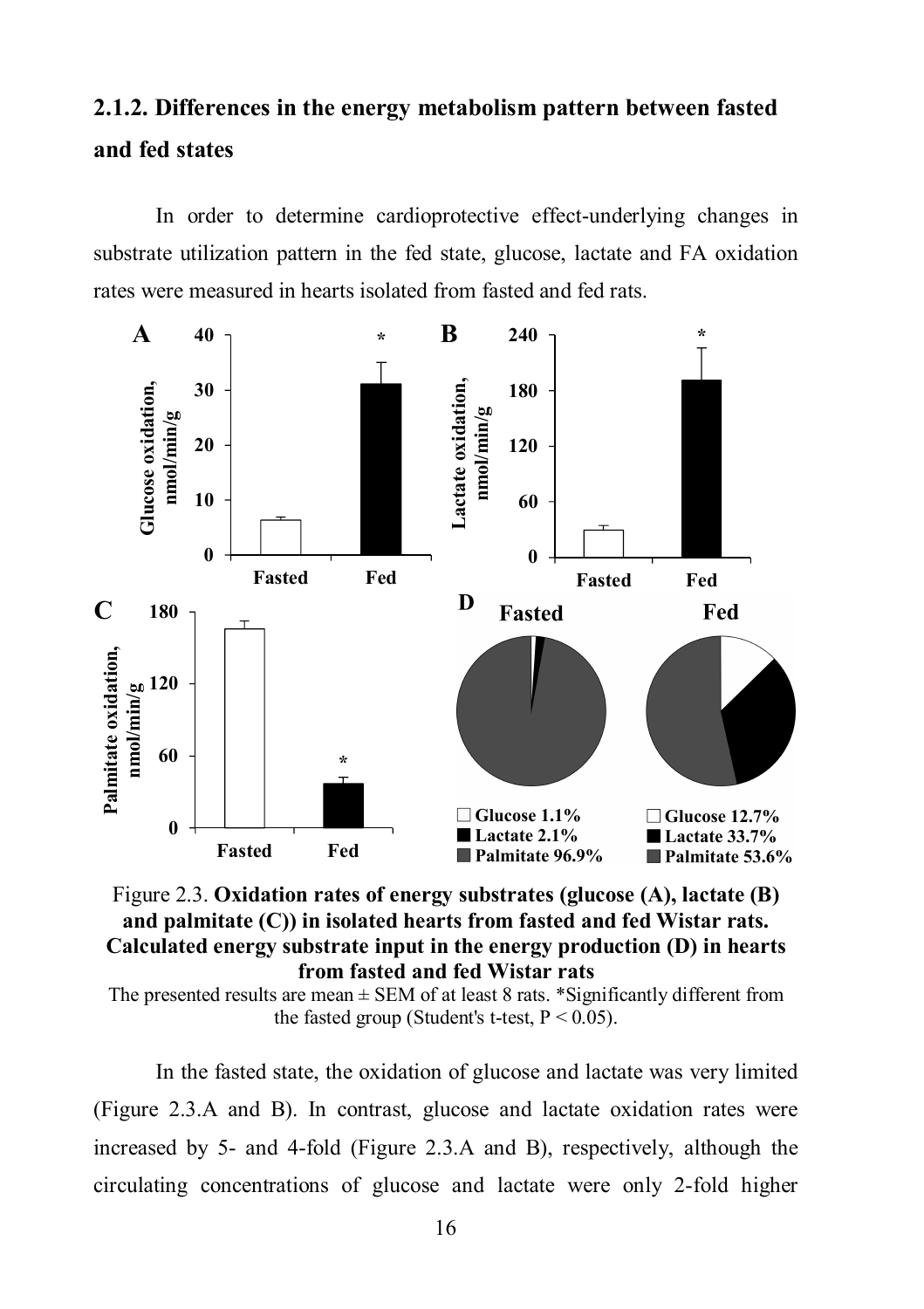### 2.1.2. Differences in the energy metabolism pattern between fasted and fed states

In order to determine cardioprotective effect-underlying changes in substrate utilization pattern in the fed state, glucose, lactate and FA oxidation rates were measured in hearts isolated from fasted and fed rats.

Figure 2.3. **Oxidation rates of energy substrates (glucose (A), lactate (B) and palmitate (C)) in isolated hearts from fasted and fed Wistar rats. Calculated energy substrate input in the energy production (D) in hearts from fasted and fed Wistar rats**

The presented results are mean ± SEM of at least 8 rats. *Significantly different from the fasted group (Student's t-test, $P < 0.05$).

In the fasted state, the oxidation of glucose and lactate was very limited (Figure 2.3.A and B). In contrast, glucose and lactate oxidation rates were increased by 5- and 4-fold (Figure 2.3.A and B), respectively, although the circulating concentrations of glucose and lactate were only 2-fold higher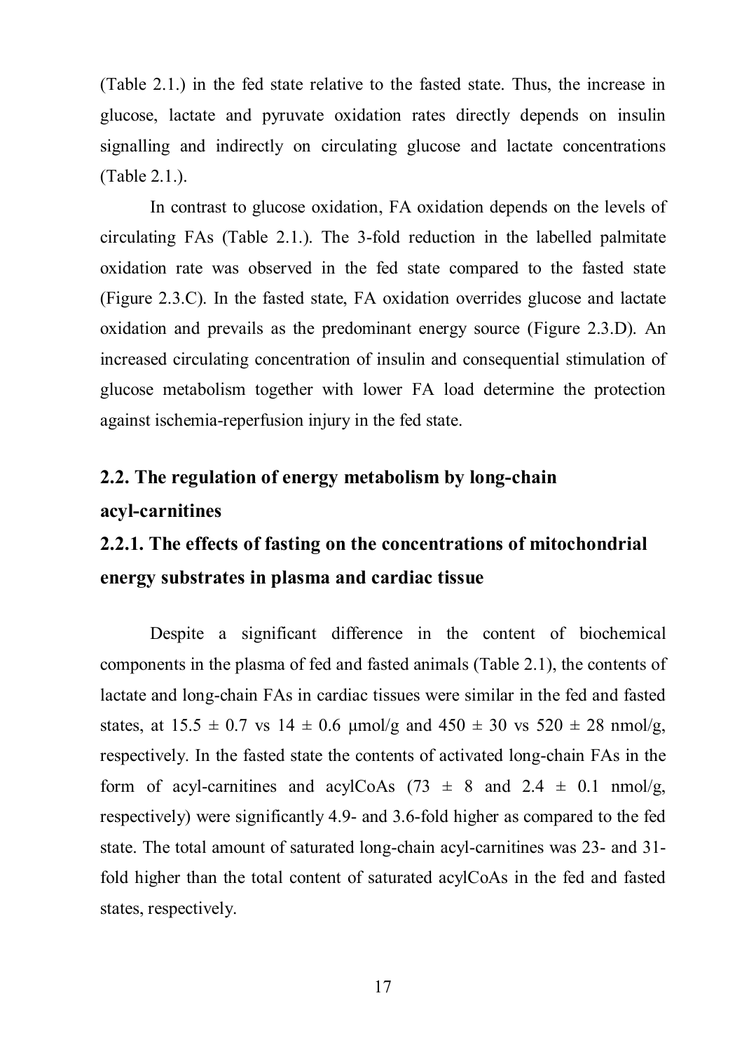(Table 2.1.) in the fed state relative to the fasted state. Thus, the increase in glucose, lactate and pyruvate oxidation rates directly depends on insulin signalling and indirectly on circulating glucose and lactate concentrations (Table 2.1.).

In contrast to glucose oxidation, FA oxidation depends on the levels of circulating FAs (Table 2.1.). The 3-fold reduction in the labelled palmitate oxidation rate was observed in the fed state compared to the fasted state (Figure 2.3.C). In the fasted state, FA oxidation overrides glucose and lactate oxidation and prevails as the predominant energy source (Figure 2.3.D). An increased circulating concentration of insulin and consequential stimulation of glucose metabolism together with lower FA load determine the protection against ischemia-reperfusion injury in the fed state.

## 2.2. The regulation of energy metabolism by long-chain acyl-carnitines

### 2.2.1. The effects of fasting on the concentrations of mitochondrial energy substrates in plasma and cardiac tissue

Despite a significant difference in the content of biochemical components in the plasma of fed and fasted animals (Table 2.1), the contents of lactate and long-chain FAs in cardiac tissues were similar in the fed and fasted states, at $15.5 \pm 0.7$ vs $14 \pm 0.6$ μmol/g and $450 \pm 30$ vs $520 \pm 28$ nmol/g, respectively. In the fasted state the contents of activated long-chain FAs in the form of acyl-carnitines and acylCoAs ($73 \pm 8$ and $2.4 \pm 0.1$ nmol/g, respectively) were significantly 4.9- and 3.6-fold higher as compared to the fed state. The total amount of saturated long-chain acyl-carnitines was 23- and 31-fold higher than the total content of saturated acylCoAs in the fed and fasted states, respectively.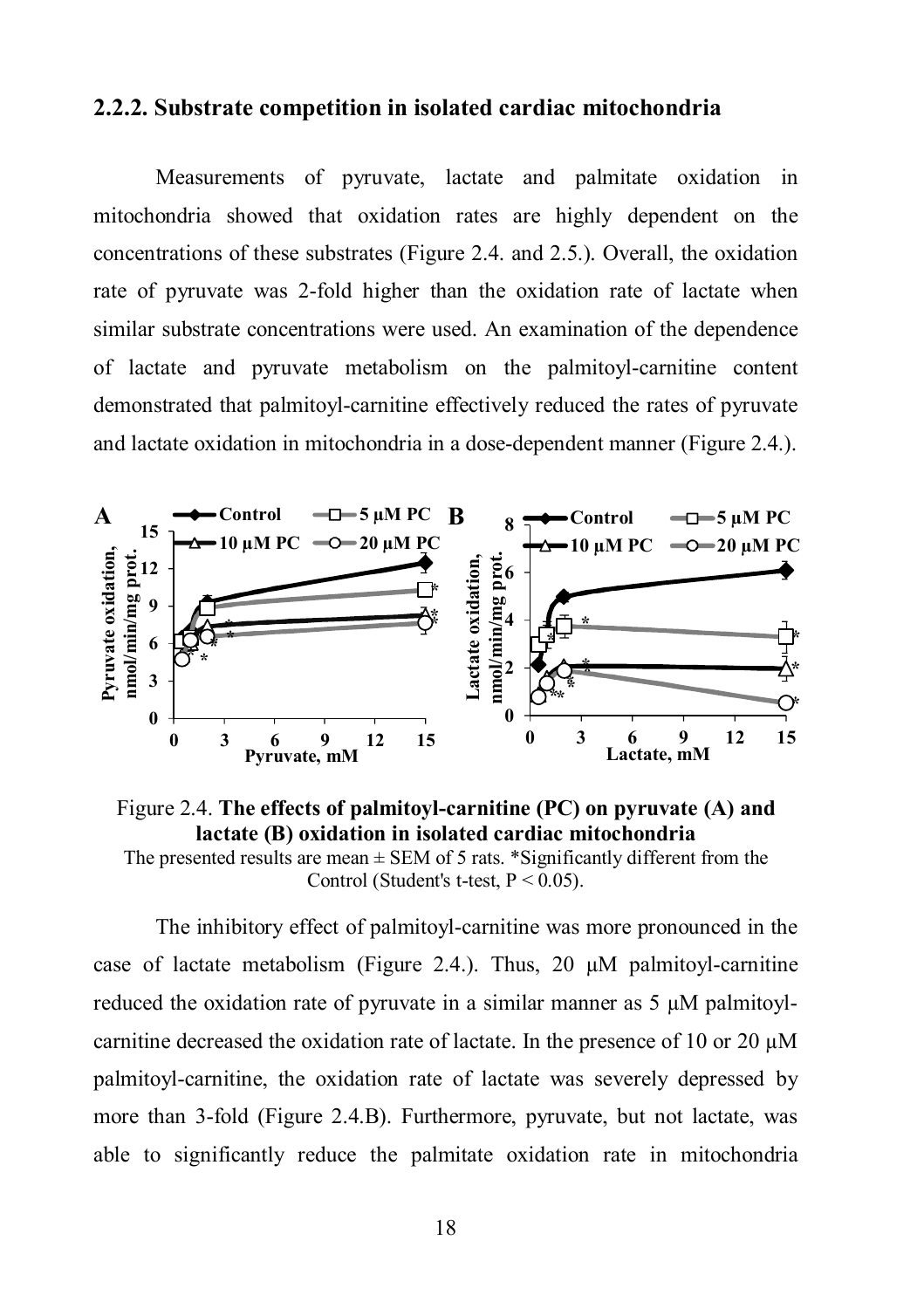### 2.2.2. Substrate competition in isolated cardiac mitochondria

Measurements of pyruvate, lactate and palmitate oxidation in mitochondria showed that oxidation rates are highly dependent on the concentrations of these substrates (Figure 2.4. and 2.5.). Overall, the oxidation rate of pyruvate was 2-fold higher than the oxidation rate of lactate when similar substrate concentrations were used. An examination of the dependence of lactate and pyruvate metabolism on the palmitoyl-carnitine content demonstrated that palmitoyl-carnitine effectively reduced the rates of pyruvate and lactate oxidation in mitochondria in a dose-dependent manner (Figure 2.4.).

Figure 2.4. **The effects of palmitoyl-carnitine (PC) on pyruvate (A) and lactate (B) oxidation in isolated cardiac mitochondria**
The presented results are mean ± SEM of 5 rats. *Significantly different from the Control (Student's t-test, $P < 0.05$).

The inhibitory effect of palmitoyl-carnitine was more pronounced in the case of lactate metabolism (Figure 2.4.). Thus, 20 µM palmitoyl-carnitine reduced the oxidation rate of pyruvate in a similar manner as 5 µM palmitoyl-carnitine decreased the oxidation rate of lactate. In the presence of 10 or 20 µM palmitoyl-carnitine, the oxidation rate of lactate was severely depressed by more than 3-fold (Figure 2.4.B). Furthermore, pyruvate, but not lactate, was able to significantly reduce the palmitate oxidation rate in mitochondria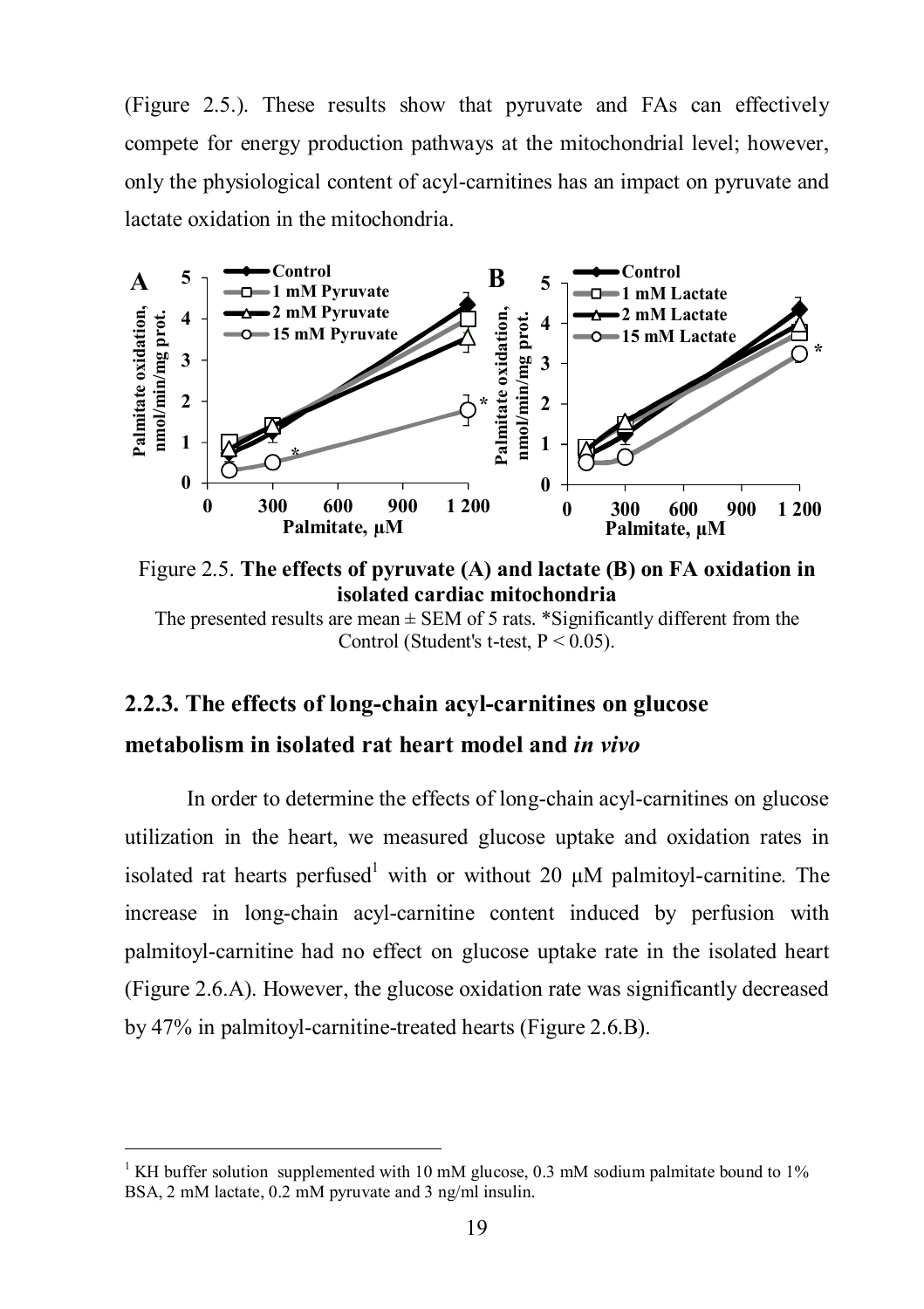(Figure 2.5.). These results show that pyruvate and FAs can effectively compete for energy production pathways at the mitochondrial level; however, only the physiological content of acyl-carnitines has an impact on pyruvate and lactate oxidation in the mitochondria.

Figure 2.5. **The effects of pyruvate (A) and lactate (B) on FA oxidation in isolated cardiac mitochondria**

The presented results are mean ± SEM of 5 rats. *Significantly different from the Control (Student's t-test, $P < 0.05$).

## 2.2.3. The effects of long-chain acyl-carnitines on glucose metabolism in isolated rat heart model and *in vivo*

In order to determine the effects of long-chain acyl-carnitines on glucose utilization in the heart, we measured glucose uptake and oxidation rates in isolated rat hearts perfused[1] with or without 20 μM palmitoyl-carnitine. The increase in long-chain acyl-carnitine content induced by perfusion with palmitoyl-carnitine had no effect on glucose uptake rate in the isolated heart (Figure 2.6.A). However, the glucose oxidation rate was significantly decreased by 47% in palmitoyl-carnitine-treated hearts (Figure 2.6.B).

[1] KH buffer solution supplemented with 10 mM glucose, 0.3 mM sodium palmitate bound to 1% BSA, 2 mM lactate, 0.2 mM pyruvate and 3 ng/ml insulin.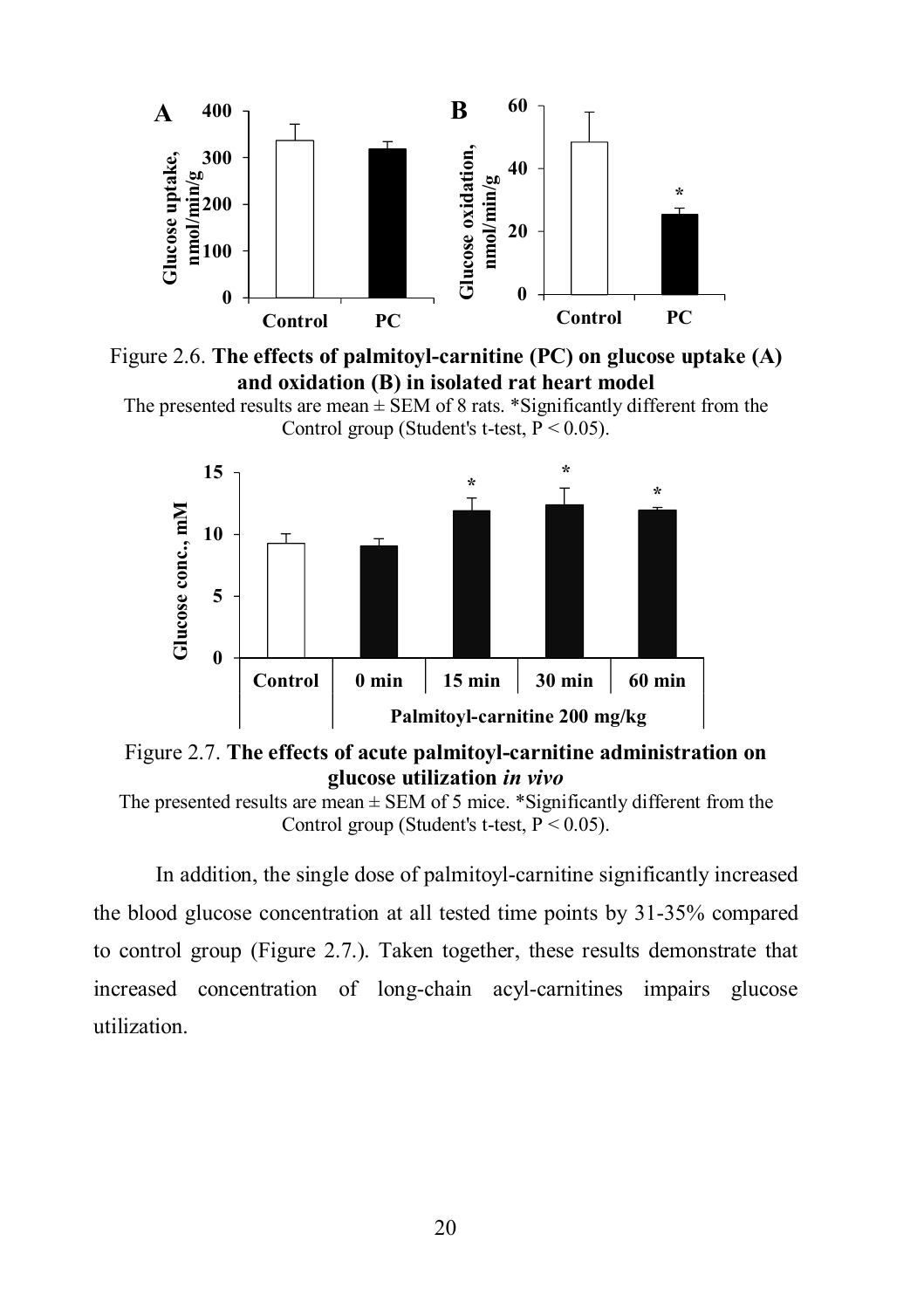Figure 2.6. **The effects of palmitoyl-carnitine (PC) on glucose uptake (A) and oxidation (B) in isolated rat heart model**

The presented results are mean ± SEM of 8 rats. *Significantly different from the Control group (Student's t-test, $P < 0.05$).

Figure 2.7. **The effects of acute palmitoyl-carnitine administration on glucose utilization *in vivo***

The presented results are mean ± SEM of 5 mice. *Significantly different from the Control group (Student's t-test, $P < 0.05$).

In addition, the single dose of palmitoyl-carnitine significantly increased the blood glucose concentration at all tested time points by 31-35% compared to control group (Figure 2.7.). Taken together, these results demonstrate that increased concentration of long-chain acyl-carnitines impairs glucose utilization.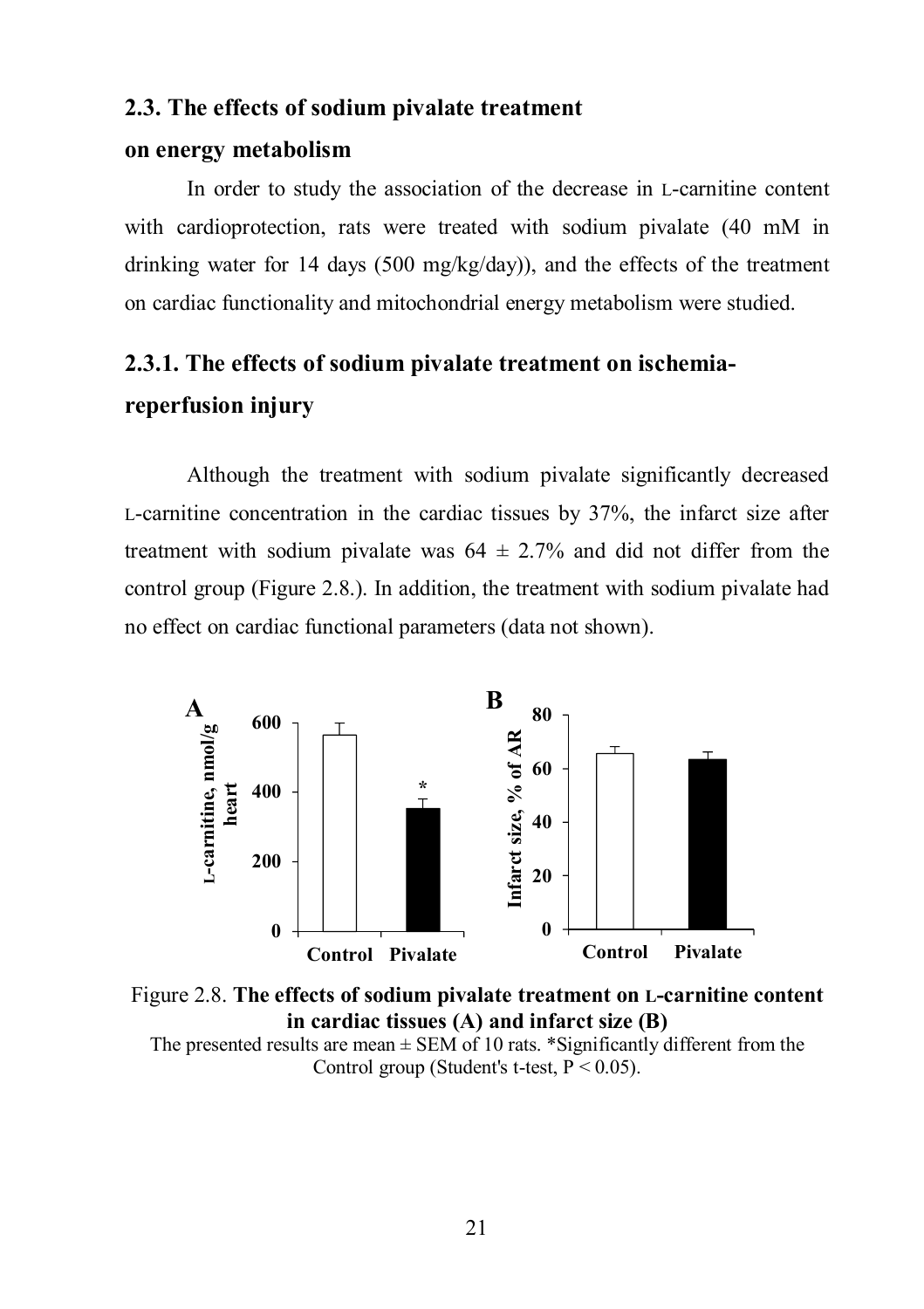## 2.3. The effects of sodium pivalate treatment on energy metabolism

In order to study the association of the decrease in L-carnitine content with cardioprotection, rats were treated with sodium pivalate (40 mM in drinking water for 14 days (500 mg/kg/day)), and the effects of the treatment on cardiac functionality and mitochondrial energy metabolism were studied.

### 2.3.1. The effects of sodium pivalate treatment on ischemia-reperfusion injury

Although the treatment with sodium pivalate significantly decreased L-carnitine concentration in the cardiac tissues by 37%, the infarct size after treatment with sodium pivalate was $64 \pm 2.7\%$ and did not differ from the control group (Figure 2.8.). In addition, the treatment with sodium pivalate had no effect on cardiac functional parameters (data not shown).

Figure 2.8. **The effects of sodium pivalate treatment on L-carnitine content in cardiac tissues (A) and infarct size (B)**
The presented results are mean ± SEM of 10 rats. *Significantly different from the Control group (Student's t-test, $P < 0.05$).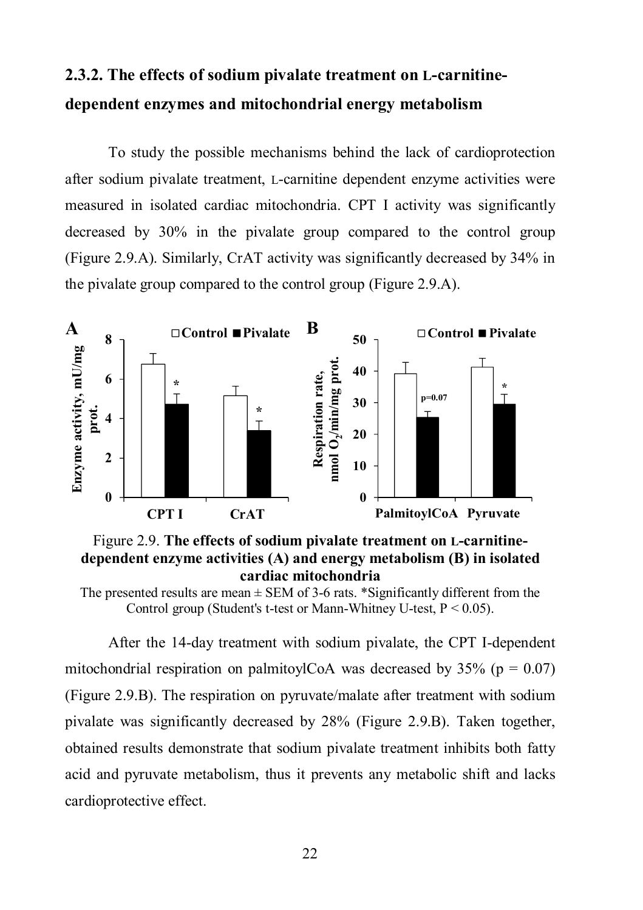### 2.3.2. The effects of sodium pivalate treatment on L-carnitine-dependent enzymes and mitochondrial energy metabolism

To study the possible mechanisms behind the lack of cardioprotection after sodium pivalate treatment, L-carnitine dependent enzyme activities were measured in isolated cardiac mitochondria. CPT I activity was significantly decreased by 30% in the pivalate group compared to the control group (Figure 2.9.A). Similarly, CrAT activity was significantly decreased by 34% in the pivalate group compared to the control group (Figure 2.9.A).

Figure 2.9. **The effects of sodium pivalate treatment on L-carnitine-dependent enzyme activities (A) and energy metabolism (B) in isolated cardiac mitochondria**

The presented results are mean ± SEM of 3-6 rats. *Significantly different from the Control group (Student's t-test or Mann-Whitney U-test, $P < 0.05$).

After the 14-day treatment with sodium pivalate, the CPT I-dependent mitochondrial respiration on palmitoylCoA was decreased by 35% ($p = 0.07$) (Figure 2.9.B). The respiration on pyruvate/malate after treatment with sodium pivalate was significantly decreased by 28% (Figure 2.9.B). Taken together, obtained results demonstrate that sodium pivalate treatment inhibits both fatty acid and pyruvate metabolism, thus it prevents any metabolic shift and lacks cardioprotective effect.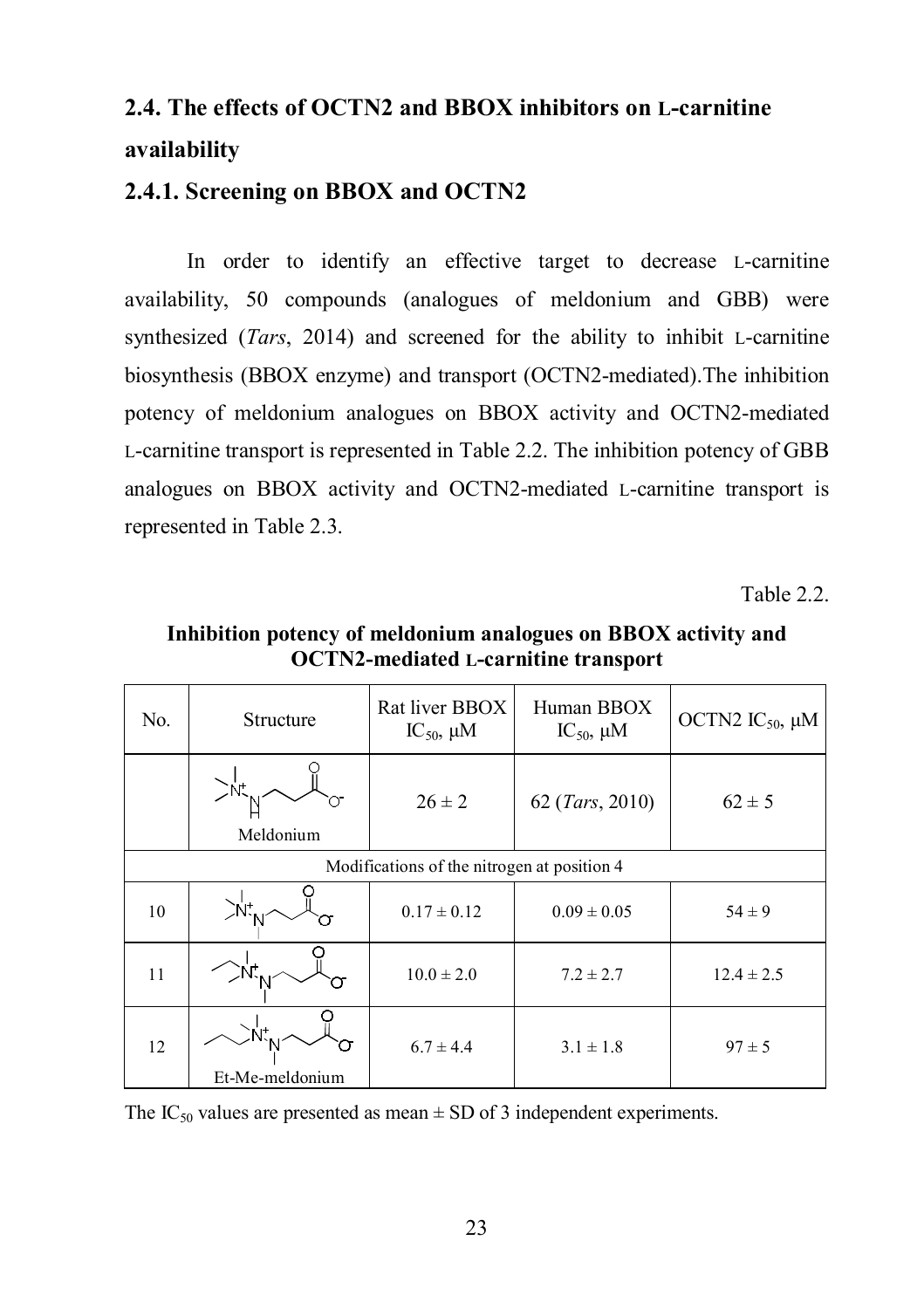## 2.4. The effects of OCTN2 and BBOX inhibitors on L-carnitine availability

### 2.4.1. Screening on BBOX and OCTN2

In order to identify an effective target to decrease L-carnitine availability, 50 compounds (analogues of meldonium and GBB) were synthesized (*Tars*, 2014) and screened for the ability to inhibit L-carnitine biosynthesis (BBOX enzyme) and transport (OCTN2-mediated).The inhibition potency of meldonium analogues on BBOX activity and OCTN2-mediated L-carnitine transport is represented in Table 2.2. The inhibition potency of GBB analogues on BBOX activity and OCTN2-mediated L-carnitine transport is represented in Table 2.3.

Table 2.2.

**Inhibition potency of meldonium analogues on BBOX activity and OCTN2-mediated L-carnitine transport**

| No. | Structure | Rat liver BBOX $IC_{50}$, μM | Human BBOX $IC_{50}$, μM | OCTN2 $IC_{50}$, μM |
|---|---|---|---|---|
| | Meldonium | $26 \pm 2$ | 62 (*Tars*, 2010) | $62 \pm 5$ |
| Modifications of the nitrogen at position 4 | | | | |
| 10 | | $0.17 \pm 0.12$ | $0.09 \pm 0.05$ | $54 \pm 9$ |
| 11 | | $10.0 \pm 2.0$ | $7.2 \pm 2.7$ | $12.4 \pm 2.5$ |
| 12 | Et-Me-meldonium | $6.7 \pm 4.4$ | $3.1 \pm 1.8$ | $97 \pm 5$ |

The $IC_{50}$ values are presented as mean ± SD of 3 independent experiments.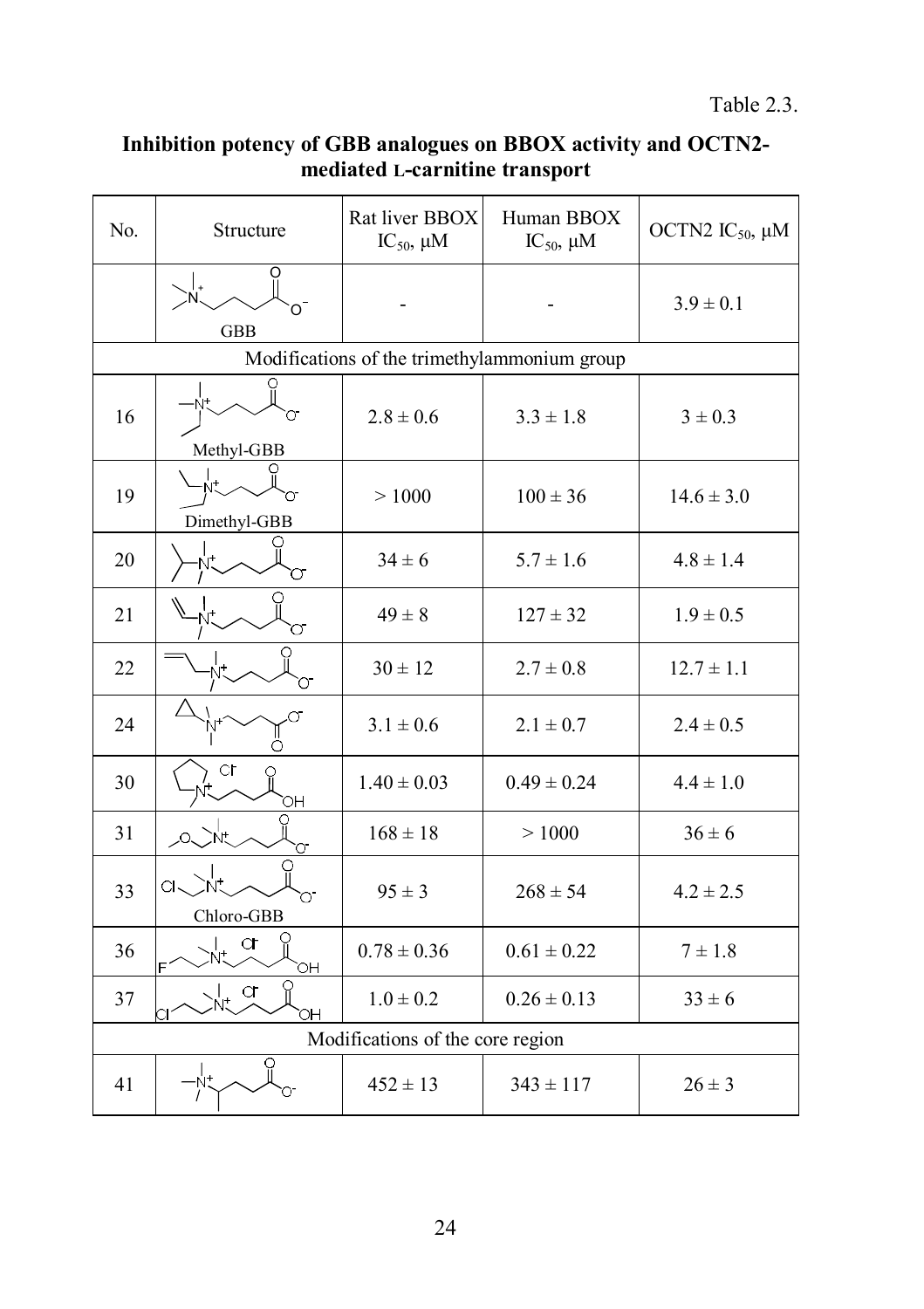Table 2.3.

**Inhibition potency of GBB analogues on BBOX activity and OCTN2-mediated L-carnitine transport**

| No. | Structure | Rat liver BBOX $IC_{50}$, μM | Human BBOX $IC_{50}$, μM | OCTN2 $IC_{50}$, μM |
|---|---|---|---|---|
| | GBB | - | - | $3.9 \pm 0.1$ |
| Modifications of the trimethylammonium group | | | | |
| 16 | Methyl-GBB | $2.8 \pm 0.6$ | $3.3 \pm 1.8$ | $3 \pm 0.3$ |
| 19 | Dimethyl-GBB | > 1000 | $100 \pm 36$ | $14.6 \pm 3.0$ |
| 20 | | $34 \pm 6$ | $5.7 \pm 1.6$ | $4.8 \pm 1.4$ |
| 21 | | $49 \pm 8$ | $127 \pm 32$ | $1.9 \pm 0.5$ |
| 22 | | $30 \pm 12$ | $2.7 \pm 0.8$ | $12.7 \pm 1.1$ |
| 24 | | $3.1 \pm 0.6$ | $2.1 \pm 0.7$ | $2.4 \pm 0.5$ |
| 30 | | $1.40 \pm 0.03$ | $0.49 \pm 0.24$ | $4.4 \pm 1.0$ |
| 31 | | $168 \pm 18$ | > 1000 | $36 \pm 6$ |
| 33 | Chloro-GBB | $95 \pm 3$ | $268 \pm 54$ | $4.2 \pm 2.5$ |
| 36 | | $0.78 \pm 0.36$ | $0.61 \pm 0.22$ | $7 \pm 1.8$ |
| 37 | | $1.0 \pm 0.2$ | $0.26 \pm 0.13$ | $33 \pm 6$ |
| Modifications of the core region | | | | |
| 41 | | $452 \pm 13$ | $343 \pm 117$ | $26 \pm 3$ |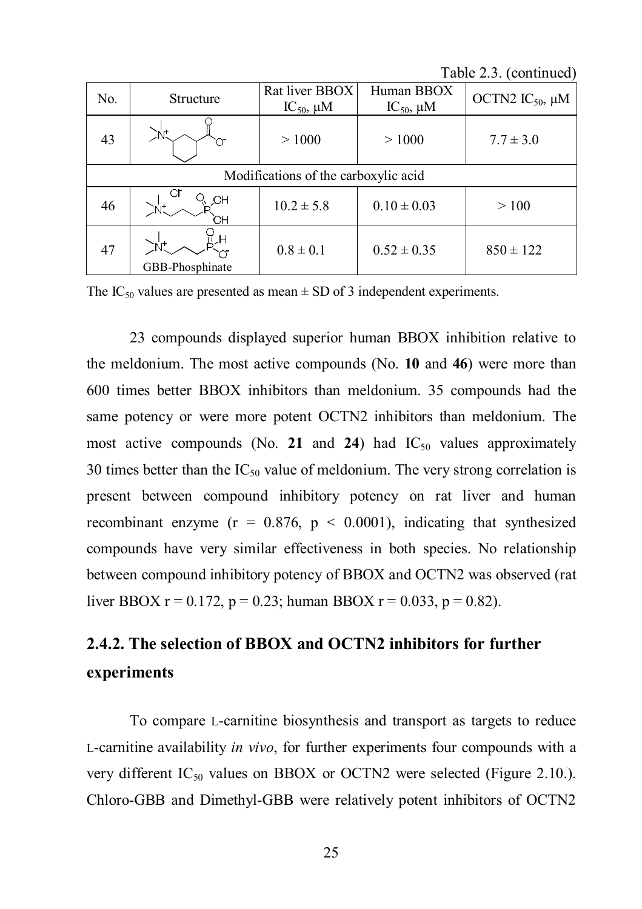Table 2.3. (continued)

| No. | Structure | Rat liver BBOX $IC_{50}$, μM | Human BBOX $IC_{50}$, μM | OCTN2 $IC_{50}$, μM |
|---|---|---|---|---|
| 43 | | > 1000 | > 1000 | 7.7 ± 3.0 |
| Modifications of the carboxylic acid | | | | |
| 46 | | 10.2 ± 5.8 | 0.10 ± 0.03 | > 100 |
| 47 | GBB-Phosphinate | 0.8 ± 0.1 | 0.52 ± 0.35 | 850 ± 122 |

The $IC_{50}$ values are presented as mean ± SD of 3 independent experiments.

23 compounds displayed superior human BBOX inhibition relative to the meldonium. The most active compounds (No. **10** and **46**) were more than 600 times better BBOX inhibitors than meldonium. 35 compounds had the same potency or were more potent OCTN2 inhibitors than meldonium. The most active compounds (No. **21** and **24**) had $IC_{50}$ values approximately 30 times better than the $IC_{50}$ value of meldonium. The very strong correlation is present between compound inhibitory potency on rat liver and human recombinant enzyme ($r = 0.876$, $p < 0.0001$), indicating that synthesized compounds have very similar effectiveness in both species. No relationship between compound inhibitory potency of BBOX and OCTN2 was observed (rat liver BBOX $r = 0.172$, $p = 0.23$; human BBOX $r = 0.033$, $p = 0.82$).

## 2.4.2. The selection of BBOX and OCTN2 inhibitors for further experiments

To compare L-carnitine biosynthesis and transport as targets to reduce L-carnitine availability *in vivo*, for further experiments four compounds with a very different $IC_{50}$ values on BBOX or OCTN2 were selected (Figure 2.10.). Chloro-GBB and Dimethyl-GBB were relatively potent inhibitors of OCTN2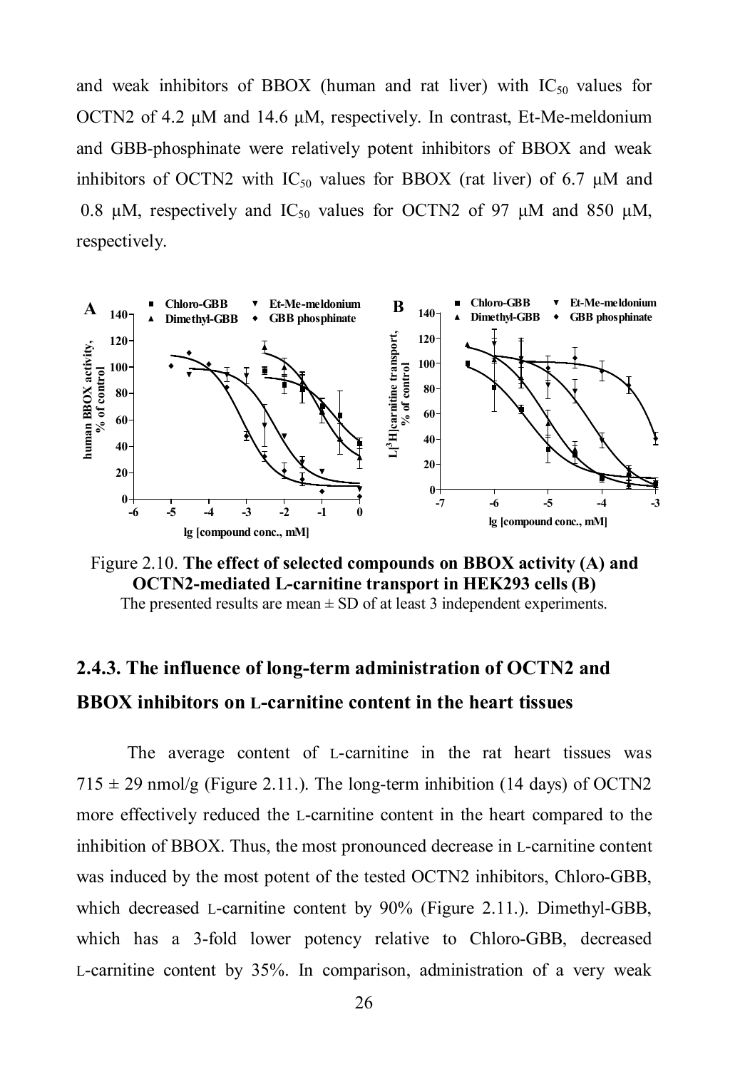and weak inhibitors of BBOX (human and rat liver) with $IC_{50}$ values for OCTN2 of 4.2 μM and 14.6 μM, respectively. In contrast, Et-Me-meldonium and GBB-phosphinate were relatively potent inhibitors of BBOX and weak inhibitors of OCTN2 with $IC_{50}$ values for BBOX (rat liver) of 6.7 μM and 0.8 μM, respectively and $IC_{50}$ values for OCTN2 of 97 μM and 850 μM, respectively.

Figure 2.10. **The effect of selected compounds on BBOX activity (A) and OCTN2-mediated L-carnitine transport in HEK293 cells (B)**
The presented results are mean ± SD of at least 3 independent experiments.

### 2.4.3. The influence of long-term administration of OCTN2 and BBOX inhibitors on L-carnitine content in the heart tissues

The average content of L-carnitine in the rat heart tissues was 715 ± 29 nmol/g (Figure 2.11.). The long-term inhibition (14 days) of OCTN2 more effectively reduced the L-carnitine content in the heart compared to the inhibition of BBOX. Thus, the most pronounced decrease in L-carnitine content was induced by the most potent of the tested OCTN2 inhibitors, Chloro-GBB, which decreased L-carnitine content by 90% (Figure 2.11.). Dimethyl-GBB, which has a 3-fold lower potency relative to Chloro-GBB, decreased L-carnitine content by 35%. In comparison, administration of a very weak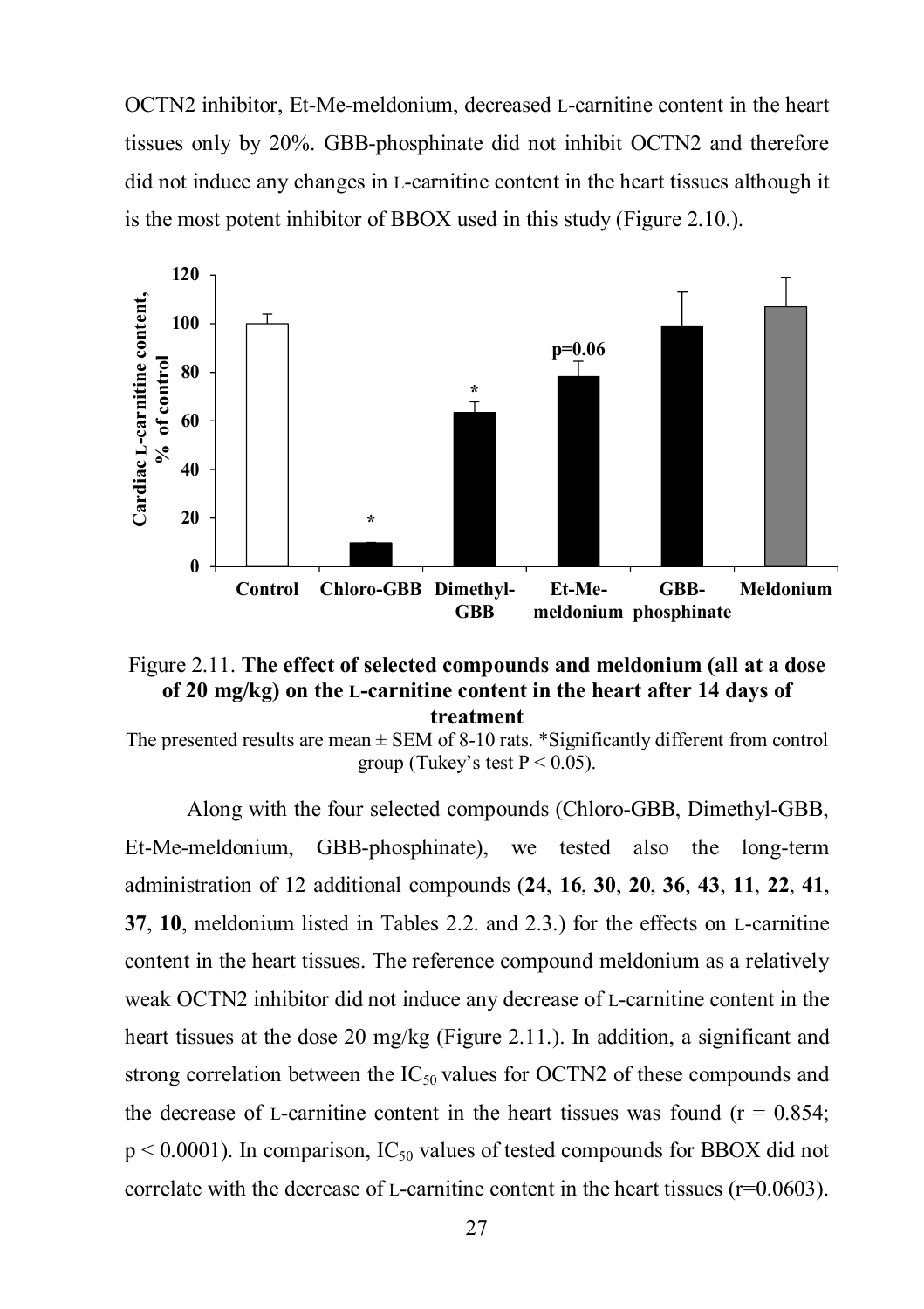OCTN2 inhibitor, Et-Me-meldonium, decreased L-carnitine content in the heart tissues only by 20%. GBB-phosphinate did not inhibit OCTN2 and therefore did not induce any changes in L-carnitine content in the heart tissues although it is the most potent inhibitor of BBOX used in this study (Figure 2.10.).

Figure 2.11. **The effect of selected compounds and meldonium (all at a dose of 20 mg/kg) on the L-carnitine content in the heart after 14 days of treatment**

The presented results are mean ± SEM of 8-10 rats. *Significantly different from control group (Tukey's test $P < 0.05$).

Along with the four selected compounds (Chloro-GBB, Dimethyl-GBB, Et-Me-meldonium, GBB-phosphinate), we tested also the long-term administration of 12 additional compounds (**24**, **16**, **30**, **20**, **36**, **43**, **11**, **22**, **41**, **37**, **10**, meldonium listed in Tables 2.2. and 2.3.) for the effects on L-carnitine content in the heart tissues. The reference compound meldonium as a relatively weak OCTN2 inhibitor did not induce any decrease of L-carnitine content in the heart tissues at the dose 20 mg/kg (Figure 2.11.). In addition, a significant and strong correlation between the $IC_{50}$ values for OCTN2 of these compounds and the decrease of L-carnitine content in the heart tissues was found ($r = 0.854$; $p < 0.0001$). In comparison, $IC_{50}$ values of tested compounds for BBOX did not correlate with the decrease of L-carnitine content in the heart tissues ($r=0.0603$).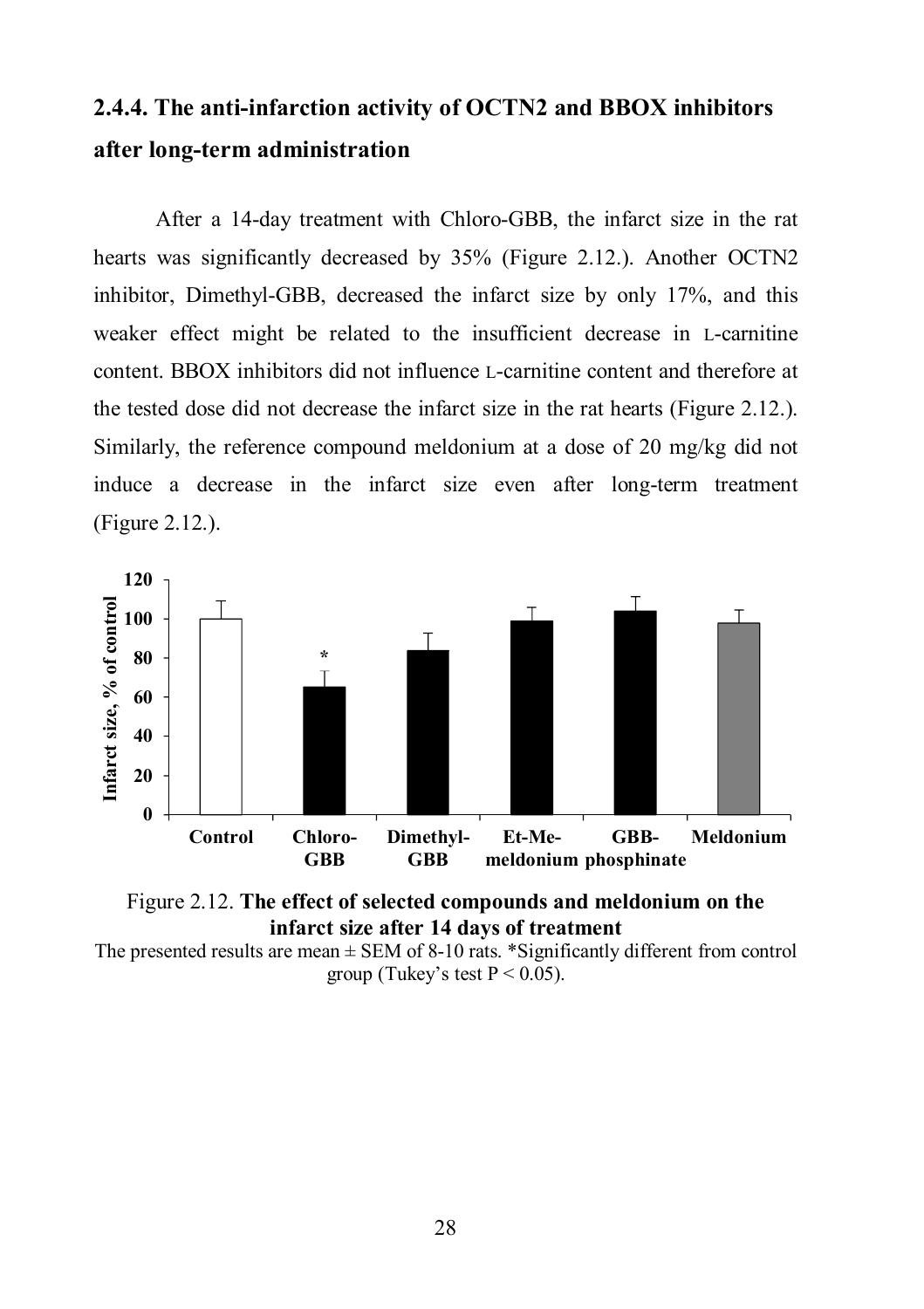### 2.4.4. The anti-infarction activity of OCTN2 and BBOX inhibitors after long-term administration

After a 14-day treatment with Chloro-GBB, the infarct size in the rat hearts was significantly decreased by 35% (Figure 2.12.). Another OCTN2 inhibitor, Dimethyl-GBB, decreased the infarct size by only 17%, and this weaker effect might be related to the insufficient decrease in L-carnitine content. BBOX inhibitors did not influence L-carnitine content and therefore at the tested dose did not decrease the infarct size in the rat hearts (Figure 2.12.). Similarly, the reference compound meldonium at a dose of 20 mg/kg did not induce a decrease in the infarct size even after long-term treatment (Figure 2.12.).

Figure 2.12. **The effect of selected compounds and meldonium on the infarct size after 14 days of treatment**

The presented results are mean ± SEM of 8-10 rats. *Significantly different from control group (Tukey's test $P < 0.05$).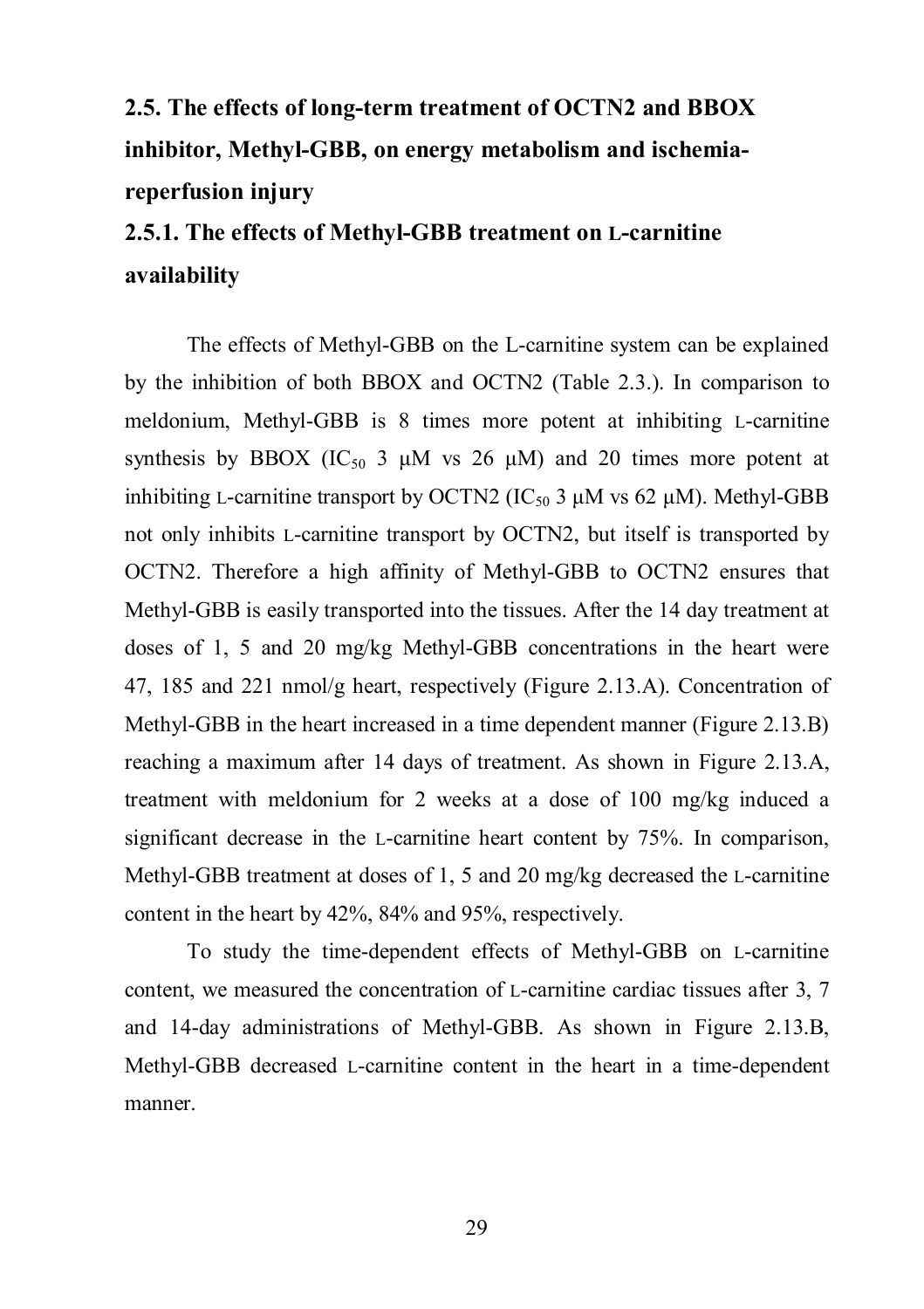## 2.5. The effects of long-term treatment of OCTN2 and BBOX inhibitor, Methyl-GBB, on energy metabolism and ischemia-reperfusion injury

### 2.5.1. The effects of Methyl-GBB treatment on L-carnitine availability

The effects of Methyl-GBB on the L-carnitine system can be explained by the inhibition of both BBOX and OCTN2 (Table 2.3.). In comparison to meldonium, Methyl-GBB is 8 times more potent at inhibiting L-carnitine synthesis by BBOX ($IC_{50}$ 3 μM vs 26 μM) and 20 times more potent at inhibiting L-carnitine transport by OCTN2 ($IC_{50}$ 3 μM vs 62 μM). Methyl-GBB not only inhibits L-carnitine transport by OCTN2, but itself is transported by OCTN2. Therefore a high affinity of Methyl-GBB to OCTN2 ensures that Methyl-GBB is easily transported into the tissues. After the 14 day treatment at doses of 1, 5 and 20 mg/kg Methyl-GBB concentrations in the heart were 47, 185 and 221 nmol/g heart, respectively (Figure 2.13.A). Concentration of Methyl-GBB in the heart increased in a time dependent manner (Figure 2.13.B) reaching a maximum after 14 days of treatment. As shown in Figure 2.13.A, treatment with meldonium for 2 weeks at a dose of 100 mg/kg induced a significant decrease in the L-carnitine heart content by 75%. In comparison, Methyl-GBB treatment at doses of 1, 5 and 20 mg/kg decreased the L-carnitine content in the heart by 42%, 84% and 95%, respectively.

To study the time-dependent effects of Methyl-GBB on L-carnitine content, we measured the concentration of L-carnitine cardiac tissues after 3, 7 and 14-day administrations of Methyl-GBB. As shown in Figure 2.13.B, Methyl-GBB decreased L-carnitine content in the heart in a time-dependent manner.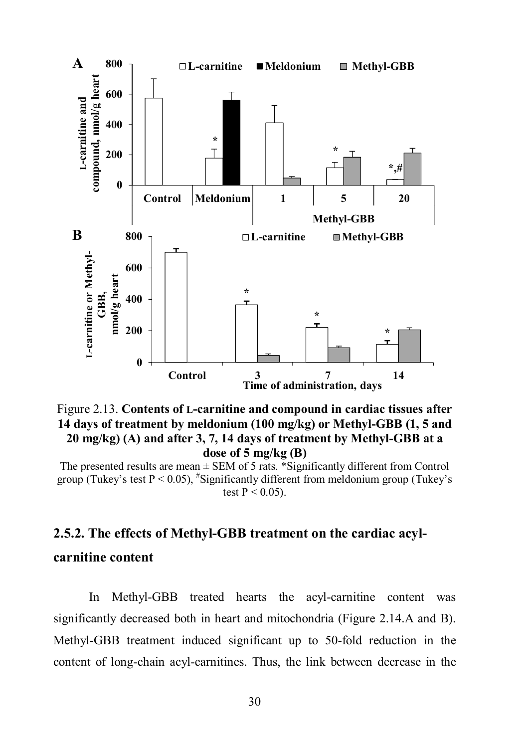Figure 2.13. **Contents of L-carnitine and compound in cardiac tissues after 14 days of treatment by meldonium (100 mg/kg) or Methyl-GBB (1, 5 and 20 mg/kg) (A) and after 3, 7, 14 days of treatment by Methyl-GBB at a dose of 5 mg/kg (B)**

The presented results are mean ± SEM of 5 rats. *Significantly different from Control group (Tukey's test $P < 0.05$), #Significantly different from meldonium group (Tukey's test $P < 0.05$).

### 2.5.2. The effects of Methyl-GBB treatment on the cardiac acyl-carnitine content

In Methyl-GBB treated hearts the acyl-carnitine content was significantly decreased both in heart and mitochondria (Figure 2.14.A and B). Methyl-GBB treatment induced significant up to 50-fold reduction in the content of long-chain acyl-carnitines. Thus, the link between decrease in the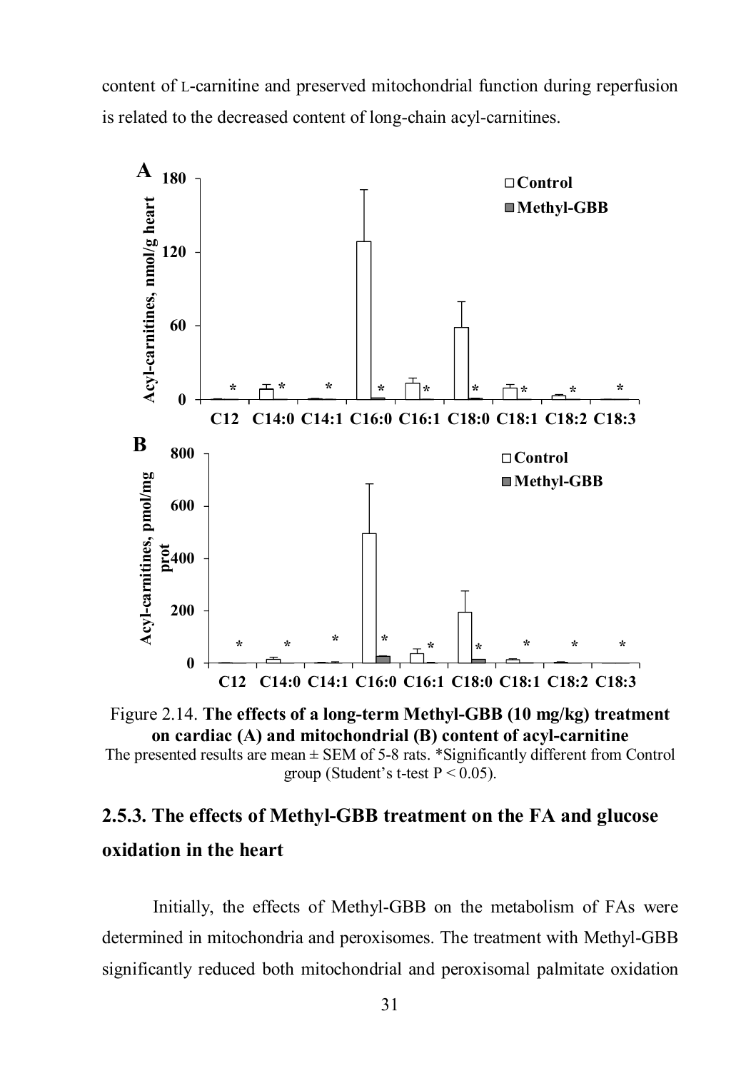content of L-carnitine and preserved mitochondrial function during reperfusion is related to the decreased content of long-chain acyl-carnitines.

Figure 2.14. **The effects of a long-term Methyl-GBB (10 mg/kg) treatment on cardiac (A) and mitochondrial (B) content of acyl-carnitine**
The presented results are mean ± SEM of 5-8 rats. *Significantly different from Control group (Student's t-test $P < 0.05$).

### 2.5.3. The effects of Methyl-GBB treatment on the FA and glucose oxidation in the heart

Initially, the effects of Methyl-GBB on the metabolism of FAs were determined in mitochondria and peroxisomes. The treatment with Methyl-GBB significantly reduced both mitochondrial and peroxisomal palmitate oxidation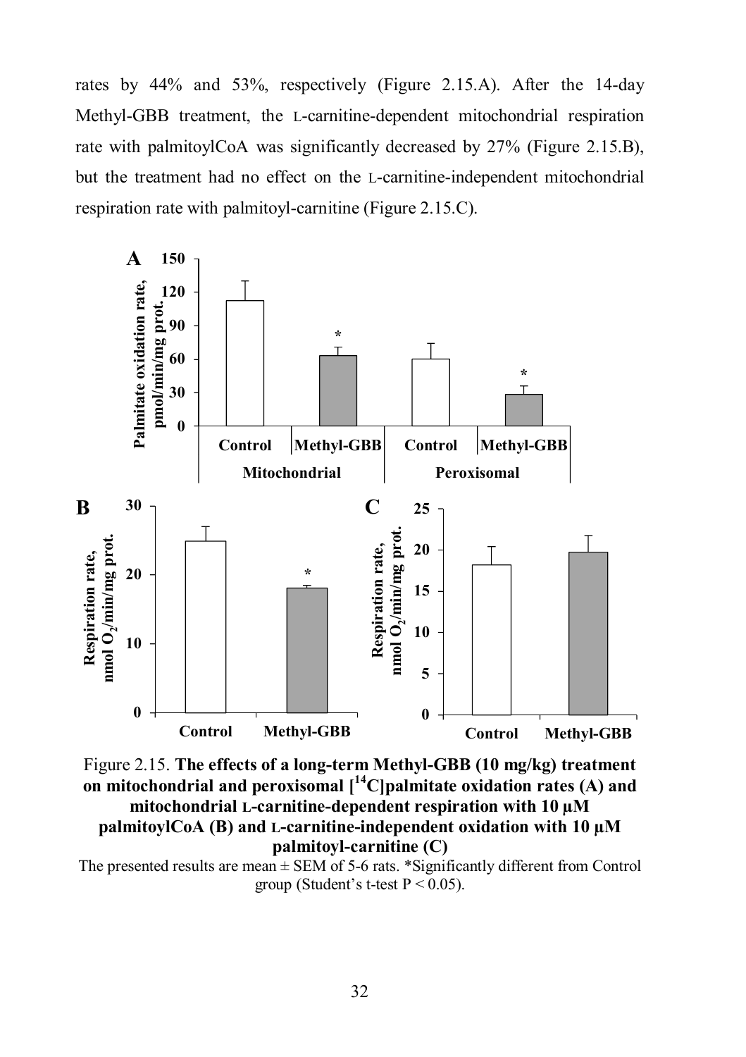rates by 44% and 53%, respectively (Figure 2.15.A). After the 14-day Methyl-GBB treatment, the L-carnitine-dependent mitochondrial respiration rate with palmitoylCoA was significantly decreased by 27% (Figure 2.15.B), but the treatment had no effect on the L-carnitine-independent mitochondrial respiration rate with palmitoyl-carnitine (Figure 2.15.C).

Figure 2.15. **The effects of a long-term Methyl-GBB (10 mg/kg) treatment on mitochondrial and peroxisomal [$^{14}$C]palmitate oxidation rates (A) and mitochondrial L-carnitine-dependent respiration with 10 μM palmitoylCoA (B) and L-carnitine-independent oxidation with 10 μM palmitoyl-carnitine (C)**

The presented results are mean ± SEM of 5-6 rats. *Significantly different from Control group (Student's t-test $P < 0.05$).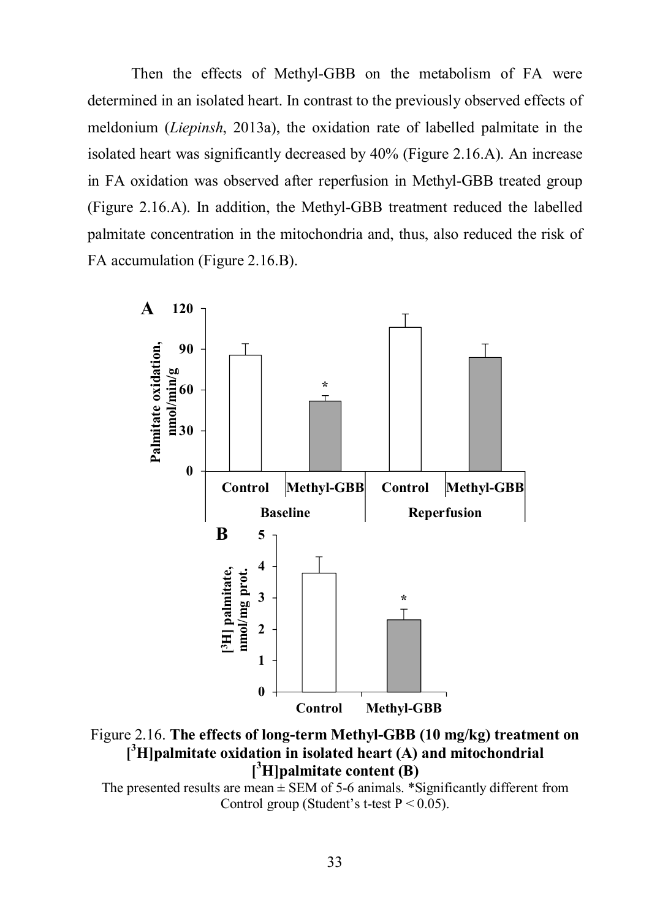Then the effects of Methyl-GBB on the metabolism of FA were determined in an isolated heart. In contrast to the previously observed effects of meldonium (*Liepinsh*, 2013a), the oxidation rate of labelled palmitate in the isolated heart was significantly decreased by 40% (Figure 2.16.A). An increase in FA oxidation was observed after reperfusion in Methyl-GBB treated group (Figure 2.16.A). In addition, the Methyl-GBB treatment reduced the labelled palmitate concentration in the mitochondria and, thus, also reduced the risk of FA accumulation (Figure 2.16.B).

Figure 2.16. **The effects of long-term Methyl-GBB (10 mg/kg) treatment on [$^3$H]palmitate oxidation in isolated heart (A) and mitochondrial [$^3$H]palmitate content (B)**

The presented results are mean ± SEM of 5-6 animals. *Significantly different from Control group (Student's t-test $P < 0.05$).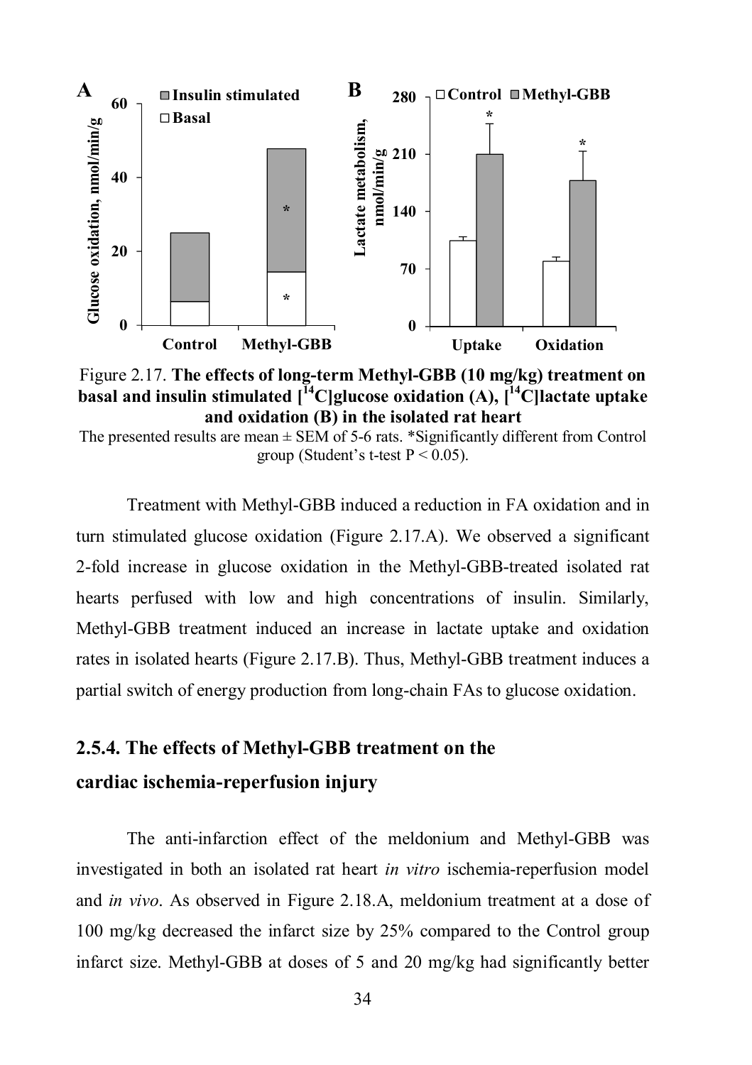Figure 2.17. **The effects of long-term Methyl-GBB (10 mg/kg) treatment on basal and insulin stimulated [$^{14}$C]glucose oxidation (A), [$^{14}$C]lactate uptake and oxidation (B) in the isolated rat heart**

The presented results are mean ± SEM of 5-6 rats. *Significantly different from Control group (Student's t-test $P < 0.05$).

Treatment with Methyl-GBB induced a reduction in FA oxidation and in turn stimulated glucose oxidation (Figure 2.17.A). We observed a significant 2-fold increase in glucose oxidation in the Methyl-GBB-treated isolated rat hearts perfused with low and high concentrations of insulin. Similarly, Methyl-GBB treatment induced an increase in lactate uptake and oxidation rates in isolated hearts (Figure 2.17.B). Thus, Methyl-GBB treatment induces a partial switch of energy production from long-chain FAs to glucose oxidation.

### 2.5.4. The effects of Methyl-GBB treatment on the cardiac ischemia-reperfusion injury

The anti-infarction effect of the meldonium and Methyl-GBB was investigated in both an isolated rat heart *in vitro* ischemia-reperfusion model and *in vivo*. As observed in Figure 2.18.A, meldonium treatment at a dose of 100 mg/kg decreased the infarct size by 25% compared to the Control group infarct size. Methyl-GBB at doses of 5 and 20 mg/kg had significantly better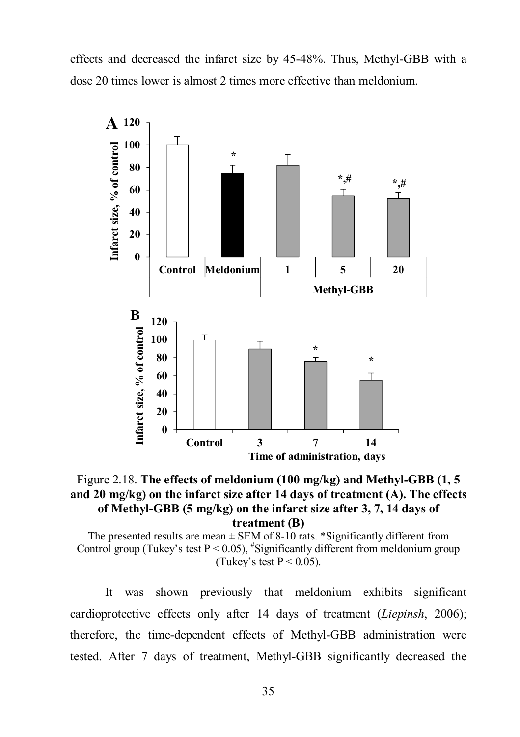effects and decreased the infarct size by 45-48%. Thus, Methyl-GBB with a dose 20 times lower is almost 2 times more effective than meldonium.

Figure 2.18. **The effects of meldonium (100 mg/kg) and Methyl-GBB (1, 5 and 20 mg/kg) on the infarct size after 14 days of treatment (A). The effects of Methyl-GBB (5 mg/kg) on the infarct size after 3, 7, 14 days of treatment (B)**

The presented results are mean ± SEM of 8-10 rats. *Significantly different from Control group (Tukey's test $P < 0.05$), #Significantly different from meldonium group (Tukey's test $P < 0.05$).

It was shown previously that meldonium exhibits significant cardioprotective effects only after 14 days of treatment (*Liepinsh*, 2006); therefore, the time-dependent effects of Methyl-GBB administration were tested. After 7 days of treatment, Methyl-GBB significantly decreased the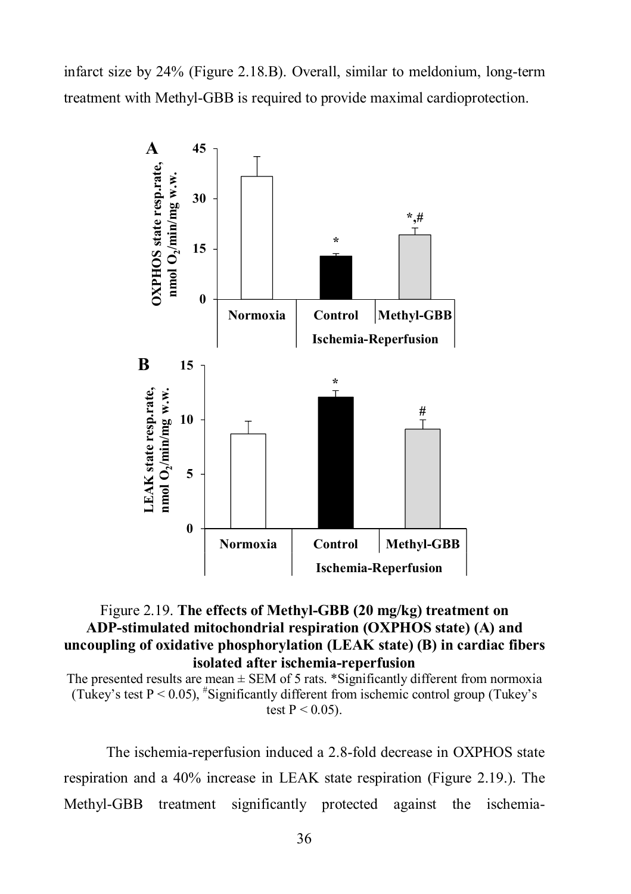infarct size by 24% (Figure 2.18.B). Overall, similar to meldonium, long-term treatment with Methyl-GBB is required to provide maximal cardioprotection.

Figure 2.19. **The effects of Methyl-GBB (20 mg/kg) treatment on ADP-stimulated mitochondrial respiration (OXPHOS state) (A) and uncoupling of oxidative phosphorylation (LEAK state) (B) in cardiac fibers isolated after ischemia-reperfusion**

The presented results are mean ± SEM of 5 rats. *Significantly different from normoxia (Tukey's test $P < 0.05$), #Significantly different from ischemic control group (Tukey's test $P < 0.05$).

The ischemia-reperfusion induced a 2.8-fold decrease in OXPHOS state respiration and a 40% increase in LEAK state respiration (Figure 2.19.). The Methyl-GBB treatment significantly protected against the ischemia-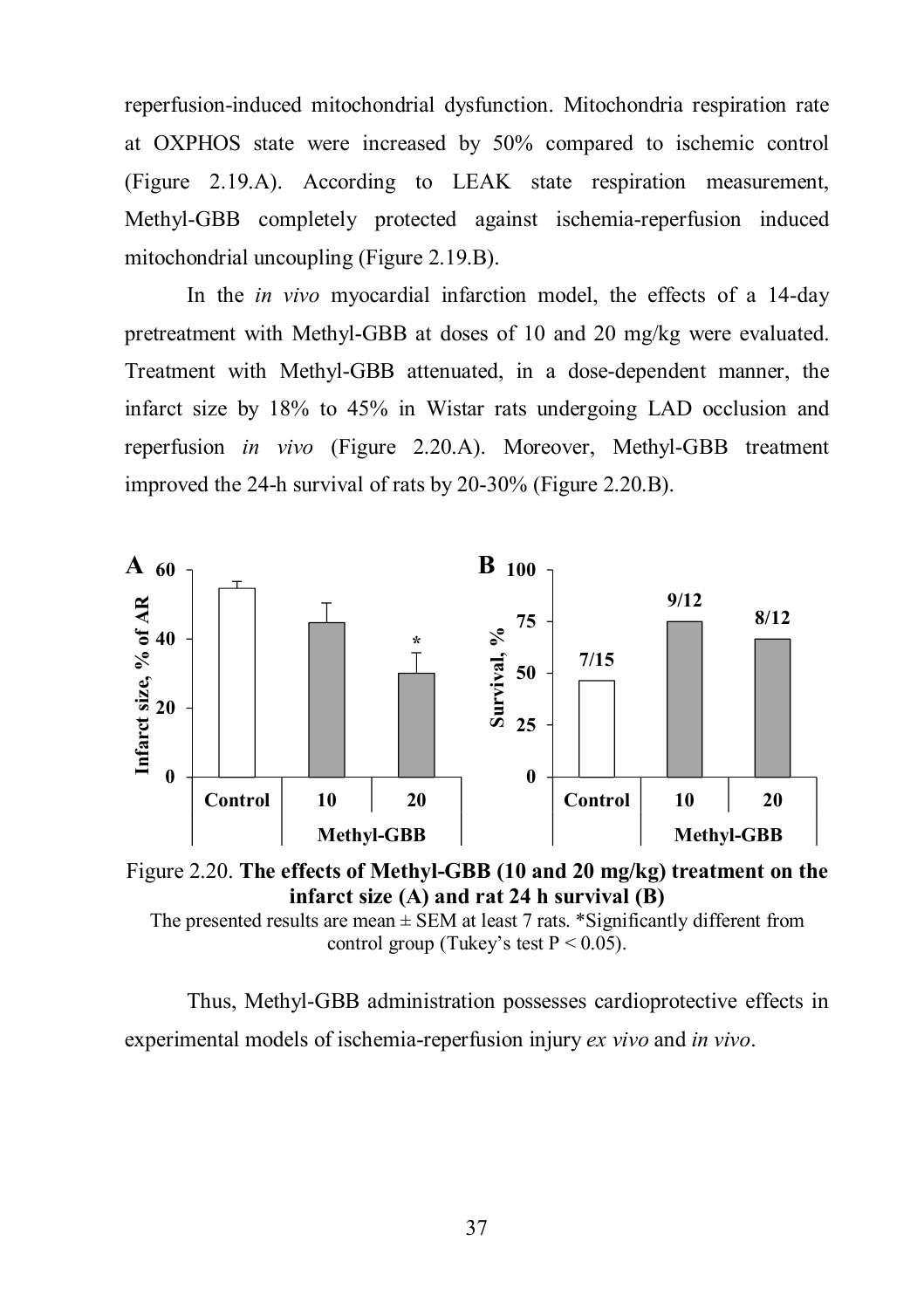reperfusion-induced mitochondrial dysfunction. Mitochondria respiration rate at OXPHOS state were increased by 50% compared to ischemic control (Figure 2.19.A). According to LEAK state respiration measurement, Methyl-GBB completely protected against ischemia-reperfusion induced mitochondrial uncoupling (Figure 2.19.B).

In the *in vivo* myocardial infarction model, the effects of a 14-day pretreatment with Methyl-GBB at doses of 10 and 20 mg/kg were evaluated. Treatment with Methyl-GBB attenuated, in a dose-dependent manner, the infarct size by 18% to 45% in Wistar rats undergoing LAD occlusion and reperfusion *in vivo* (Figure 2.20.A). Moreover, Methyl-GBB treatment improved the 24-h survival of rats by 20-30% (Figure 2.20.B).

Figure 2.20. **The effects of Methyl-GBB (10 and 20 mg/kg) treatment on the infarct size (A) and rat 24 h survival (B)**

The presented results are mean ± SEM at least 7 rats. *Significantly different from control group (Tukey's test $P < 0.05$).

Thus, Methyl-GBB administration possesses cardioprotective effects in experimental models of ischemia-reperfusion injury *ex vivo* and *in vivo*.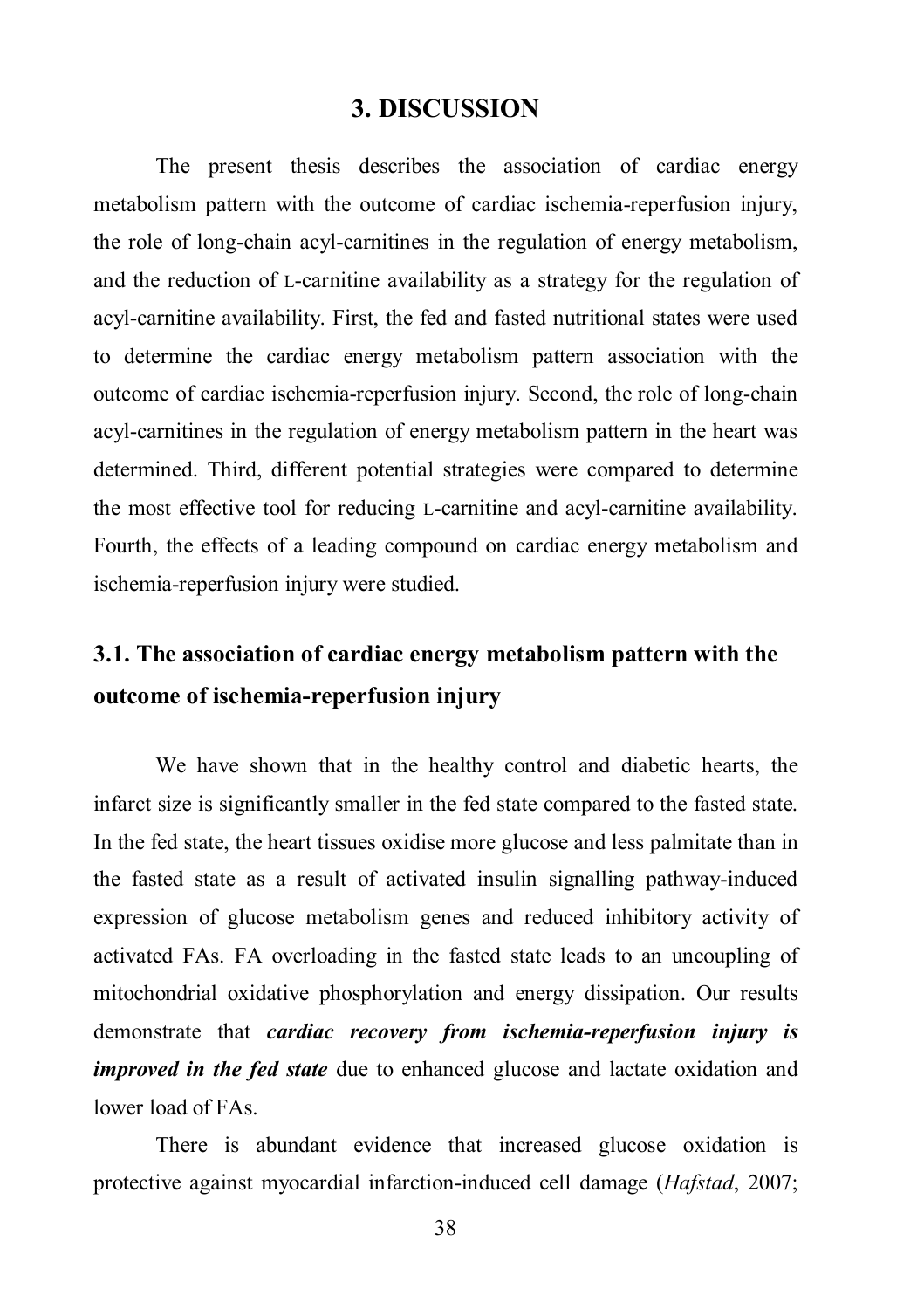# 3. DISCUSSION

The present thesis describes the association of cardiac energy metabolism pattern with the outcome of cardiac ischemia-reperfusion injury, the role of long-chain acyl-carnitines in the regulation of energy metabolism, and the reduction of L-carnitine availability as a strategy for the regulation of acyl-carnitine availability. First, the fed and fasted nutritional states were used to determine the cardiac energy metabolism pattern association with the outcome of cardiac ischemia-reperfusion injury. Second, the role of long-chain acyl-carnitines in the regulation of energy metabolism pattern in the heart was determined. Third, different potential strategies were compared to determine the most effective tool for reducing L-carnitine and acyl-carnitine availability. Fourth, the effects of a leading compound on cardiac energy metabolism and ischemia-reperfusion injury were studied.

## 3.1. The association of cardiac energy metabolism pattern with the outcome of ischemia-reperfusion injury

We have shown that in the healthy control and diabetic hearts, the infarct size is significantly smaller in the fed state compared to the fasted state. In the fed state, the heart tissues oxidise more glucose and less palmitate than in the fasted state as a result of activated insulin signalling pathway-induced expression of glucose metabolism genes and reduced inhibitory activity of activated FAs. FA overloading in the fasted state leads to an uncoupling of mitochondrial oxidative phosphorylation and energy dissipation. Our results demonstrate that ***cardiac recovery from ischemia-reperfusion injury is improved in the fed state*** due to enhanced glucose and lactate oxidation and lower load of FAs.

There is abundant evidence that increased glucose oxidation is protective against myocardial infarction-induced cell damage (*Hafstad*, 2007;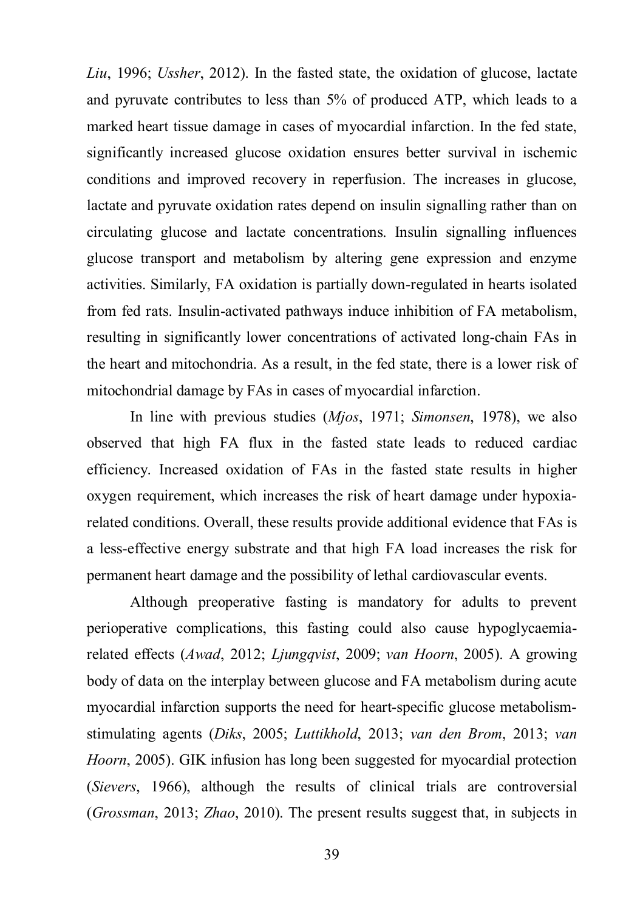*Liu*, 1996; *Ussher*, 2012). In the fasted state, the oxidation of glucose, lactate and pyruvate contributes to less than 5% of produced ATP, which leads to a marked heart tissue damage in cases of myocardial infarction. In the fed state, significantly increased glucose oxidation ensures better survival in ischemic conditions and improved recovery in reperfusion. The increases in glucose, lactate and pyruvate oxidation rates depend on insulin signalling rather than on circulating glucose and lactate concentrations. Insulin signalling influences glucose transport and metabolism by altering gene expression and enzyme activities. Similarly, FA oxidation is partially down-regulated in hearts isolated from fed rats. Insulin-activated pathways induce inhibition of FA metabolism, resulting in significantly lower concentrations of activated long-chain FAs in the heart and mitochondria. As a result, in the fed state, there is a lower risk of mitochondrial damage by FAs in cases of myocardial infarction.

In line with previous studies (*Mjos*, 1971; *Simonsen*, 1978), we also observed that high FA flux in the fasted state leads to reduced cardiac efficiency. Increased oxidation of FAs in the fasted state results in higher oxygen requirement, which increases the risk of heart damage under hypoxia-related conditions. Overall, these results provide additional evidence that FAs is a less-effective energy substrate and that high FA load increases the risk for permanent heart damage and the possibility of lethal cardiovascular events.

Although preoperative fasting is mandatory for adults to prevent perioperative complications, this fasting could also cause hypoglycaemia-related effects (*Awad*, 2012; *Ljungqvist*, 2009; *van Hoorn*, 2005). A growing body of data on the interplay between glucose and FA metabolism during acute myocardial infarction supports the need for heart-specific glucose metabolism-stimulating agents (*Diks*, 2005; *Luttikhold*, 2013; *van den Brom*, 2013; *van Hoorn*, 2005). GIK infusion has long been suggested for myocardial protection (*Sievers*, 1966), although the results of clinical trials are controversial (*Grossman*, 2013; *Zhao*, 2010). The present results suggest that, in subjects in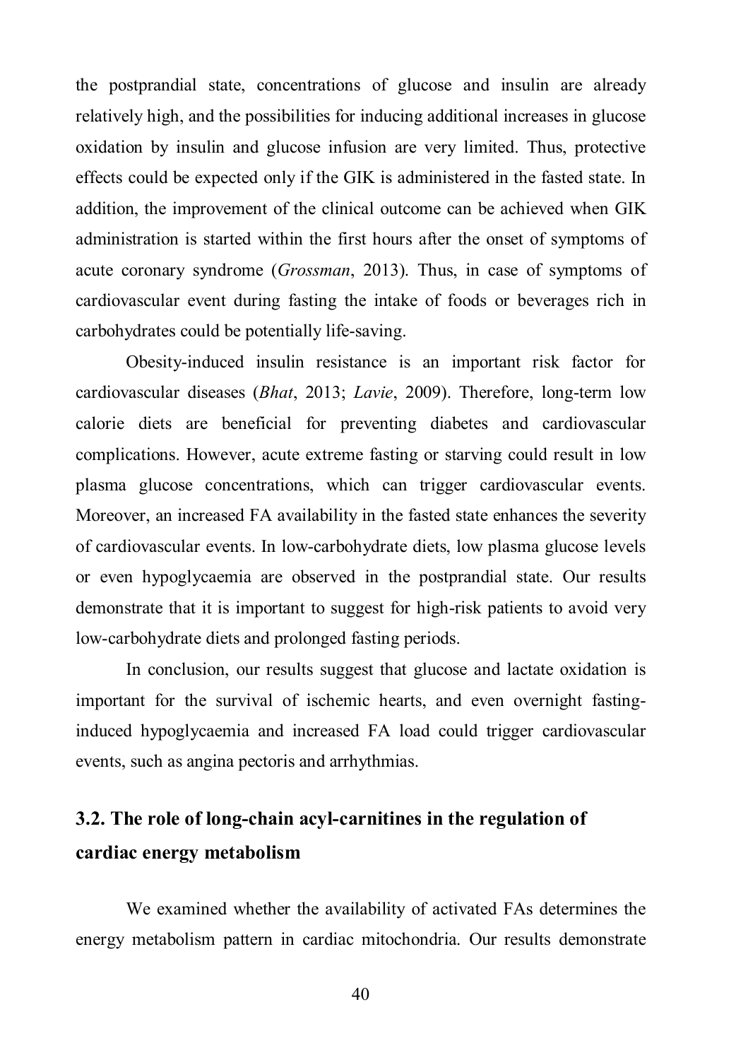the postprandial state, concentrations of glucose and insulin are already relatively high, and the possibilities for inducing additional increases in glucose oxidation by insulin and glucose infusion are very limited. Thus, protective effects could be expected only if the GIK is administered in the fasted state. In addition, the improvement of the clinical outcome can be achieved when GIK administration is started within the first hours after the onset of symptoms of acute coronary syndrome (*Grossman*, 2013). Thus, in case of symptoms of cardiovascular event during fasting the intake of foods or beverages rich in carbohydrates could be potentially life-saving.

Obesity-induced insulin resistance is an important risk factor for cardiovascular diseases (*Bhat*, 2013; *Lavie*, 2009). Therefore, long-term low calorie diets are beneficial for preventing diabetes and cardiovascular complications. However, acute extreme fasting or starving could result in low plasma glucose concentrations, which can trigger cardiovascular events. Moreover, an increased FA availability in the fasted state enhances the severity of cardiovascular events. In low-carbohydrate diets, low plasma glucose levels or even hypoglycaemia are observed in the postprandial state. Our results demonstrate that it is important to suggest for high-risk patients to avoid very low-carbohydrate diets and prolonged fasting periods.

In conclusion, our results suggest that glucose and lactate oxidation is important for the survival of ischemic hearts, and even overnight fasting-induced hypoglycaemia and increased FA load could trigger cardiovascular events, such as angina pectoris and arrhythmias.

## 3.2. The role of long-chain acyl-carnitines in the regulation of cardiac energy metabolism

We examined whether the availability of activated FAs determines the energy metabolism pattern in cardiac mitochondria. Our results demonstrate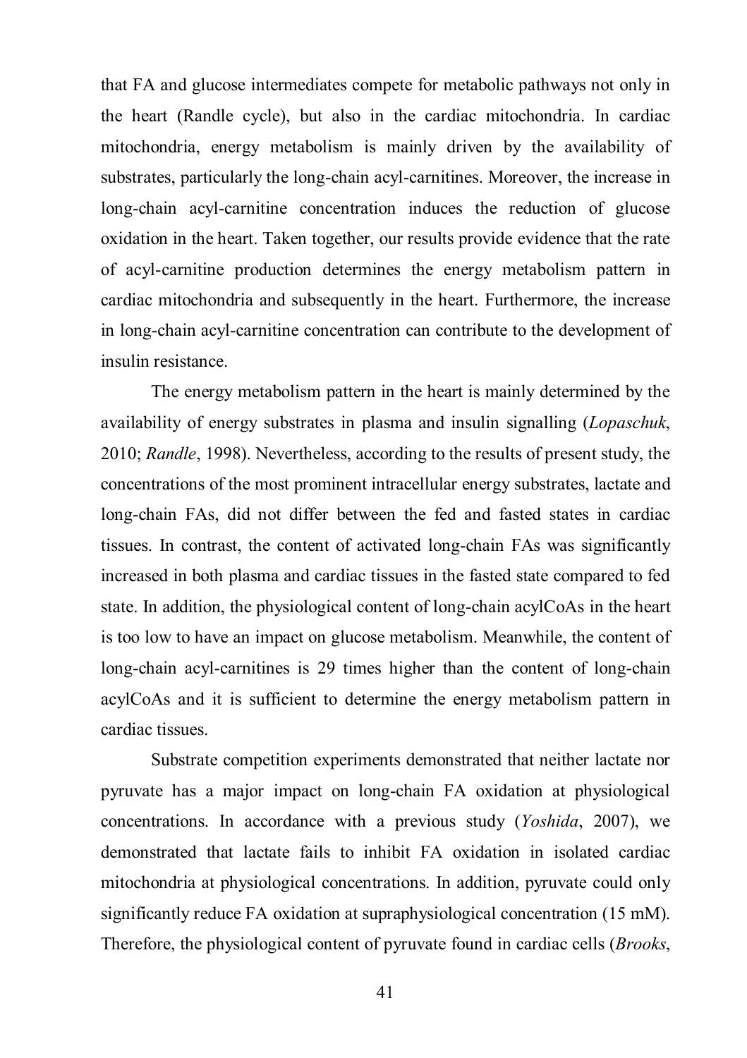that FA and glucose intermediates compete for metabolic pathways not only in the heart (Randle cycle), but also in the cardiac mitochondria. In cardiac mitochondria, energy metabolism is mainly driven by the availability of substrates, particularly the long-chain acyl-carnitines. Moreover, the increase in long-chain acyl-carnitine concentration induces the reduction of glucose oxidation in the heart. Taken together, our results provide evidence that the rate of acyl-carnitine production determines the energy metabolism pattern in cardiac mitochondria and subsequently in the heart. Furthermore, the increase in long-chain acyl-carnitine concentration can contribute to the development of insulin resistance.

The energy metabolism pattern in the heart is mainly determined by the availability of energy substrates in plasma and insulin signalling (*Lopaschuk*, 2010; *Randle*, 1998). Nevertheless, according to the results of present study, the concentrations of the most prominent intracellular energy substrates, lactate and long-chain FAs, did not differ between the fed and fasted states in cardiac tissues. In contrast, the content of activated long-chain FAs was significantly increased in both plasma and cardiac tissues in the fasted state compared to fed state. In addition, the physiological content of long-chain acylCoAs in the heart is too low to have an impact on glucose metabolism. Meanwhile, the content of long-chain acyl-carnitines is 29 times higher than the content of long-chain acylCoAs and it is sufficient to determine the energy metabolism pattern in cardiac tissues.

Substrate competition experiments demonstrated that neither lactate nor pyruvate has a major impact on long-chain FA oxidation at physiological concentrations. In accordance with a previous study (*Yoshida*, 2007), we demonstrated that lactate fails to inhibit FA oxidation in isolated cardiac mitochondria at physiological concentrations. In addition, pyruvate could only significantly reduce FA oxidation at supraphysiological concentration (15 mM). Therefore, the physiological content of pyruvate found in cardiac cells (*Brooks*,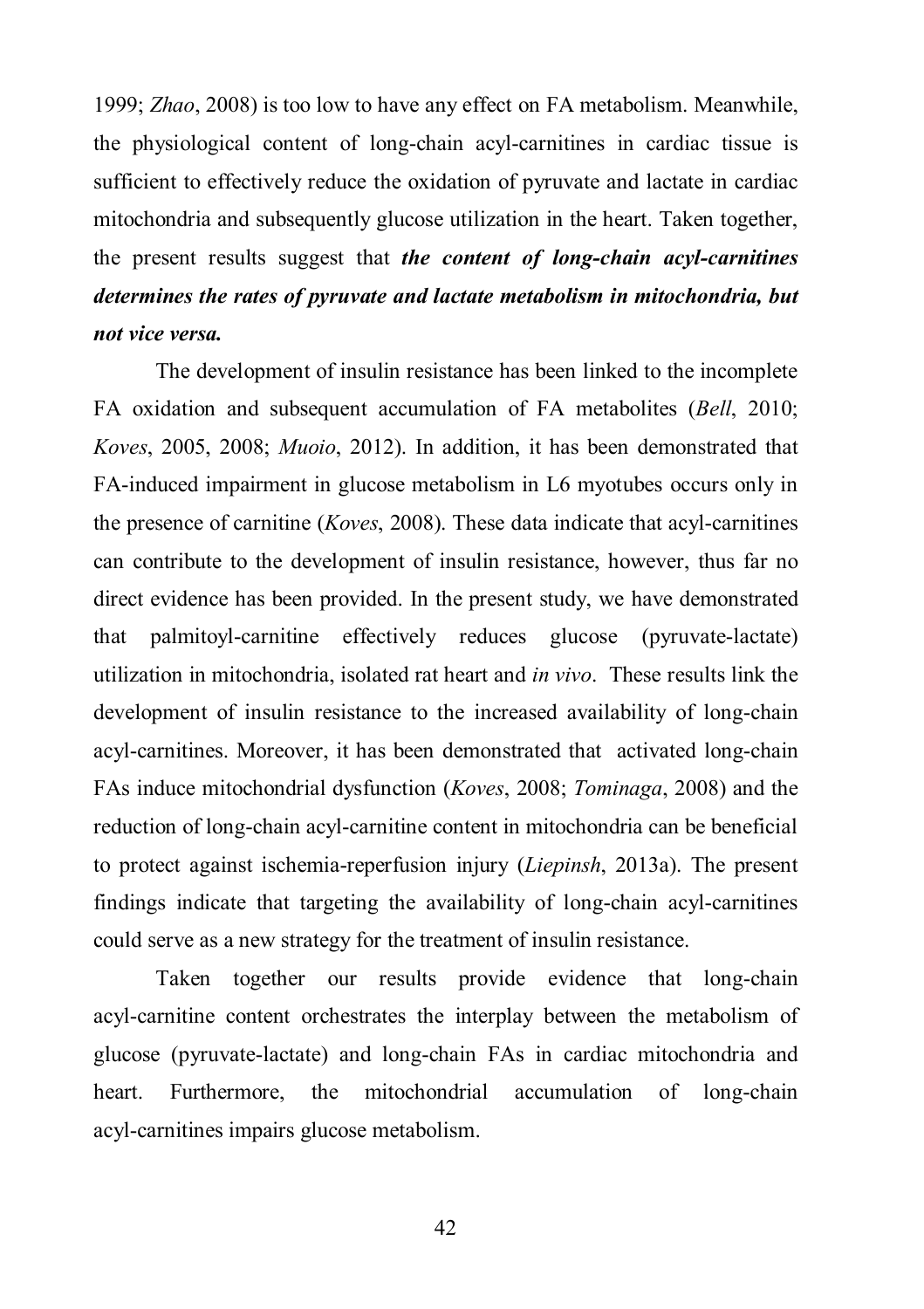1999; *Zhao*, 2008) is too low to have any effect on FA metabolism. Meanwhile, the physiological content of long-chain acyl-carnitines in cardiac tissue is sufficient to effectively reduce the oxidation of pyruvate and lactate in cardiac mitochondria and subsequently glucose utilization in the heart. Taken together, the present results suggest that ***the content of long-chain acyl-carnitines determines the rates of pyruvate and lactate metabolism in mitochondria, but not vice versa.***

The development of insulin resistance has been linked to the incomplete FA oxidation and subsequent accumulation of FA metabolites (*Bell*, 2010; *Koves*, 2005, 2008; *Muoio*, 2012). In addition, it has been demonstrated that FA-induced impairment in glucose metabolism in L6 myotubes occurs only in the presence of carnitine (*Koves*, 2008). These data indicate that acyl-carnitines can contribute to the development of insulin resistance, however, thus far no direct evidence has been provided. In the present study, we have demonstrated that palmitoyl-carnitine effectively reduces glucose (pyruvate-lactate) utilization in mitochondria, isolated rat heart and *in vivo*. These results link the development of insulin resistance to the increased availability of long-chain acyl-carnitines. Moreover, it has been demonstrated that activated long-chain FAs induce mitochondrial dysfunction (*Koves*, 2008; *Tominaga*, 2008) and the reduction of long-chain acyl-carnitine content in mitochondria can be beneficial to protect against ischemia-reperfusion injury (*Liepinsh*, 2013a). The present findings indicate that targeting the availability of long-chain acyl-carnitines could serve as a new strategy for the treatment of insulin resistance.

Taken together our results provide evidence that long-chain acyl-carnitine content orchestrates the interplay between the metabolism of glucose (pyruvate-lactate) and long-chain FAs in cardiac mitochondria and heart. Furthermore, the mitochondrial accumulation of long-chain acyl-carnitines impairs glucose metabolism.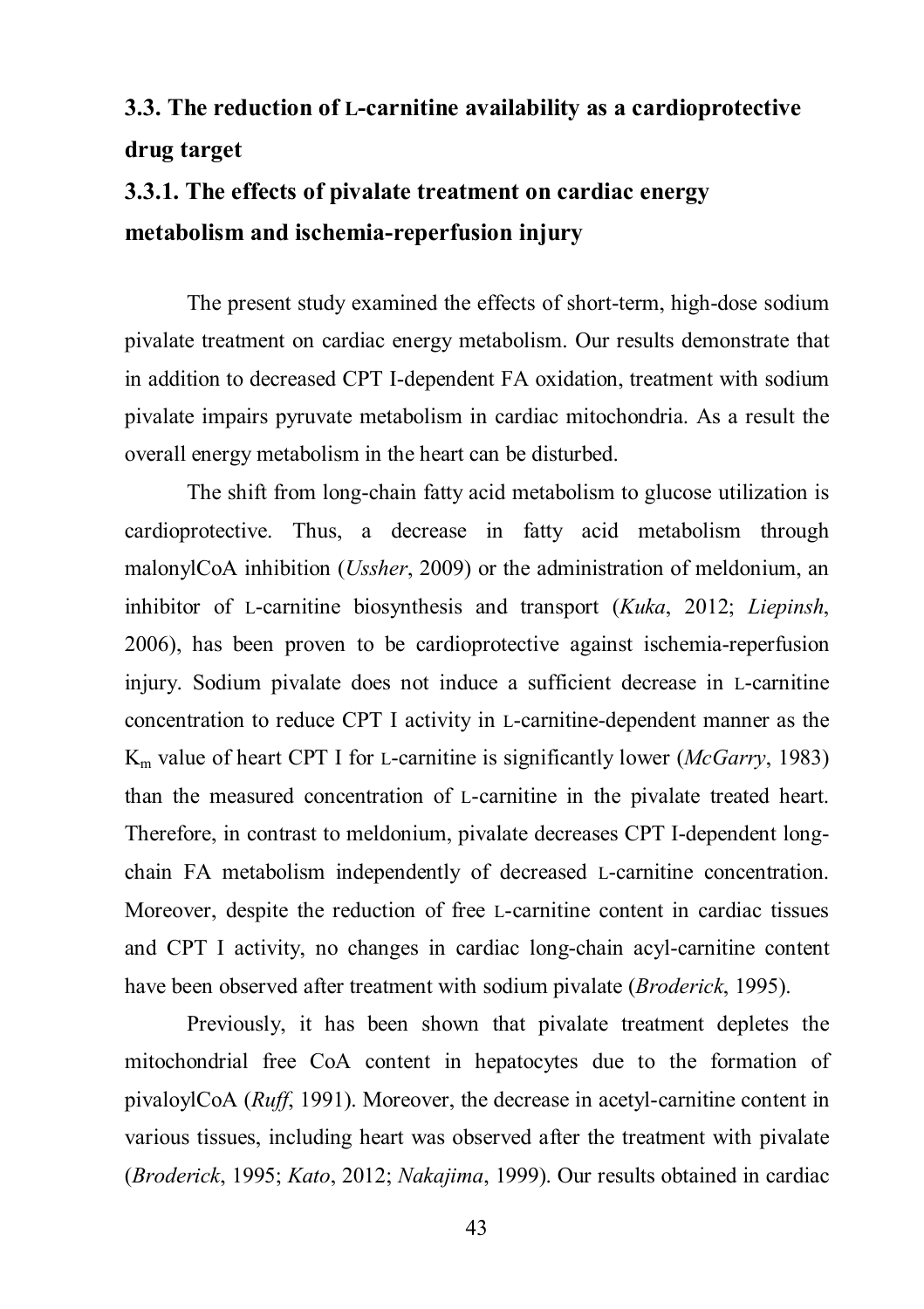## 3.3. The reduction of L-carnitine availability as a cardioprotective drug target

### 3.3.1. The effects of pivalate treatment on cardiac energy metabolism and ischemia-reperfusion injury

The present study examined the effects of short-term, high-dose sodium pivalate treatment on cardiac energy metabolism. Our results demonstrate that in addition to decreased CPT I-dependent FA oxidation, treatment with sodium pivalate impairs pyruvate metabolism in cardiac mitochondria. As a result the overall energy metabolism in the heart can be disturbed.

The shift from long-chain fatty acid metabolism to glucose utilization is cardioprotective. Thus, a decrease in fatty acid metabolism through malonylCoA inhibition (*Ussher*, 2009) or the administration of meldonium, an inhibitor of L-carnitine biosynthesis and transport (*Kuka*, 2012; *Liepinsh*, 2006), has been proven to be cardioprotective against ischemia-reperfusion injury. Sodium pivalate does not induce a sufficient decrease in L-carnitine concentration to reduce CPT I activity in L-carnitine-dependent manner as the $K_m$ value of heart CPT I for L-carnitine is significantly lower (*McGarry*, 1983) than the measured concentration of L-carnitine in the pivalate treated heart. Therefore, in contrast to meldonium, pivalate decreases CPT I-dependent long-chain FA metabolism independently of decreased L-carnitine concentration. Moreover, despite the reduction of free L-carnitine content in cardiac tissues and CPT I activity, no changes in cardiac long-chain acyl-carnitine content have been observed after treatment with sodium pivalate (*Broderick*, 1995).

Previously, it has been shown that pivalate treatment depletes the mitochondrial free CoA content in hepatocytes due to the formation of pivaloylCoA (*Ruff*, 1991). Moreover, the decrease in acetyl-carnitine content in various tissues, including heart was observed after the treatment with pivalate (*Broderick*, 1995; *Kato*, 2012; *Nakajima*, 1999). Our results obtained in cardiac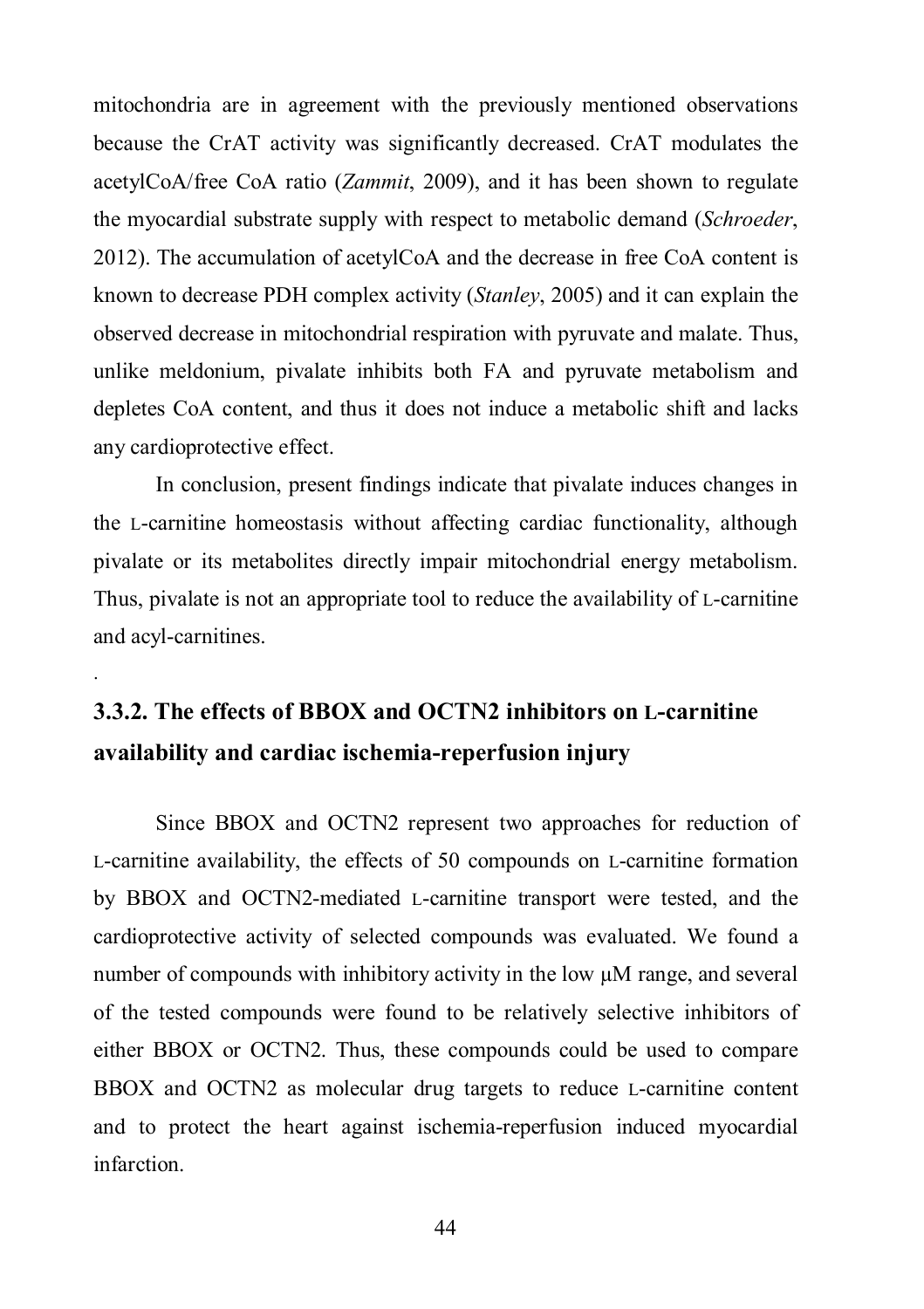mitochondria are in agreement with the previously mentioned observations because the CrAT activity was significantly decreased. CrAT modulates the acetylCoA/free CoA ratio (*Zammit*, 2009), and it has been shown to regulate the myocardial substrate supply with respect to metabolic demand (*Schroeder*, 2012). The accumulation of acetylCoA and the decrease in free CoA content is known to decrease PDH complex activity (*Stanley*, 2005) and it can explain the observed decrease in mitochondrial respiration with pyruvate and malate. Thus, unlike meldonium, pivalate inhibits both FA and pyruvate metabolism and depletes CoA content, and thus it does not induce a metabolic shift and lacks any cardioprotective effect.

In conclusion, present findings indicate that pivalate induces changes in the L-carnitine homeostasis without affecting cardiac functionality, although pivalate or its metabolites directly impair mitochondrial energy metabolism. Thus, pivalate is not an appropriate tool to reduce the availability of L-carnitine and acyl-carnitines.

.

### 3.3.2. The effects of BBOX and OCTN2 inhibitors on L-carnitine availability and cardiac ischemia-reperfusion injury

Since BBOX and OCTN2 represent two approaches for reduction of L-carnitine availability, the effects of 50 compounds on L-carnitine formation by BBOX and OCTN2-mediated L-carnitine transport were tested, and the cardioprotective activity of selected compounds was evaluated. We found a number of compounds with inhibitory activity in the low μM range, and several of the tested compounds were found to be relatively selective inhibitors of either BBOX or OCTN2. Thus, these compounds could be used to compare BBOX and OCTN2 as molecular drug targets to reduce L-carnitine content and to protect the heart against ischemia-reperfusion induced myocardial infarction.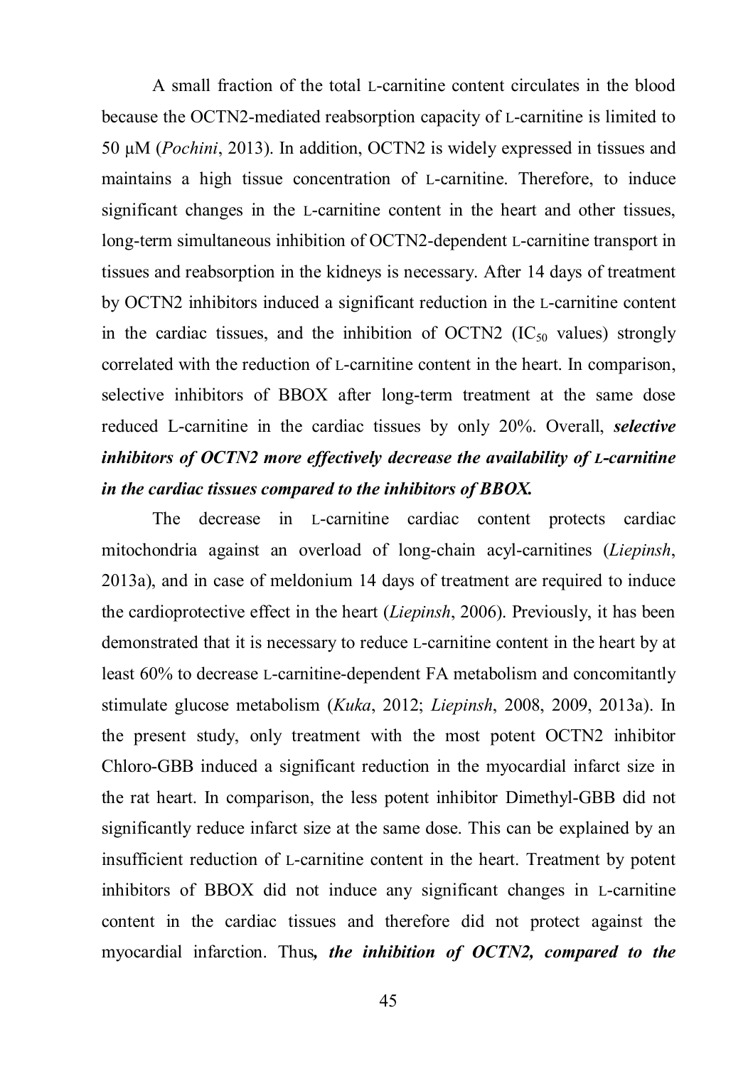A small fraction of the total L-carnitine content circulates in the blood because the OCTN2-mediated reabsorption capacity of L-carnitine is limited to 50 µM (*Pochini*, 2013). In addition, OCTN2 is widely expressed in tissues and maintains a high tissue concentration of L-carnitine. Therefore, to induce significant changes in the L-carnitine content in the heart and other tissues, long-term simultaneous inhibition of OCTN2-dependent L-carnitine transport in tissues and reabsorption in the kidneys is necessary. After 14 days of treatment by OCTN2 inhibitors induced a significant reduction in the L-carnitine content in the cardiac tissues, and the inhibition of OCTN2 ($IC_{50}$ values) strongly correlated with the reduction of L-carnitine content in the heart. In comparison, selective inhibitors of BBOX after long-term treatment at the same dose reduced L-carnitine in the cardiac tissues by only 20%. Overall, ***selective inhibitors of OCTN2 more effectively decrease the availability of L-carnitine in the cardiac tissues compared to the inhibitors of BBOX.***

The decrease in L-carnitine cardiac content protects cardiac mitochondria against an overload of long-chain acyl-carnitines (*Liepinsh*, 2013a), and in case of meldonium 14 days of treatment are required to induce the cardioprotective effect in the heart (*Liepinsh*, 2006). Previously, it has been demonstrated that it is necessary to reduce L-carnitine content in the heart by at least 60% to decrease L-carnitine-dependent FA metabolism and concomitantly stimulate glucose metabolism (*Kuka*, 2012; *Liepinsh*, 2008, 2009, 2013a). In the present study, only treatment with the most potent OCTN2 inhibitor Chloro-GBB induced a significant reduction in the myocardial infarct size in the rat heart. In comparison, the less potent inhibitor Dimethyl-GBB did not significantly reduce infarct size at the same dose. This can be explained by an insufficient reduction of L-carnitine content in the heart. Treatment by potent inhibitors of BBOX did not induce any significant changes in L-carnitine content in the cardiac tissues and therefore did not protect against the myocardial infarction. Thus***, the inhibition of OCTN2, compared to the***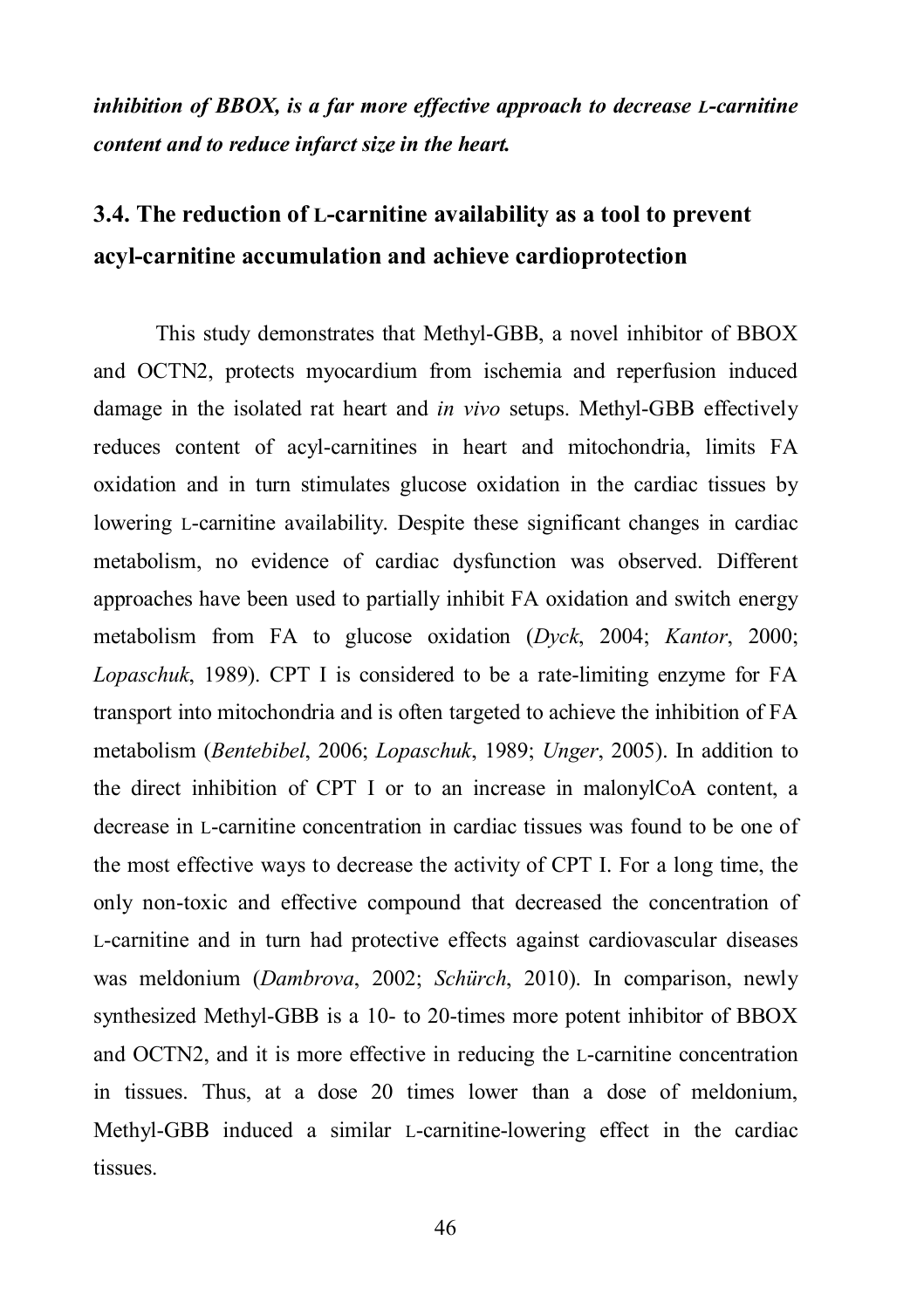***inhibition of BBOX, is a far more effective approach to decrease L-carnitine content and to reduce infarct size in the heart.***

## 3.4. The reduction of L-carnitine availability as a tool to prevent acyl-carnitine accumulation and achieve cardioprotection

This study demonstrates that Methyl-GBB, a novel inhibitor of BBOX and OCTN2, protects myocardium from ischemia and reperfusion induced damage in the isolated rat heart and *in vivo* setups. Methyl-GBB effectively reduces content of acyl-carnitines in heart and mitochondria, limits FA oxidation and in turn stimulates glucose oxidation in the cardiac tissues by lowering L-carnitine availability. Despite these significant changes in cardiac metabolism, no evidence of cardiac dysfunction was observed. Different approaches have been used to partially inhibit FA oxidation and switch energy metabolism from FA to glucose oxidation (*Dyck*, 2004; *Kantor*, 2000; *Lopaschuk*, 1989). CPT I is considered to be a rate-limiting enzyme for FA transport into mitochondria and is often targeted to achieve the inhibition of FA metabolism (*Bentebibel*, 2006; *Lopaschuk*, 1989; *Unger*, 2005). In addition to the direct inhibition of CPT I or to an increase in malonylCoA content, a decrease in L-carnitine concentration in cardiac tissues was found to be one of the most effective ways to decrease the activity of CPT I. For a long time, the only non-toxic and effective compound that decreased the concentration of L-carnitine and in turn had protective effects against cardiovascular diseases was meldonium (*Dambrova*, 2002; *Schürch*, 2010). In comparison, newly synthesized Methyl-GBB is a 10- to 20-times more potent inhibitor of BBOX and OCTN2, and it is more effective in reducing the L-carnitine concentration in tissues. Thus, at a dose 20 times lower than a dose of meldonium, Methyl-GBB induced a similar L-carnitine-lowering effect in the cardiac tissues.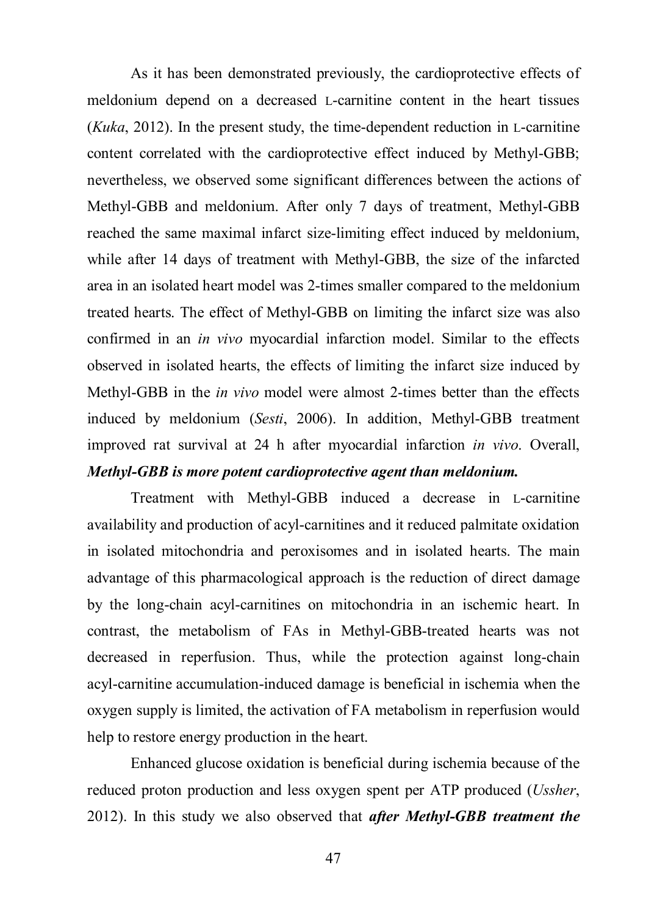As it has been demonstrated previously, the cardioprotective effects of meldonium depend on a decreased L-carnitine content in the heart tissues (*Kuka*, 2012). In the present study, the time-dependent reduction in L-carnitine content correlated with the cardioprotective effect induced by Methyl-GBB; nevertheless, we observed some significant differences between the actions of Methyl-GBB and meldonium. After only 7 days of treatment, Methyl-GBB reached the same maximal infarct size-limiting effect induced by meldonium, while after 14 days of treatment with Methyl-GBB, the size of the infarcted area in an isolated heart model was 2-times smaller compared to the meldonium treated hearts. The effect of Methyl-GBB on limiting the infarct size was also confirmed in an *in vivo* myocardial infarction model. Similar to the effects observed in isolated hearts, the effects of limiting the infarct size induced by Methyl-GBB in the *in vivo* model were almost 2-times better than the effects induced by meldonium (*Sesti*, 2006). In addition, Methyl-GBB treatment improved rat survival at 24 h after myocardial infarction *in vivo*. Overall, ***Methyl-GBB is more potent cardioprotective agent than meldonium.***

Treatment with Methyl-GBB induced a decrease in L-carnitine availability and production of acyl-carnitines and it reduced palmitate oxidation in isolated mitochondria and peroxisomes and in isolated hearts. The main advantage of this pharmacological approach is the reduction of direct damage by the long-chain acyl-carnitines on mitochondria in an ischemic heart. In contrast, the metabolism of FAs in Methyl-GBB-treated hearts was not decreased in reperfusion. Thus, while the protection against long-chain acyl-carnitine accumulation-induced damage is beneficial in ischemia when the oxygen supply is limited, the activation of FA metabolism in reperfusion would help to restore energy production in the heart.

Enhanced glucose oxidation is beneficial during ischemia because of the reduced proton production and less oxygen spent per ATP produced (*Ussher*, 2012). In this study we also observed that ***after Methyl-GBB treatment the***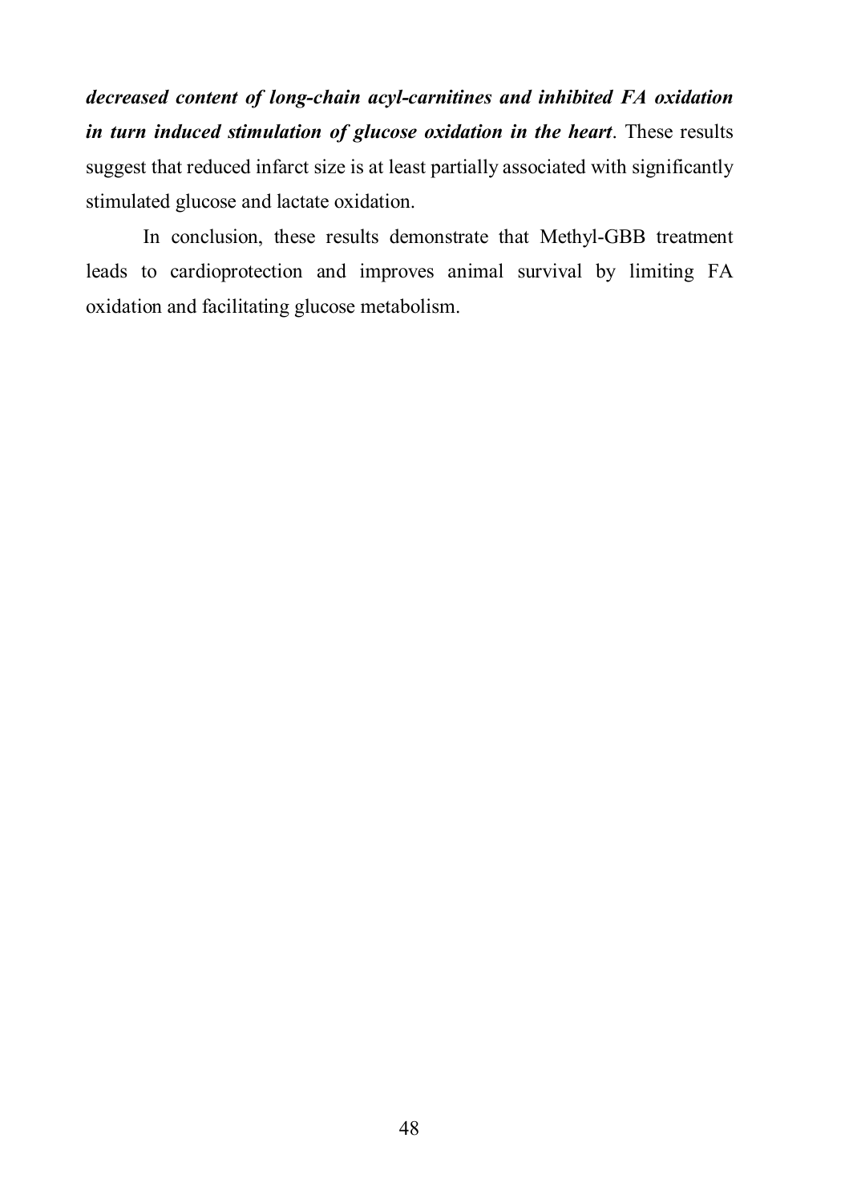***decreased content of long-chain acyl-carnitines and inhibited FA oxidation in turn induced stimulation of glucose oxidation in the heart***. These results suggest that reduced infarct size is at least partially associated with significantly stimulated glucose and lactate oxidation.

In conclusion, these results demonstrate that Methyl-GBB treatment leads to cardioprotection and improves animal survival by limiting FA oxidation and facilitating glucose metabolism.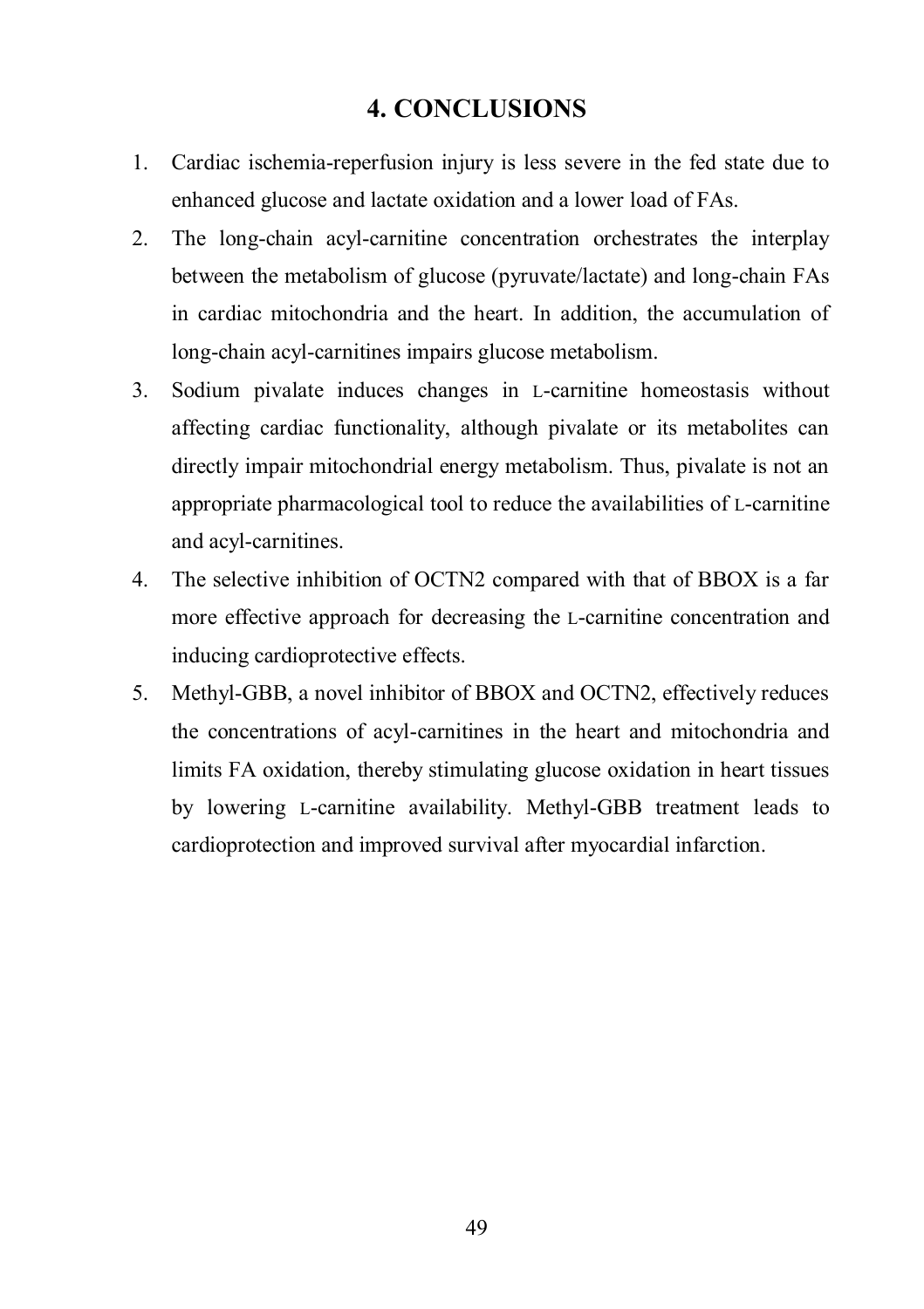# 4. CONCLUSIONS

1. Cardiac ischemia-reperfusion injury is less severe in the fed state due to enhanced glucose and lactate oxidation and a lower load of FAs.
2. The long-chain acyl-carnitine concentration orchestrates the interplay between the metabolism of glucose (pyruvate/lactate) and long-chain FAs in cardiac mitochondria and the heart. In addition, the accumulation of long-chain acyl-carnitines impairs glucose metabolism.
3. Sodium pivalate induces changes in L-carnitine homeostasis without affecting cardiac functionality, although pivalate or its metabolites can directly impair mitochondrial energy metabolism. Thus, pivalate is not an appropriate pharmacological tool to reduce the availabilities of L-carnitine and acyl-carnitines.
4. The selective inhibition of OCTN2 compared with that of BBOX is a far more effective approach for decreasing the L-carnitine concentration and inducing cardioprotective effects.
5. Methyl-GBB, a novel inhibitor of BBOX and OCTN2, effectively reduces the concentrations of acyl-carnitines in the heart and mitochondria and limits FA oxidation, thereby stimulating glucose oxidation in heart tissues by lowering L-carnitine availability. Methyl-GBB treatment leads to cardioprotection and improved survival after myocardial infarction.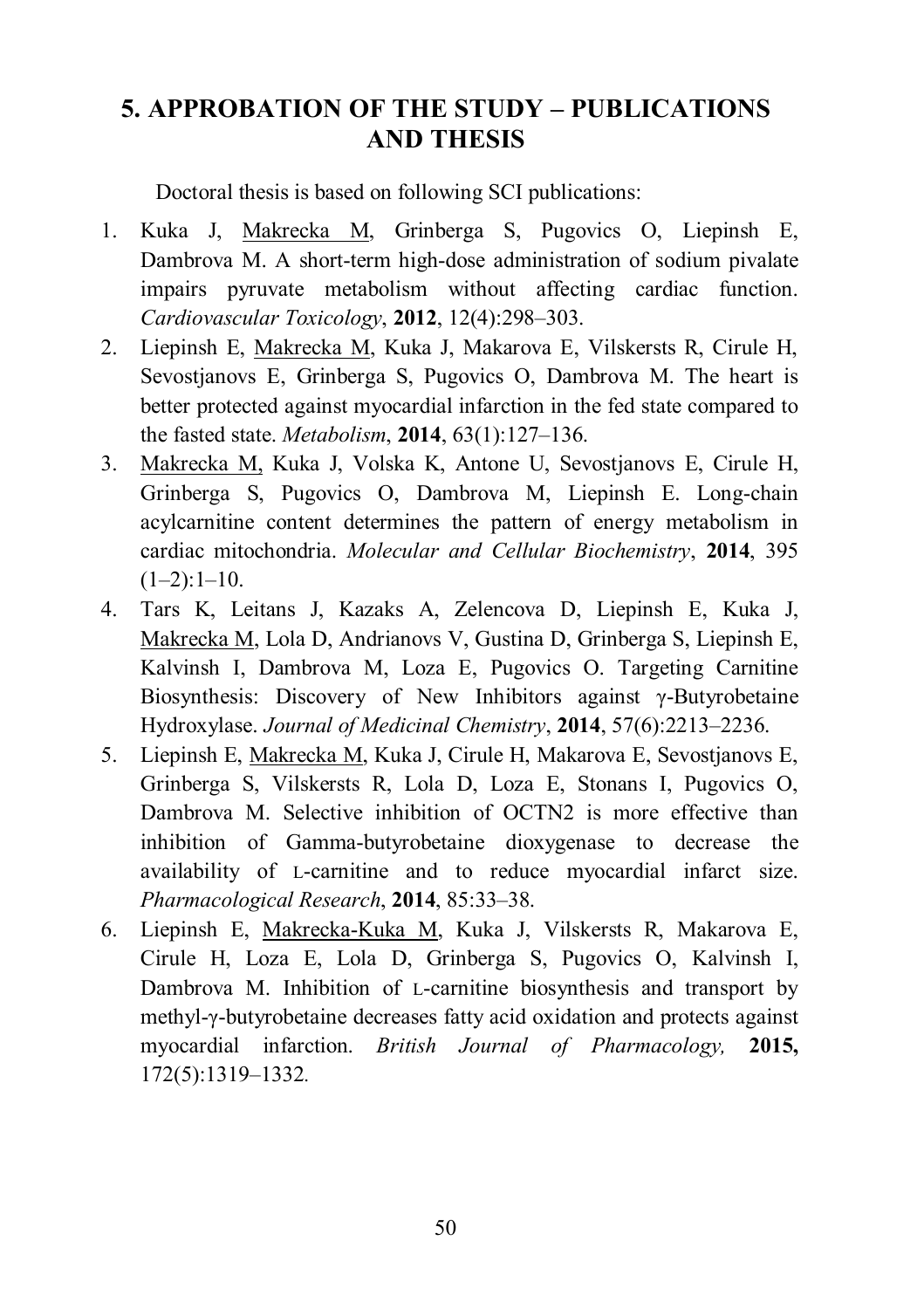## 5. APPROBATION OF THE STUDY – PUBLICATIONS AND THESIS

Doctoral thesis is based on following SCI publications:

1. Kuka J, <u>Makrecka M</u>, Grinberga S, Pugovics O, Liepinsh E, Dambrova M. A short-term high-dose administration of sodium pivalate impairs pyruvate metabolism without affecting cardiac function. *Cardiovascular Toxicology*, **2012**, 12(4):298–303.
2. Liepinsh E, <u>Makrecka M</u>, Kuka J, Makarova E, Vilskersts R, Cirule H, Sevostjanovs E, Grinberga S, Pugovics O, Dambrova M. The heart is better protected against myocardial infarction in the fed state compared to the fasted state. *Metabolism*, **2014**, 63(1):127–136.
3. <u>Makrecka M,</u> Kuka J, Volska K, Antone U, Sevostjanovs E, Cirule H, Grinberga S, Pugovics O, Dambrova M, Liepinsh E. Long-chain acylcarnitine content determines the pattern of energy metabolism in cardiac mitochondria. *Molecular and Cellular Biochemistry*, **2014**, 395 (1–2):1–10.
4. Tars K, Leitans J, Kazaks A, Zelencova D, Liepinsh E, Kuka J, <u>Makrecka M</u>, Lola D, Andrianovs V, Gustina D, Grinberga S, Liepinsh E, Kalvinsh I, Dambrova M, Loza E, Pugovics O. Targeting Carnitine Biosynthesis: Discovery of New Inhibitors against γ-Butyrobetaine Hydroxylase. *Journal of Medicinal Chemistry*, **2014**, 57(6):2213–2236.
5. Liepinsh E, <u>Makrecka M</u>, Kuka J, Cirule H, Makarova E, Sevostjanovs E, Grinberga S, Vilskersts R, Lola D, Loza E, Stonans I, Pugovics O, Dambrova M. Selective inhibition of OCTN2 is more effective than inhibition of Gamma-butyrobetaine dioxygenase to decrease the availability of L-carnitine and to reduce myocardial infarct size. *Pharmacological Research*, **2014**, 85:33–38.
6. Liepinsh E, <u>Makrecka-Kuka M</u>, Kuka J, Vilskersts R, Makarova E, Cirule H, Loza E, Lola D, Grinberga S, Pugovics O, Kalvinsh I, Dambrova M. Inhibition of L-carnitine biosynthesis and transport by methyl-γ-butyrobetaine decreases fatty acid oxidation and protects against myocardial infarction. *British Journal of Pharmacology,* **2015,** 172(5):1319–1332.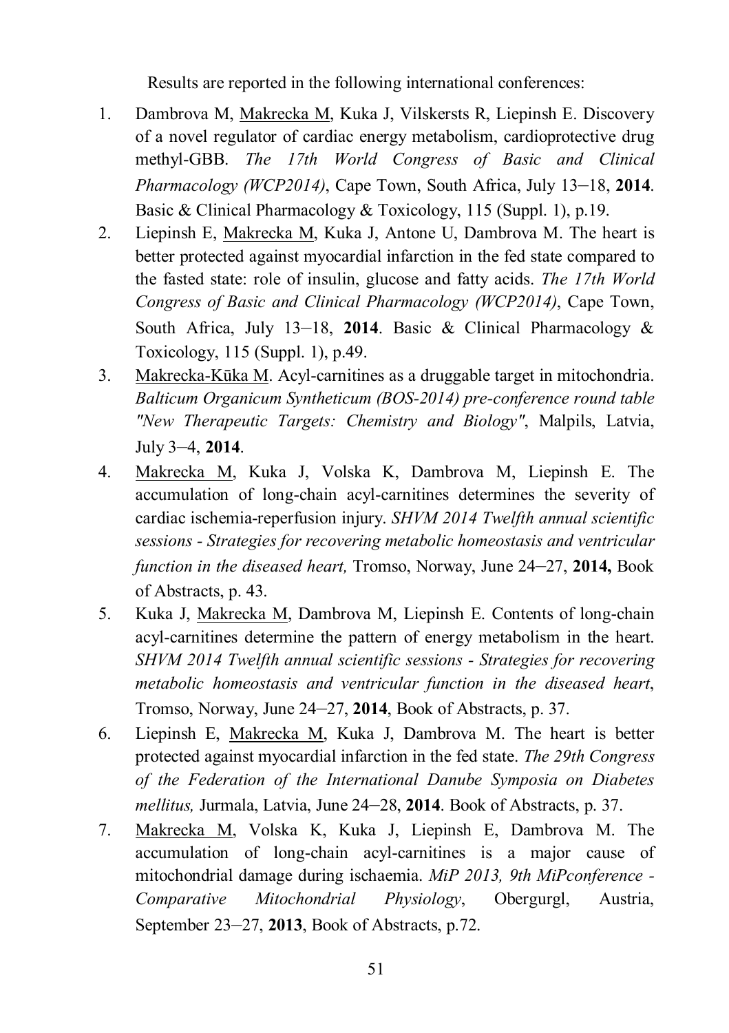Results are reported in the following international conferences:

1. Dambrova M, <u>Makrecka M</u>, Kuka J, Vilskersts R, Liepinsh E. Discovery of a novel regulator of cardiac energy metabolism, cardioprotective drug methyl-GBB. *The 17th World Congress of Basic and Clinical Pharmacology (WCP2014)*, Cape Town, South Africa, July 13–18, **2014**. Basic & Clinical Pharmacology & Toxicology, 115 (Suppl. 1), p.19.
2. Liepinsh E, <u>Makrecka M</u>, Kuka J, Antone U, Dambrova M. The heart is better protected against myocardial infarction in the fed state compared to the fasted state: role of insulin, glucose and fatty acids. *The 17th World Congress of Basic and Clinical Pharmacology (WCP2014)*, Cape Town, South Africa, July 13–18, **2014**. Basic & Clinical Pharmacology & Toxicology, 115 (Suppl. 1), p.49.
3. <u>Makrecka-Kūka M</u>. Acyl-carnitines as a druggable target in mitochondria. *Balticum Organicum Syntheticum (BOS-2014) pre-conference round table "New Therapeutic Targets: Chemistry and Biology"*, Malpils, Latvia, July 3–4, **2014**.
4. <u>Makrecka M</u>, Kuka J, Volska K, Dambrova M, Liepinsh E. The accumulation of long-chain acyl-carnitines determines the severity of cardiac ischemia-reperfusion injury. *SHVM 2014 Twelfth annual scientific sessions - Strategies for recovering metabolic homeostasis and ventricular function in the diseased heart,* Tromso, Norway, June 24–27, **2014,** Book of Abstracts, p. 43.
5. Kuka J, <u>Makrecka M</u>, Dambrova M, Liepinsh E. Contents of long-chain acyl-carnitines determine the pattern of energy metabolism in the heart. *SHVM 2014 Twelfth annual scientific sessions - Strategies for recovering metabolic homeostasis and ventricular function in the diseased heart*, Tromso, Norway, June 24–27, **2014**, Book of Abstracts, p. 37.
6. Liepinsh E, <u>Makrecka M</u>, Kuka J, Dambrova M. The heart is better protected against myocardial infarction in the fed state. *The 29th Congress of the Federation of the International Danube Symposia on Diabetes mellitus,* Jurmala, Latvia, June 24–28, **2014**. Book of Abstracts, p. 37.
7. <u>Makrecka M</u>, Volska K, Kuka J, Liepinsh E, Dambrova M. The accumulation of long-chain acyl-carnitines is a major cause of mitochondrial damage during ischaemia. *MiP 2013, 9th MiPconference - Comparative Mitochondrial Physiology*, Obergurgl, Austria, September 23–27, **2013**, Book of Abstracts, p.72.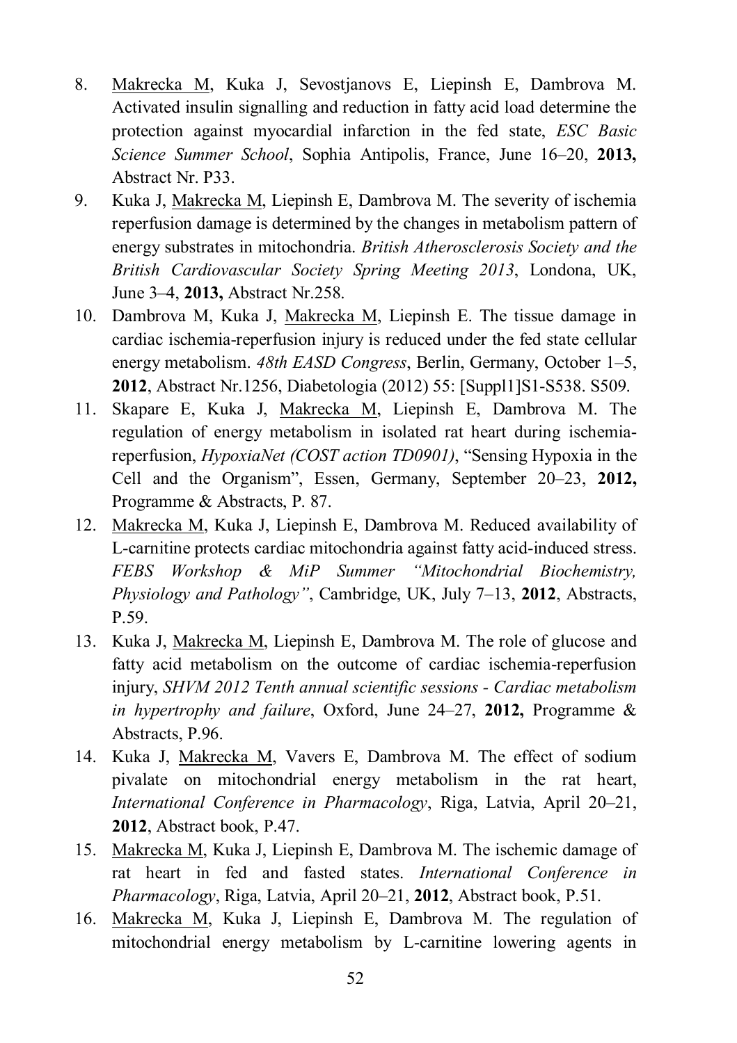8. <u>Makrecka M</u>, Kuka J, Sevostjanovs E, Liepinsh E, Dambrova M. Activated insulin signalling and reduction in fatty acid load determine the protection against myocardial infarction in the fed state, *ESC Basic Science Summer School*, Sophia Antipolis, France, June 16–20, **2013,** Abstract Nr. P33.
9. Kuka J, <u>Makrecka M</u>, Liepinsh E, Dambrova M. The severity of ischemia reperfusion damage is determined by the changes in metabolism pattern of energy substrates in mitochondria. *British Atherosclerosis Society and the British Cardiovascular Society Spring Meeting 2013*, Londona, UK, June 3–4, **2013,** Abstract Nr.258.
10. Dambrova M, Kuka J, <u>Makrecka M</u>, Liepinsh E. The tissue damage in cardiac ischemia-reperfusion injury is reduced under the fed state cellular energy metabolism. *48th EASD Congress*, Berlin, Germany, October 1–5, **2012**, Abstract Nr.1256, Diabetologia (2012) 55: [Suppl1]S1-S538. S509.
11. Skapare E, Kuka J, <u>Makrecka M</u>, Liepinsh E, Dambrova M. The regulation of energy metabolism in isolated rat heart during ischemia-reperfusion, *HypoxiaNet (COST action TD0901)*, "Sensing Hypoxia in the Cell and the Organism", Essen, Germany, September 20–23, **2012,** Programme & Abstracts, P. 87.
12. <u>Makrecka M</u>, Kuka J, Liepinsh E, Dambrova M. Reduced availability of L-carnitine protects cardiac mitochondria against fatty acid-induced stress. *FEBS Workshop & MiP Summer "Mitochondrial Biochemistry, Physiology and Pathology"*, Cambridge, UK, July 7–13, **2012**, Abstracts, P.59.
13. Kuka J, <u>Makrecka M</u>, Liepinsh E, Dambrova M. The role of glucose and fatty acid metabolism on the outcome of cardiac ischemia-reperfusion injury, *SHVM 2012 Tenth annual scientific sessions - Cardiac metabolism in hypertrophy and failure*, Oxford, June 24–27, **2012,** Programme & Abstracts, P.96.
14. Kuka J, <u>Makrecka M</u>, Vavers E, Dambrova M. The effect of sodium pivalate on mitochondrial energy metabolism in the rat heart, *International Conference in Pharmacology*, Riga, Latvia, April 20–21, **2012**, Abstract book, P.47.
15. <u>Makrecka M</u>, Kuka J, Liepinsh E, Dambrova M. The ischemic damage of rat heart in fed and fasted states. *International Conference in Pharmacology*, Riga, Latvia, April 20–21, **2012**, Abstract book, P.51.
16. <u>Makrecka M</u>, Kuka J, Liepinsh E, Dambrova M. The regulation of mitochondrial energy metabolism by L-carnitine lowering agents in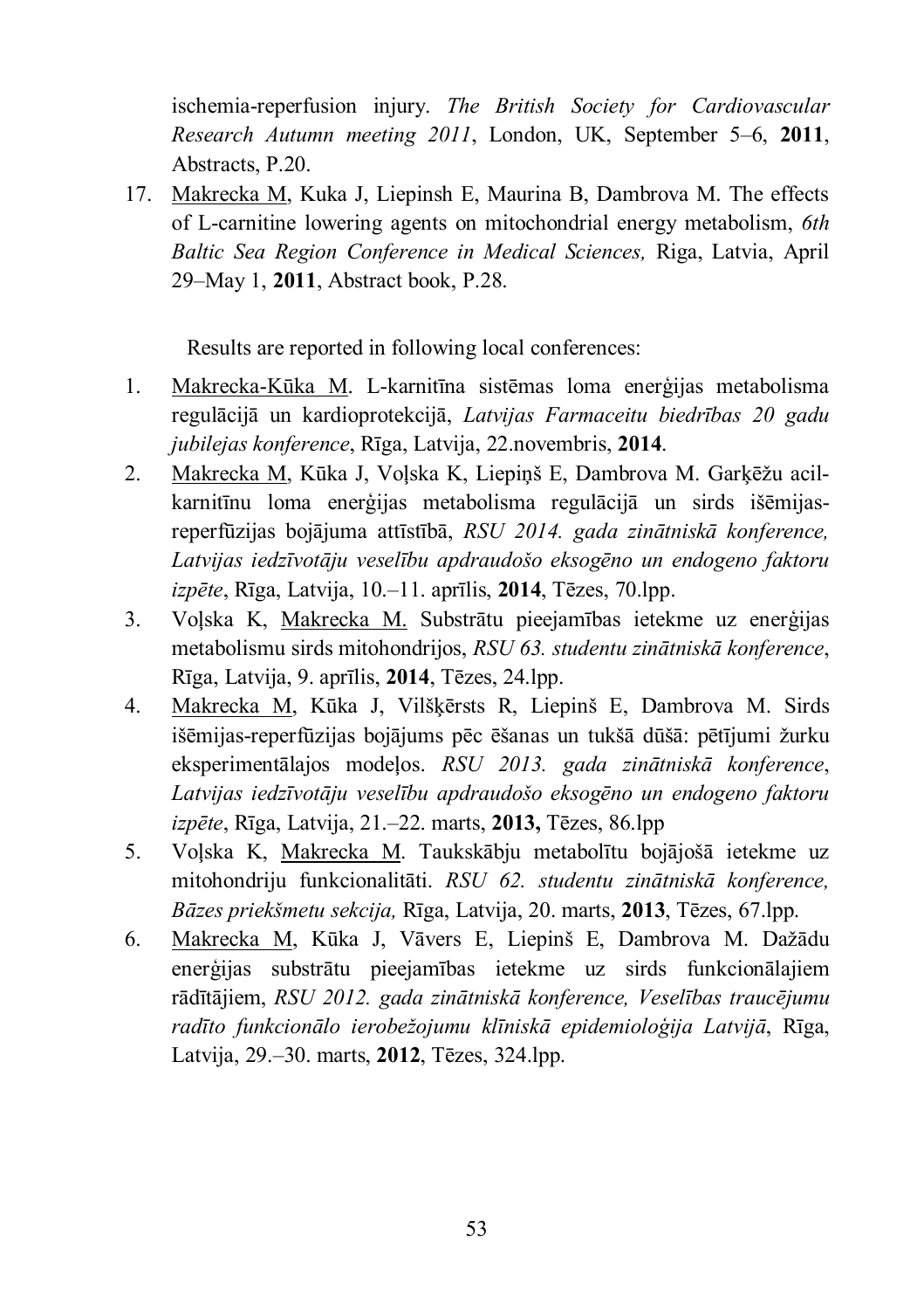ischemia-reperfusion injury. *The British Society for Cardiovascular Research Autumn meeting 2011*, London, UK, September 5–6, **2011**, Abstracts, P.20.

17. Makrecka M, Kuka J, Liepinsh E, Maurina B, Dambrova M. The effects of L-carnitine lowering agents on mitochondrial energy metabolism, *6th Baltic Sea Region Conference in Medical Sciences,* Riga, Latvia, April 29–May 1, **2011**, Abstract book, P.28.

Results are reported in following local conferences:

1. Makrecka-Kūka M. L-karnitīna sistēmas loma enerģijas metabolisma regulācijā un kardioprotekcijā, *Latvijas Farmaceitu biedrības 20 gadu jubilejas konference*, Rīga, Latvija, 22.novembris, **2014**.
2. Makrecka M, Kūka J, Voļska K, Liepiņš E, Dambrova M. Garķēžu acil-karnitīnu loma enerģijas metabolisma regulācijā un sirds išēmijas-reperfūzijas bojājuma attīstībā, *RSU 2014. gada zinātniskā konference, Latvijas iedzīvotāju veselību apdraudošo eksogēno un endogeno faktoru izpēte*, Rīga, Latvija, 10.–11. aprīlis, **2014**, Tēzes, 70.lpp.
3. Voļska K, Makrecka M. Substrātu pieejamības ietekme uz enerģijas metabolismu sirds mitohondrijos, *RSU 63. studentu zinātniskā konference*, Rīga, Latvija, 9. aprīlis, **2014**, Tēzes, 24.lpp.
4. Makrecka M, Kūka J, Vilšķērsts R, Liepinš E, Dambrova M. Sirds išēmijas-reperfūzijas bojājums pēc ēšanas un tukšā dūšā: pētījumi žurku eksperimentālajos modeļos. *RSU 2013. gada zinātniskā konference*, *Latvijas iedzīvotāju veselību apdraudošo eksogēno un endogeno faktoru izpēte*, Rīga, Latvija, 21.–22. marts, **2013,** Tēzes, 86.lpp
5. Voļska K, Makrecka M. Taukskābju metabolītu bojājošā ietekme uz mitohondriju funkcionalitāti. *RSU 62. studentu zinātniskā konference, Bāzes priekšmetu sekcija,* Rīga, Latvija, 20. marts, **2013**, Tēzes, 67.lpp.
6. Makrecka M, Kūka J, Vāvers E, Liepinš E, Dambrova M. Dažādu enerģijas substrātu pieejamības ietekme uz sirds funkcionālajiem rādītājiem, *RSU 2012. gada zinātniskā konference, Veselības traucējumu radīto funkcionālo ierobežojumu klīniskā epidemioloģija Latvijā*, Rīga, Latvija, 29.–30. marts, **2012**, Tēzes, 324.lpp.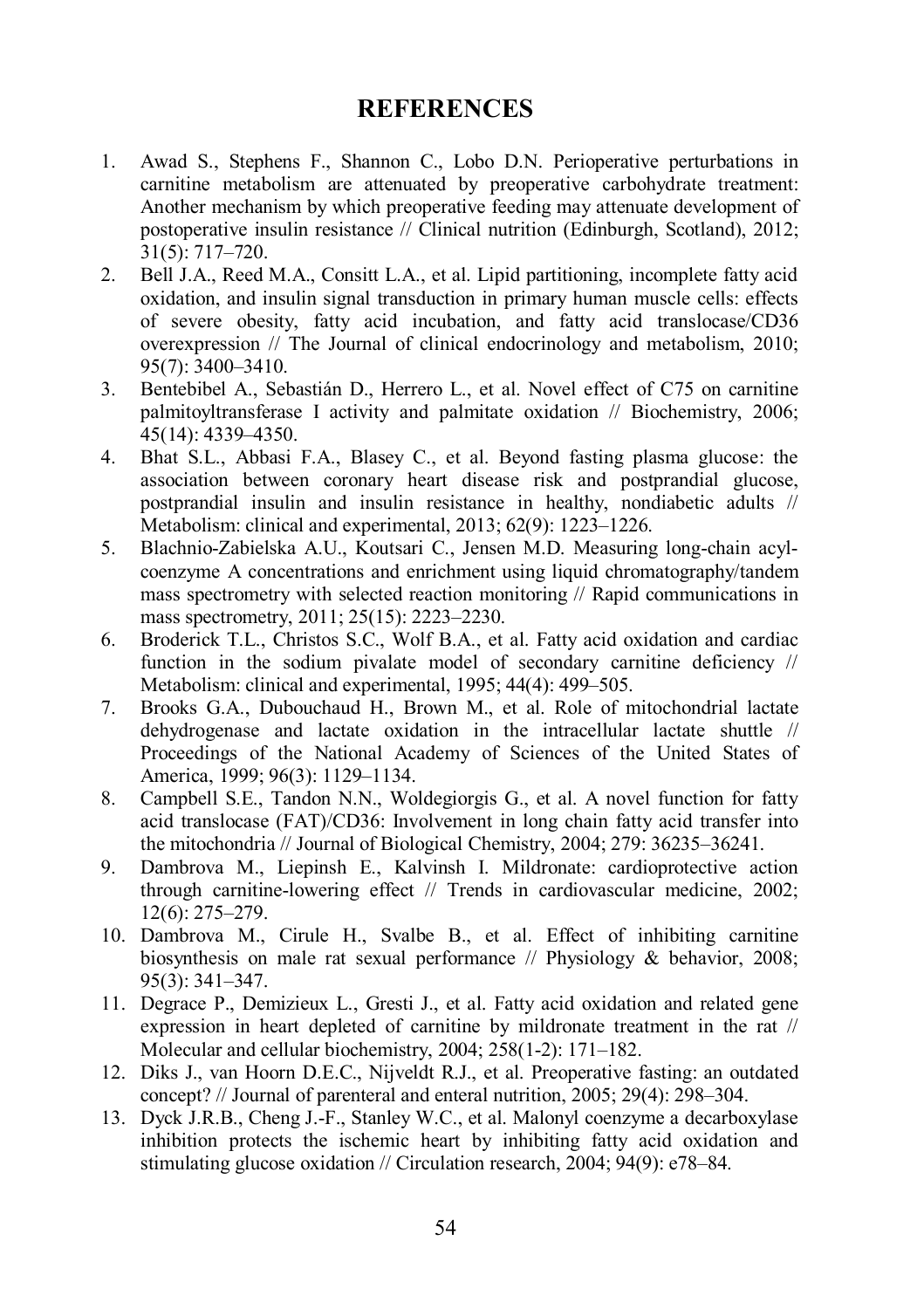# REFERENCES

1. Awad S., Stephens F., Shannon C., Lobo D.N. Perioperative perturbations in carnitine metabolism are attenuated by preoperative carbohydrate treatment: Another mechanism by which preoperative feeding may attenuate development of postoperative insulin resistance // Clinical nutrition (Edinburgh, Scotland), 2012; 31(5): 717–720.
2. Bell J.A., Reed M.A., Consitt L.A., et al. Lipid partitioning, incomplete fatty acid oxidation, and insulin signal transduction in primary human muscle cells: effects of severe obesity, fatty acid incubation, and fatty acid translocase/CD36 overexpression // The Journal of clinical endocrinology and metabolism, 2010; 95(7): 3400–3410.
3. Bentebibel A., Sebastián D., Herrero L., et al. Novel effect of C75 on carnitine palmitoyltransferase I activity and palmitate oxidation // Biochemistry, 2006; 45(14): 4339–4350.
4. Bhat S.L., Abbasi F.A., Blasey C., et al. Beyond fasting plasma glucose: the association between coronary heart disease risk and postprandial glucose, postprandial insulin and insulin resistance in healthy, nondiabetic adults // Metabolism: clinical and experimental, 2013; 62(9): 1223–1226.
5. Blachnio-Zabielska A.U., Koutsari C., Jensen M.D. Measuring long-chain acyl-coenzyme A concentrations and enrichment using liquid chromatography/tandem mass spectrometry with selected reaction monitoring // Rapid communications in mass spectrometry, 2011; 25(15): 2223–2230.
6. Broderick T.L., Christos S.C., Wolf B.A., et al. Fatty acid oxidation and cardiac function in the sodium pivalate model of secondary carnitine deficiency // Metabolism: clinical and experimental, 1995; 44(4): 499–505.
7. Brooks G.A., Dubouchaud H., Brown M., et al. Role of mitochondrial lactate dehydrogenase and lactate oxidation in the intracellular lactate shuttle // Proceedings of the National Academy of Sciences of the United States of America, 1999; 96(3): 1129–1134.
8. Campbell S.E., Tandon N.N., Woldegiorgis G., et al. A novel function for fatty acid translocase (FAT)/CD36: Involvement in long chain fatty acid transfer into the mitochondria // Journal of Biological Chemistry, 2004; 279: 36235–36241.
9. Dambrova M., Liepinsh E., Kalvinsh I. Mildronate: cardioprotective action through carnitine-lowering effect // Trends in cardiovascular medicine, 2002; 12(6): 275–279.
10. Dambrova M., Cirule H., Svalbe B., et al. Effect of inhibiting carnitine biosynthesis on male rat sexual performance // Physiology & behavior, 2008; 95(3): 341–347.
11. Degrace P., Demizieux L., Gresti J., et al. Fatty acid oxidation and related gene expression in heart depleted of carnitine by mildronate treatment in the rat // Molecular and cellular biochemistry, 2004; 258(1-2): 171–182.
12. Diks J., van Hoorn D.E.C., Nijveldt R.J., et al. Preoperative fasting: an outdated concept? // Journal of parenteral and enteral nutrition, 2005; 29(4): 298–304.
13. Dyck J.R.B., Cheng J.-F., Stanley W.C., et al. Malonyl coenzyme a decarboxylase inhibition protects the ischemic heart by inhibiting fatty acid oxidation and stimulating glucose oxidation // Circulation research, 2004; 94(9): e78–84.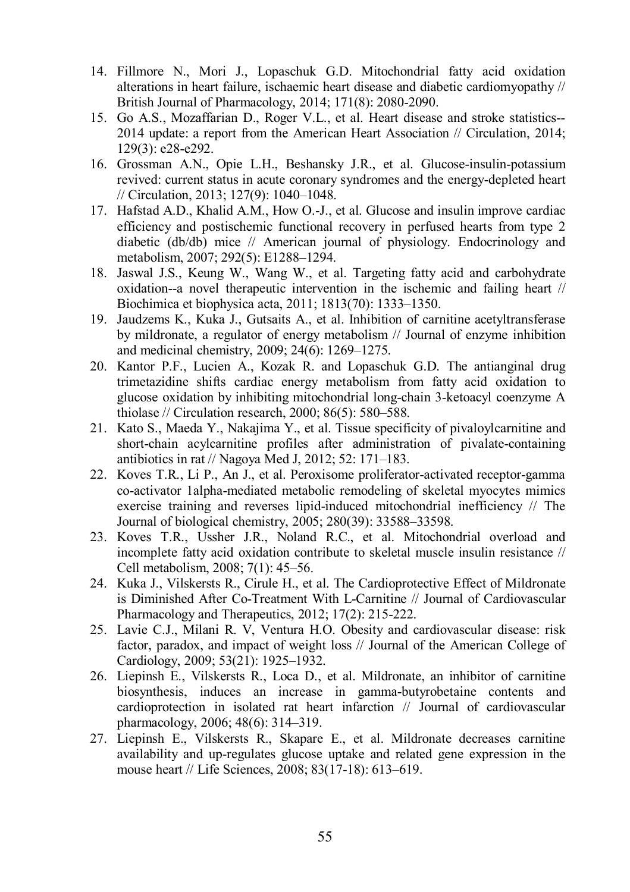14. Fillmore N., Mori J., Lopaschuk G.D. Mitochondrial fatty acid oxidation alterations in heart failure, ischaemic heart disease and diabetic cardiomyopathy // British Journal of Pharmacology, 2014; 171(8): 2080-2090.
15. Go A.S., Mozaffarian D., Roger V.L., et al. Heart disease and stroke statistics--2014 update: a report from the American Heart Association // Circulation, 2014; 129(3): e28-e292.
16. Grossman A.N., Opie L.H., Beshansky J.R., et al. Glucose-insulin-potassium revived: current status in acute coronary syndromes and the energy-depleted heart // Circulation, 2013; 127(9): 1040–1048.
17. Hafstad A.D., Khalid A.M., How O.-J., et al. Glucose and insulin improve cardiac efficiency and postischemic functional recovery in perfused hearts from type 2 diabetic (db/db) mice // American journal of physiology. Endocrinology and metabolism, 2007; 292(5): E1288–1294.
18. Jaswal J.S., Keung W., Wang W., et al. Targeting fatty acid and carbohydrate oxidation--a novel therapeutic intervention in the ischemic and failing heart // Biochimica et biophysica acta, 2011; 1813(70): 1333–1350.
19. Jaudzems K., Kuka J., Gutsaits A., et al. Inhibition of carnitine acetyltransferase by mildronate, a regulator of energy metabolism // Journal of enzyme inhibition and medicinal chemistry, 2009; 24(6): 1269–1275.
20. Kantor P.F., Lucien A., Kozak R. and Lopaschuk G.D. The antianginal drug trimetazidine shifts cardiac energy metabolism from fatty acid oxidation to glucose oxidation by inhibiting mitochondrial long-chain 3-ketoacyl coenzyme A thiolase // Circulation research, 2000; 86(5): 580–588.
21. Kato S., Maeda Y., Nakajima Y., et al. Tissue specificity of pivaloylcarnitine and short-chain acylcarnitine profiles after administration of pivalate-containing antibiotics in rat // Nagoya Med J, 2012; 52: 171–183.
22. Koves T.R., Li P., An J., et al. Peroxisome proliferator-activated receptor-gamma co-activator 1alpha-mediated metabolic remodeling of skeletal myocytes mimics exercise training and reverses lipid-induced mitochondrial inefficiency // The Journal of biological chemistry, 2005; 280(39): 33588–33598.
23. Koves T.R., Ussher J.R., Noland R.C., et al. Mitochondrial overload and incomplete fatty acid oxidation contribute to skeletal muscle insulin resistance // Cell metabolism, 2008; 7(1): 45–56.
24. Kuka J., Vilskersts R., Cirule H., et al. The Cardioprotective Effect of Mildronate is Diminished After Co-Treatment With L-Carnitine // Journal of Cardiovascular Pharmacology and Therapeutics, 2012; 17(2): 215-222.
25. Lavie C.J., Milani R. V, Ventura H.O. Obesity and cardiovascular disease: risk factor, paradox, and impact of weight loss // Journal of the American College of Cardiology, 2009; 53(21): 1925–1932.
26. Liepinsh E., Vilskersts R., Loca D., et al. Mildronate, an inhibitor of carnitine biosynthesis, induces an increase in gamma-butyrobetaine contents and cardioprotection in isolated rat heart infarction // Journal of cardiovascular pharmacology, 2006; 48(6): 314–319.
27. Liepinsh E., Vilskersts R., Skapare E., et al. Mildronate decreases carnitine availability and up-regulates glucose uptake and related gene expression in the mouse heart // Life Sciences, 2008; 83(17-18): 613–619.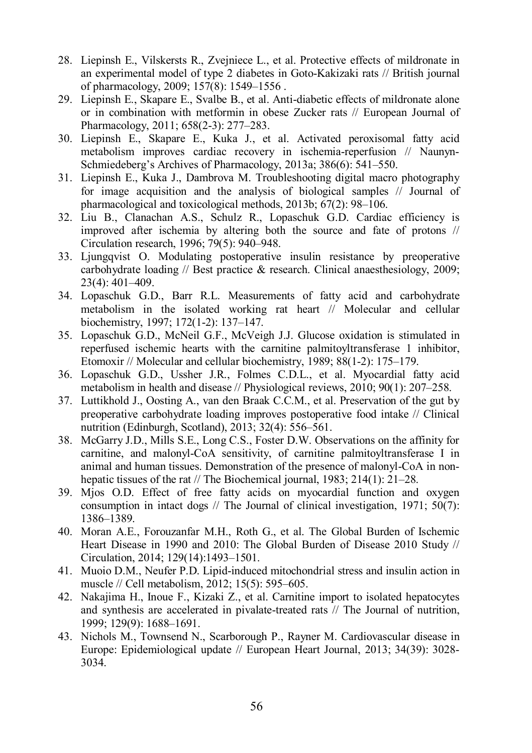28. Liepinsh E., Vilskersts R., Zvejniece L., et al. Protective effects of mildronate in an experimental model of type 2 diabetes in Goto-Kakizaki rats // British journal of pharmacology, 2009; 157(8): 1549–1556 .
29. Liepinsh E., Skapare E., Svalbe B., et al. Anti-diabetic effects of mildronate alone or in combination with metformin in obese Zucker rats // European Journal of Pharmacology, 2011; 658(2-3): 277–283.
30. Liepinsh E., Skapare E., Kuka J., et al. Activated peroxisomal fatty acid metabolism improves cardiac recovery in ischemia-reperfusion // Naunyn-Schmiedeberg's Archives of Pharmacology, 2013a; 386(6): 541–550.
31. Liepinsh E., Kuka J., Dambrova M. Troubleshooting digital macro photography for image acquisition and the analysis of biological samples // Journal of pharmacological and toxicological methods, 2013b; 67(2): 98–106.
32. Liu B., Clanachan A.S., Schulz R., Lopaschuk G.D. Cardiac efficiency is improved after ischemia by altering both the source and fate of protons // Circulation research, 1996; 79(5): 940–948.
33. Ljungqvist O. Modulating postoperative insulin resistance by preoperative carbohydrate loading // Best practice & research. Clinical anaesthesiology, 2009; 23(4): 401–409.
34. Lopaschuk G.D., Barr R.L. Measurements of fatty acid and carbohydrate metabolism in the isolated working rat heart // Molecular and cellular biochemistry, 1997; 172(1-2): 137–147.
35. Lopaschuk G.D., McNeil G.F., McVeigh J.J. Glucose oxidation is stimulated in reperfused ischemic hearts with the carnitine palmitoyltransferase 1 inhibitor, Etomoxir // Molecular and cellular biochemistry, 1989; 88(1-2): 175–179.
36. Lopaschuk G.D., Ussher J.R., Folmes C.D.L., et al. Myocardial fatty acid metabolism in health and disease // Physiological reviews, 2010; 90(1): 207–258.
37. Luttikhold J., Oosting A., van den Braak C.C.M., et al. Preservation of the gut by preoperative carbohydrate loading improves postoperative food intake // Clinical nutrition (Edinburgh, Scotland), 2013; 32(4): 556–561.
38. McGarry J.D., Mills S.E., Long C.S., Foster D.W. Observations on the affinity for carnitine, and malonyl-CoA sensitivity, of carnitine palmitoyltransferase I in animal and human tissues. Demonstration of the presence of malonyl-CoA in non-hepatic tissues of the rat // The Biochemical journal, 1983; 214(1): 21–28.
39. Mjos O.D. Effect of free fatty acids on myocardial function and oxygen consumption in intact dogs // The Journal of clinical investigation, 1971; 50(7): 1386–1389.
40. Moran A.E., Forouzanfar M.H., Roth G., et al. The Global Burden of Ischemic Heart Disease in 1990 and 2010: The Global Burden of Disease 2010 Study // Circulation, 2014; 129(14):1493–1501.
41. Muoio D.M., Neufer P.D. Lipid-induced mitochondrial stress and insulin action in muscle // Cell metabolism, 2012; 15(5): 595–605.
42. Nakajima H., Inoue F., Kizaki Z., et al. Carnitine import to isolated hepatocytes and synthesis are accelerated in pivalate-treated rats // The Journal of nutrition, 1999; 129(9): 1688–1691.
43. Nichols M., Townsend N., Scarborough P., Rayner M. Cardiovascular disease in Europe: Epidemiological update // European Heart Journal, 2013; 34(39): 3028-3034.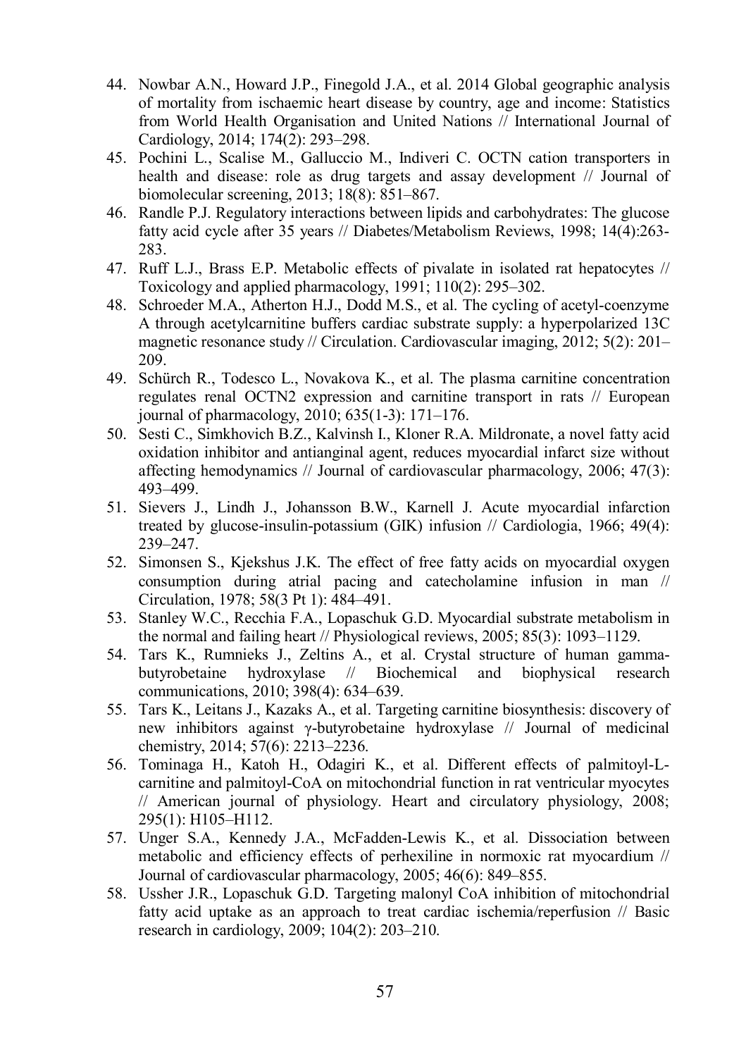44. Nowbar A.N., Howard J.P., Finegold J.A., et al. 2014 Global geographic analysis of mortality from ischaemic heart disease by country, age and income: Statistics from World Health Organisation and United Nations // International Journal of Cardiology, 2014; 174(2): 293–298.
45. Pochini L., Scalise M., Galluccio M., Indiveri C. OCTN cation transporters in health and disease: role as drug targets and assay development // Journal of biomolecular screening, 2013; 18(8): 851–867.
46. Randle P.J. Regulatory interactions between lipids and carbohydrates: The glucose fatty acid cycle after 35 years // Diabetes/Metabolism Reviews, 1998; 14(4):263-283.
47. Ruff L.J., Brass E.P. Metabolic effects of pivalate in isolated rat hepatocytes // Toxicology and applied pharmacology, 1991; 110(2): 295–302.
48. Schroeder M.A., Atherton H.J., Dodd M.S., et al. The cycling of acetyl-coenzyme A through acetylcarnitine buffers cardiac substrate supply: a hyperpolarized 13C magnetic resonance study // Circulation. Cardiovascular imaging, 2012; 5(2): 201–209.
49. Schürch R., Todesco L., Novakova K., et al. The plasma carnitine concentration regulates renal OCTN2 expression and carnitine transport in rats // European journal of pharmacology, 2010; 635(1-3): 171–176.
50. Sesti C., Simkhovich B.Z., Kalvinsh I., Kloner R.A. Mildronate, a novel fatty acid oxidation inhibitor and antianginal agent, reduces myocardial infarct size without affecting hemodynamics // Journal of cardiovascular pharmacology, 2006; 47(3): 493–499.
51. Sievers J., Lindh J., Johansson B.W., Karnell J. Acute myocardial infarction treated by glucose-insulin-potassium (GIK) infusion // Cardiologia, 1966; 49(4): 239–247.
52. Simonsen S., Kjekshus J.K. The effect of free fatty acids on myocardial oxygen consumption during atrial pacing and catecholamine infusion in man // Circulation, 1978; 58(3 Pt 1): 484–491.
53. Stanley W.C., Recchia F.A., Lopaschuk G.D. Myocardial substrate metabolism in the normal and failing heart // Physiological reviews, 2005; 85(3): 1093–1129.
54. Tars K., Rumnieks J., Zeltins A., et al. Crystal structure of human gamma-butyrobetaine hydroxylase // Biochemical and biophysical research communications, 2010; 398(4): 634–639.
55. Tars K., Leitans J., Kazaks A., et al. Targeting carnitine biosynthesis: discovery of new inhibitors against γ-butyrobetaine hydroxylase // Journal of medicinal chemistry, 2014; 57(6): 2213–2236.
56. Tominaga H., Katoh H., Odagiri K., et al. Different effects of palmitoyl-L-carnitine and palmitoyl-CoA on mitochondrial function in rat ventricular myocytes // American journal of physiology. Heart and circulatory physiology, 2008; 295(1): H105–H112.
57. Unger S.A., Kennedy J.A., McFadden-Lewis K., et al. Dissociation between metabolic and efficiency effects of perhexiline in normoxic rat myocardium // Journal of cardiovascular pharmacology, 2005; 46(6): 849–855.
58. Ussher J.R., Lopaschuk G.D. Targeting malonyl CoA inhibition of mitochondrial fatty acid uptake as an approach to treat cardiac ischemia/reperfusion // Basic research in cardiology, 2009; 104(2): 203–210.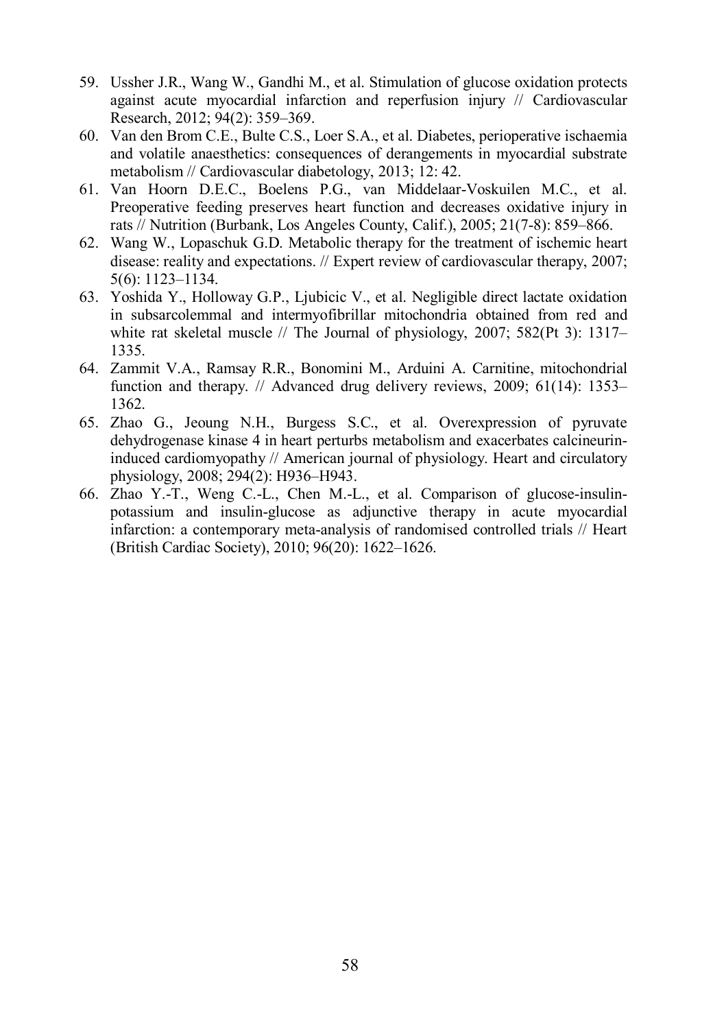59. Ussher J.R., Wang W., Gandhi M., et al. Stimulation of glucose oxidation protects against acute myocardial infarction and reperfusion injury // Cardiovascular Research, 2012; 94(2): 359–369.
60. Van den Brom C.E., Bulte C.S., Loer S.A., et al. Diabetes, perioperative ischaemia and volatile anaesthetics: consequences of derangements in myocardial substrate metabolism // Cardiovascular diabetology, 2013; 12: 42.
61. Van Hoorn D.E.C., Boelens P.G., van Middelaar-Voskuilen M.C., et al. Preoperative feeding preserves heart function and decreases oxidative injury in rats // Nutrition (Burbank, Los Angeles County, Calif.), 2005; 21(7-8): 859–866.
62. Wang W., Lopaschuk G.D. Metabolic therapy for the treatment of ischemic heart disease: reality and expectations. // Expert review of cardiovascular therapy, 2007; 5(6): 1123–1134.
63. Yoshida Y., Holloway G.P., Ljubicic V., et al. Negligible direct lactate oxidation in subsarcolemmal and intermyofibrillar mitochondria obtained from red and white rat skeletal muscle // The Journal of physiology, 2007; 582(Pt 3): 1317–1335.
64. Zammit V.A., Ramsay R.R., Bonomini M., Arduini A. Carnitine, mitochondrial function and therapy. // Advanced drug delivery reviews, 2009; 61(14): 1353–1362.
65. Zhao G., Jeoung N.H., Burgess S.C., et al. Overexpression of pyruvate dehydrogenase kinase 4 in heart perturbs metabolism and exacerbates calcineurin-induced cardiomyopathy // American journal of physiology. Heart and circulatory physiology, 2008; 294(2): H936–H943.
66. Zhao Y.-T., Weng C.-L., Chen M.-L., et al. Comparison of glucose-insulin-potassium and insulin-glucose as adjunctive therapy in acute myocardial infarction: a contemporary meta-analysis of randomised controlled trials // Heart (British Cardiac Society), 2010; 96(20): 1622–1626.